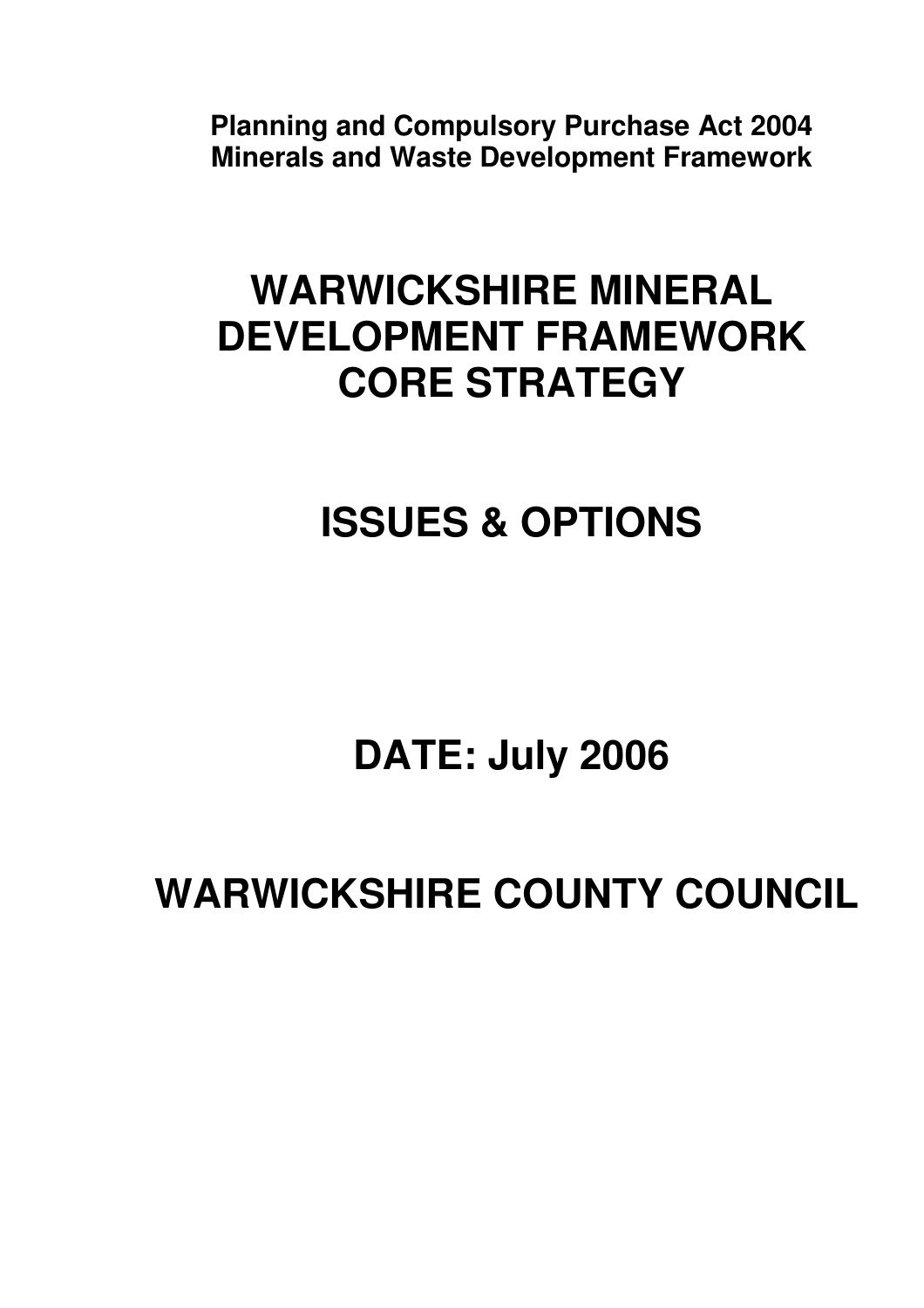**Planning and Compulsory Purchase Act 2004**
**Minerals and Waste Development Framework**

# WARWICKSHIRE MINERAL DEVELOPMENT FRAMEWORK CORE STRATEGY

# ISSUES & OPTIONS

## DATE: July 2006

## WARWICKSHIRE COUNTY COUNCIL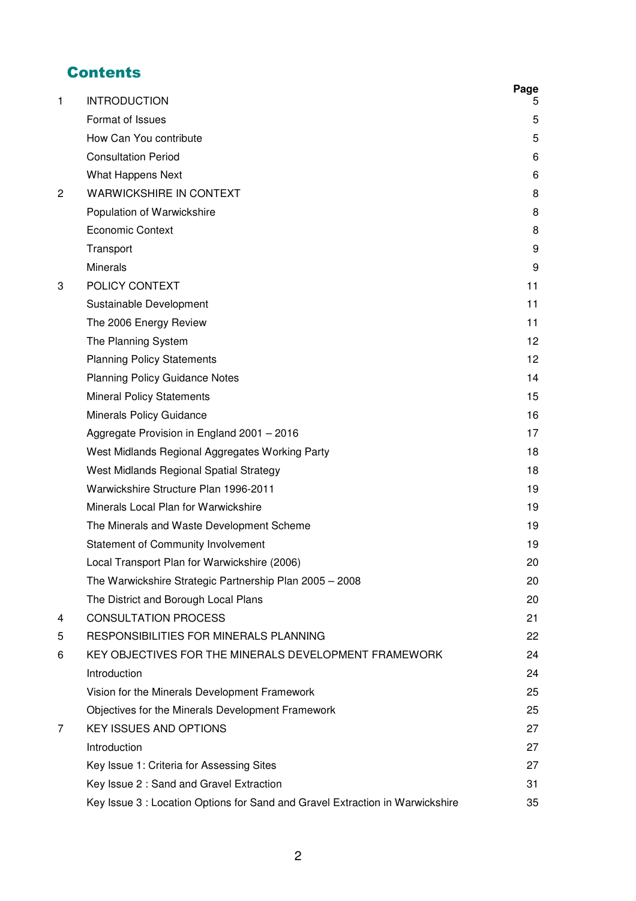## Contents

| | | Page |
|---|---|---|
| 1 | INTRODUCTION | 5 |
| | Format of Issues | 5 |
| | How Can You contribute | 5 |
| | Consultation Period | 6 |
| | What Happens Next | 6 |
| 2 | WARWICKSHIRE IN CONTEXT | 8 |
| | Population of Warwickshire | 8 |
| | Economic Context | 8 |
| | Transport | 9 |
| | Minerals | 9 |
| 3 | POLICY CONTEXT | 11 |
| | Sustainable Development | 11 |
| | The 2006 Energy Review | 11 |
| | The Planning System | 12 |
| | Planning Policy Statements | 12 |
| | Planning Policy Guidance Notes | 14 |
| | Mineral Policy Statements | 15 |
| | Minerals Policy Guidance | 16 |
| | Aggregate Provision in England 2001 – 2016 | 17 |
| | West Midlands Regional Aggregates Working Party | 18 |
| | West Midlands Regional Spatial Strategy | 18 |
| | Warwickshire Structure Plan 1996-2011 | 19 |
| | Minerals Local Plan for Warwickshire | 19 |
| | The Minerals and Waste Development Scheme | 19 |
| | Statement of Community Involvement | 19 |
| | Local Transport Plan for Warwickshire (2006) | 20 |
| | The Warwickshire Strategic Partnership Plan 2005 – 2008 | 20 |
| | The District and Borough Local Plans | 20 |
| 4 | CONSULTATION PROCESS | 21 |
| 5 | RESPONSIBILITIES FOR MINERALS PLANNING | 22 |
| 6 | KEY OBJECTIVES FOR THE MINERALS DEVELOPMENT FRAMEWORK | 24 |
| | Introduction | 24 |
| | Vision for the Minerals Development Framework | 25 |
| | Objectives for the Minerals Development Framework | 25 |
| 7 | KEY ISSUES AND OPTIONS | 27 |
| | Introduction | 27 |
| | Key Issue 1: Criteria for Assessing Sites | 27 |
| | Key Issue 2 : Sand and Gravel Extraction | 31 |
| | Key Issue 3 : Location Options for Sand and Gravel Extraction in Warwickshire | 35 |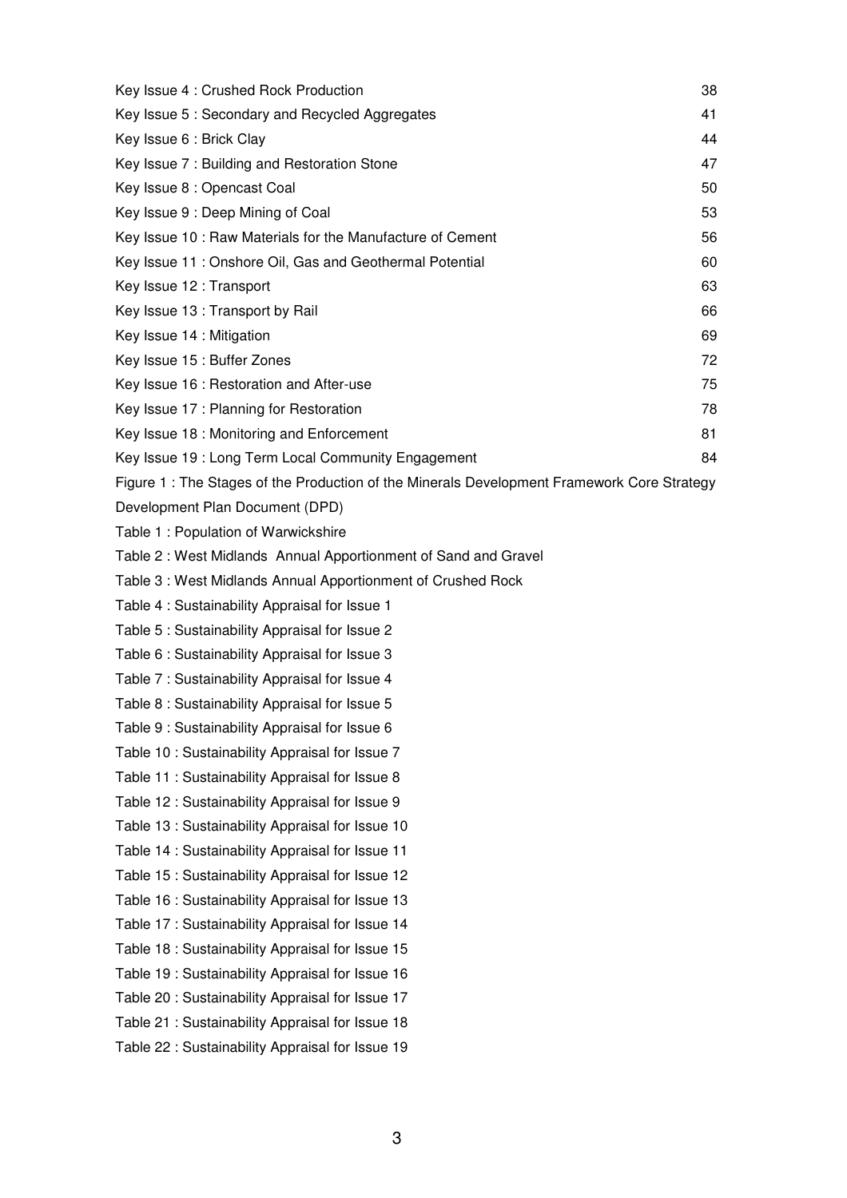| | |
|---|---|
| Key Issue 4 : Crushed Rock Production | 38 |
| Key Issue 5 : Secondary and Recycled Aggregates | 41 |
| Key Issue 6 : Brick Clay | 44 |
| Key Issue 7 : Building and Restoration Stone | 47 |
| Key Issue 8 : Opencast Coal | 50 |
| Key Issue 9 : Deep Mining of Coal | 53 |
| Key Issue 10 : Raw Materials for the Manufacture of Cement | 56 |
| Key Issue 11 : Onshore Oil, Gas and Geothermal Potential | 60 |
| Key Issue 12 : Transport | 63 |
| Key Issue 13 : Transport by Rail | 66 |
| Key Issue 14 : Mitigation | 69 |
| Key Issue 15 : Buffer Zones | 72 |
| Key Issue 16 : Restoration and After-use | 75 |
| Key Issue 17 : Planning for Restoration | 78 |
| Key Issue 18 : Monitoring and Enforcement | 81 |
| Key Issue 19 : Long Term Local Community Engagement | 84 |

Figure 1 : The Stages of the Production of the Minerals Development Framework Core Strategy Development Plan Document (DPD)

Table 1 : Population of Warwickshire

Table 2 : West Midlands Annual Apportionment of Sand and Gravel

Table 3 : West Midlands Annual Apportionment of Crushed Rock

Table 4 : Sustainability Appraisal for Issue 1

Table 5 : Sustainability Appraisal for Issue 2

Table 6 : Sustainability Appraisal for Issue 3

Table 7 : Sustainability Appraisal for Issue 4

Table 8 : Sustainability Appraisal for Issue 5

Table 9 : Sustainability Appraisal for Issue 6

Table 10 : Sustainability Appraisal for Issue 7

Table 11 : Sustainability Appraisal for Issue 8

Table 12 : Sustainability Appraisal for Issue 9

Table 13 : Sustainability Appraisal for Issue 10

Table 14 : Sustainability Appraisal for Issue 11

Table 15 : Sustainability Appraisal for Issue 12

Table 16 : Sustainability Appraisal for Issue 13

Table 17 : Sustainability Appraisal for Issue 14

Table 18 : Sustainability Appraisal for Issue 15

Table 19 : Sustainability Appraisal for Issue 16

Table 20 : Sustainability Appraisal for Issue 17

Table 21 : Sustainability Appraisal for Issue 18

Table 22 : Sustainability Appraisal for Issue 19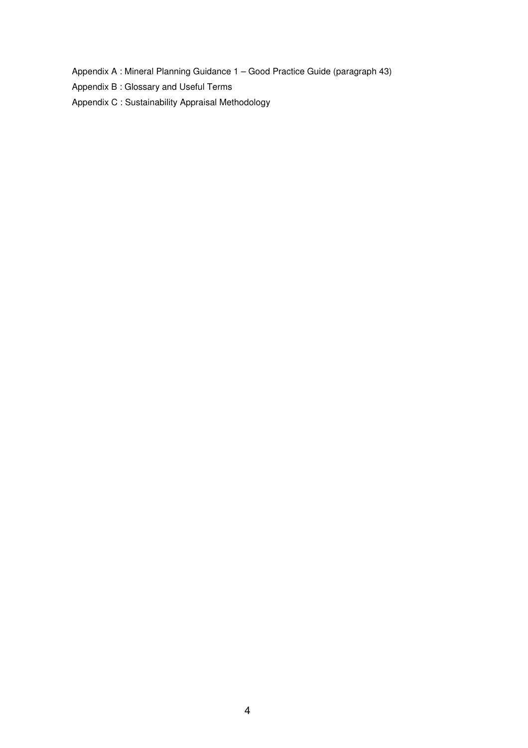Appendix A : Mineral Planning Guidance 1 – Good Practice Guide (paragraph 43)

Appendix B : Glossary and Useful Terms

Appendix C : Sustainability Appraisal Methodology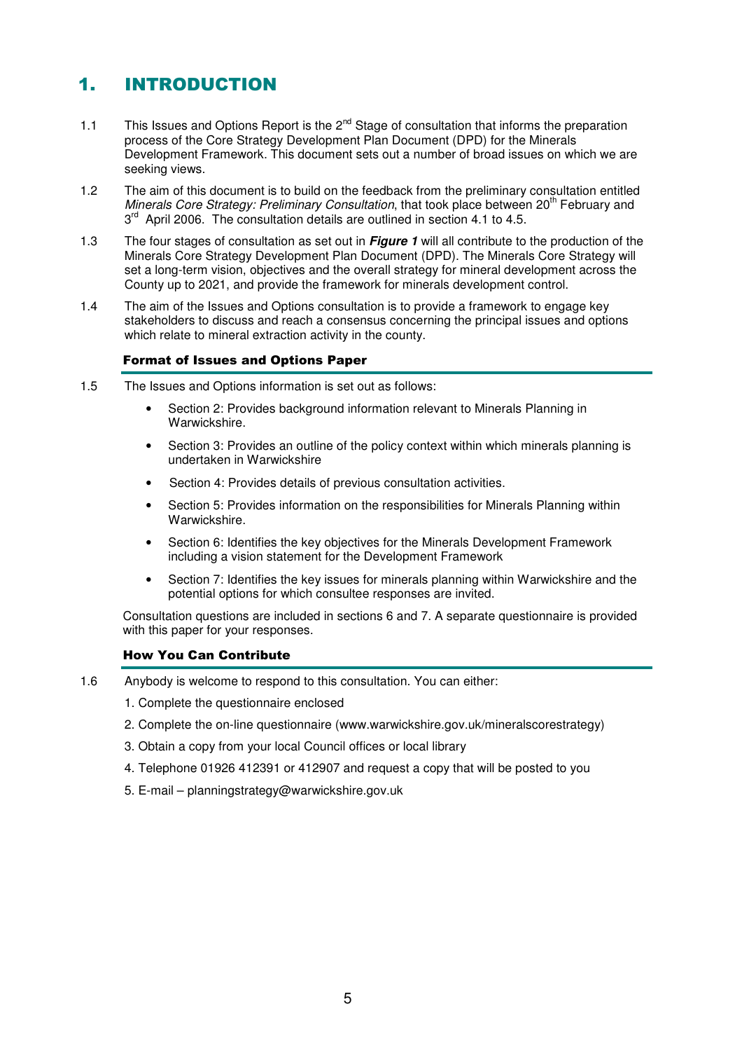# 1. INTRODUCTION

1.1 This Issues and Options Report is the 2nd Stage of consultation that informs the preparation process of the Core Strategy Development Plan Document (DPD) for the Minerals Development Framework. This document sets out a number of broad issues on which we are seeking views.

1.2 The aim of this document is to build on the feedback from the preliminary consultation entitled *Minerals Core Strategy: Preliminary Consultation*, that took place between 20th February and 3rd April 2006. The consultation details are outlined in section 4.1 to 4.5.

1.3 The four stages of consultation as set out in ***Figure 1*** will all contribute to the production of the Minerals Core Strategy Development Plan Document (DPD). The Minerals Core Strategy will set a long-term vision, objectives and the overall strategy for mineral development across the County up to 2021, and provide the framework for minerals development control.

1.4 The aim of the Issues and Options consultation is to provide a framework to engage key stakeholders to discuss and reach a consensus concerning the principal issues and options which relate to mineral extraction activity in the county.

### Format of Issues and Options Paper

1.5 The Issues and Options information is set out as follows:

- Section 2: Provides background information relevant to Minerals Planning in Warwickshire.
- Section 3: Provides an outline of the policy context within which minerals planning is undertaken in Warwickshire
- Section 4: Provides details of previous consultation activities.
- Section 5: Provides information on the responsibilities for Minerals Planning within Warwickshire.
- Section 6: Identifies the key objectives for the Minerals Development Framework including a vision statement for the Development Framework
- Section 7: Identifies the key issues for minerals planning within Warwickshire and the potential options for which consultee responses are invited.

Consultation questions are included in sections 6 and 7. A separate questionnaire is provided with this paper for your responses.

### How You Can Contribute

1.6 Anybody is welcome to respond to this consultation. You can either:

1. Complete the questionnaire enclosed
2. Complete the on-line questionnaire (www.warwickshire.gov.uk/mineralscorestrategy)
3. Obtain a copy from your local Council offices or local library
4. Telephone 01926 412391 or 412907 and request a copy that will be posted to you
5. E-mail – planningstrategy@warwickshire.gov.uk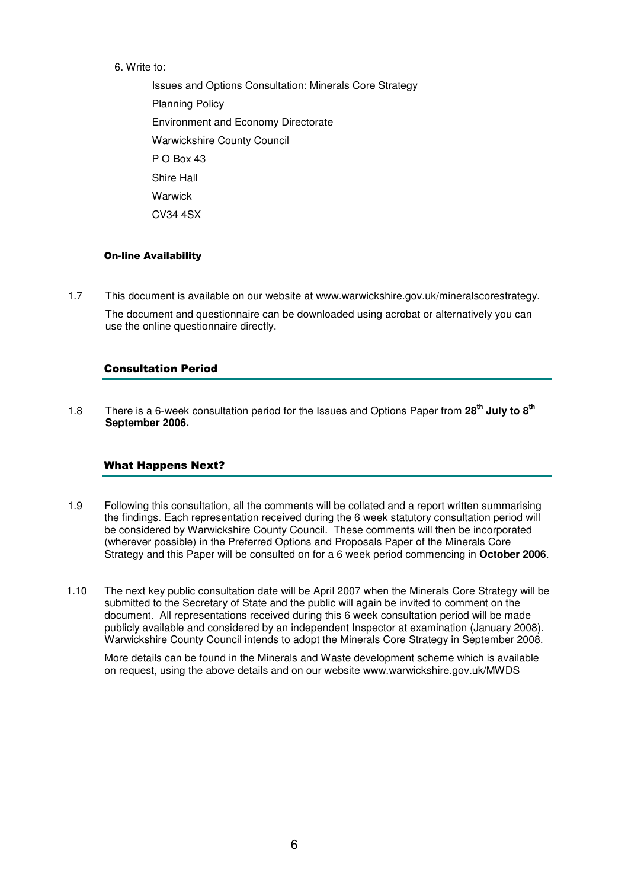6. Write to:

   Issues and Options Consultation: Minerals Core Strategy
   Planning Policy
   Environment and Economy Directorate
   Warwickshire County Council
   P O Box 43
   Shire Hall
   Warwick
   CV34 4SX

### On-line Availability

1.7 This document is available on our website at www.warwickshire.gov.uk/mineralscorestrategy.

The document and questionnaire can be downloaded using acrobat or alternatively you can use the online questionnaire directly.

### Consultation Period

1.8 There is a 6-week consultation period for the Issues and Options Paper from **28th July to 8th September 2006.**

### What Happens Next?

1.9 Following this consultation, all the comments will be collated and a report written summarising the findings. Each representation received during the 6 week statutory consultation period will be considered by Warwickshire County Council. These comments will then be incorporated (wherever possible) in the Preferred Options and Proposals Paper of the Minerals Core Strategy and this Paper will be consulted on for a 6 week period commencing in **October 2006**.

1.10 The next key public consultation date will be April 2007 when the Minerals Core Strategy will be submitted to the Secretary of State and the public will again be invited to comment on the document. All representations received during this 6 week consultation period will be made publicly available and considered by an independent Inspector at examination (January 2008). Warwickshire County Council intends to adopt the Minerals Core Strategy in September 2008.

More details can be found in the Minerals and Waste development scheme which is available on request, using the above details and on our website www.warwickshire.gov.uk/MWDS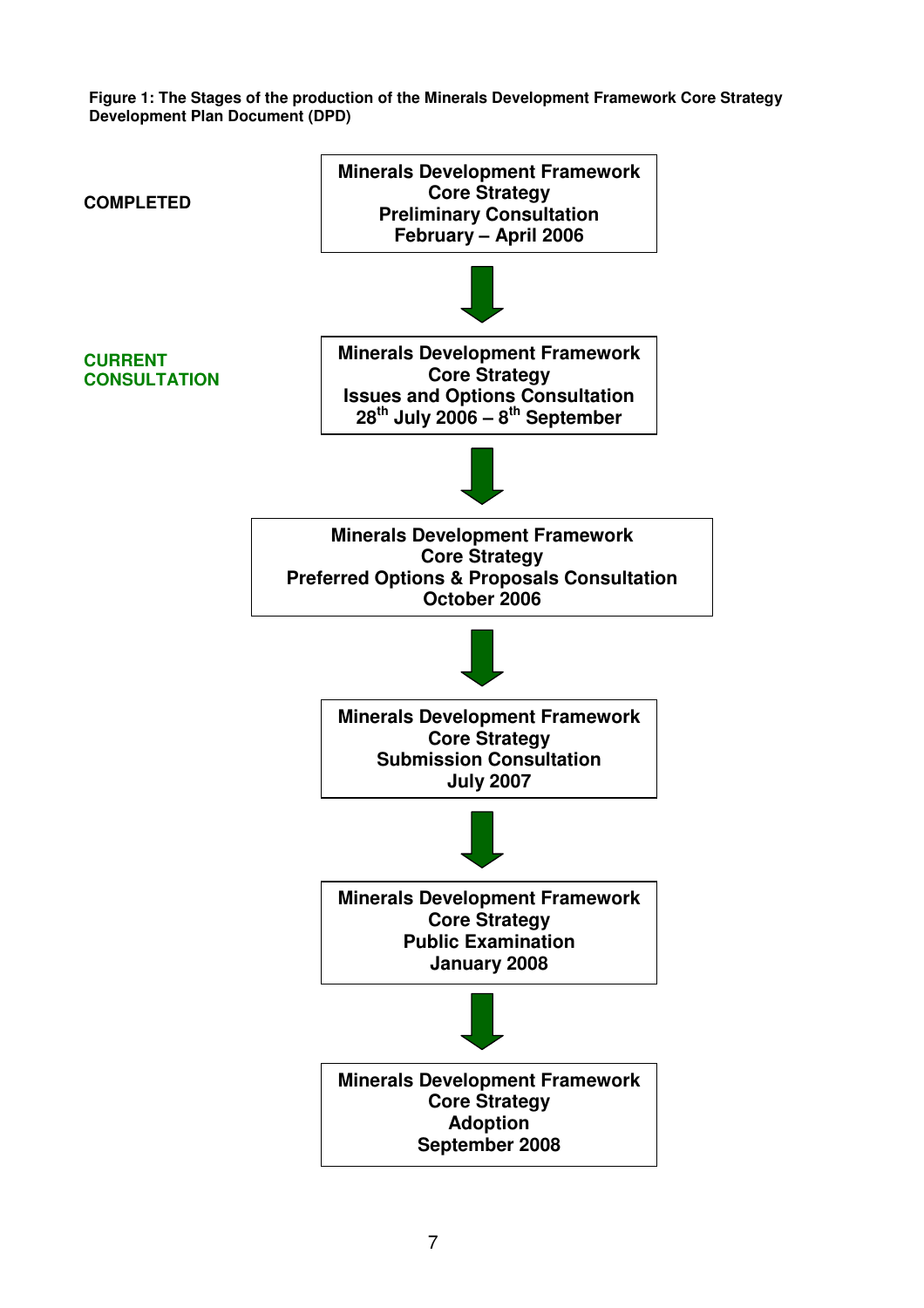**Figure 1: The Stages of the production of the Minerals Development Framework Core Strategy Development Plan Document (DPD)**

**COMPLETED**

**Minerals Development Framework**
**Core Strategy**
**Preliminary Consultation**
**February – April 2006**

↓

**CURRENT CONSULTATION**

**Minerals Development Framework**
**Core Strategy**
**Issues and Options Consultation**
**28th July 2006 – 8th September**

↓

**Minerals Development Framework**
**Core Strategy**
**Preferred Options & Proposals Consultation**
**October 2006**

↓

**Minerals Development Framework**
**Core Strategy**
**Submission Consultation**
**July 2007**

↓

**Minerals Development Framework**
**Core Strategy**
**Public Examination**
**January 2008**

↓

**Minerals Development Framework**
**Core Strategy**
**Adoption**
**September 2008**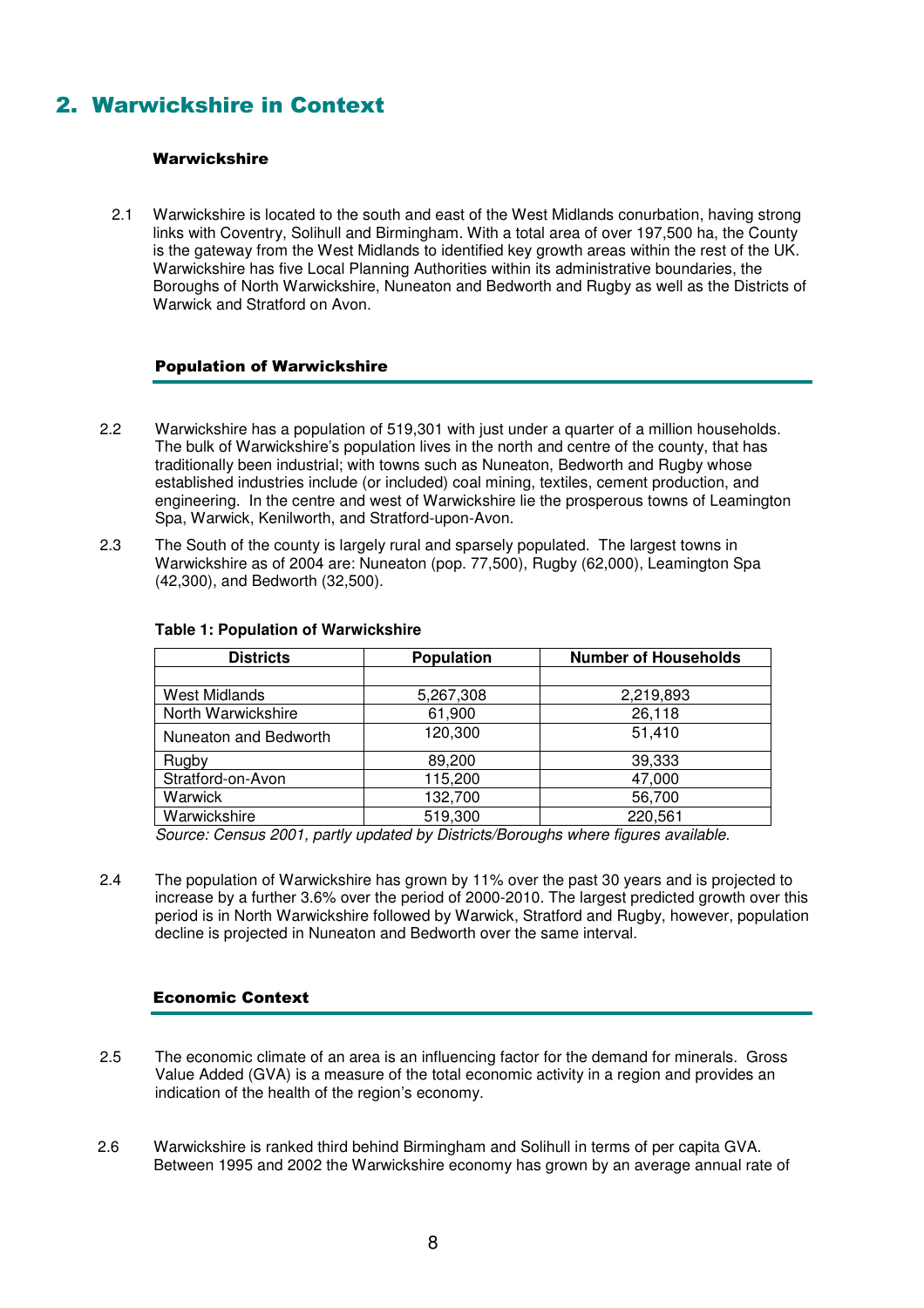## 2. Warwickshire in Context

### Warwickshire

2.1 Warwickshire is located to the south and east of the West Midlands conurbation, having strong links with Coventry, Solihull and Birmingham. With a total area of over 197,500 ha, the County is the gateway from the West Midlands to identified key growth areas within the rest of the UK. Warwickshire has five Local Planning Authorities within its administrative boundaries, the Boroughs of North Warwickshire, Nuneaton and Bedworth and Rugby as well as the Districts of Warwick and Stratford on Avon.

### Population of Warwickshire

2.2 Warwickshire has a population of 519,301 with just under a quarter of a million households. The bulk of Warwickshire's population lives in the north and centre of the county, that has traditionally been industrial; with towns such as Nuneaton, Bedworth and Rugby whose established industries include (or included) coal mining, textiles, cement production, and engineering. In the centre and west of Warwickshire lie the prosperous towns of Leamington Spa, Warwick, Kenilworth, and Stratford-upon-Avon.

2.3 The South of the county is largely rural and sparsely populated. The largest towns in Warwickshire as of 2004 are: Nuneaton (pop. 77,500), Rugby (62,000), Leamington Spa (42,300), and Bedworth (32,500).

**Table 1: Population of Warwickshire**

| Districts | Population | Number of Households |
|---|---|---|
| | | |
| West Midlands | 5,267,308 | 2,219,893 |
| North Warwickshire | 61,900 | 26,118 |
| Nuneaton and Bedworth | 120,300 | 51,410 |
| Rugby | 89,200 | 39,333 |
| Stratford-on-Avon | 115,200 | 47,000 |
| Warwick | 132,700 | 56,700 |
| Warwickshire | 519,300 | 220,561 |

*Source: Census 2001, partly updated by Districts/Boroughs where figures available.*

2.4 The population of Warwickshire has grown by 11% over the past 30 years and is projected to increase by a further 3.6% over the period of 2000-2010. The largest predicted growth over this period is in North Warwickshire followed by Warwick, Stratford and Rugby, however, population decline is projected in Nuneaton and Bedworth over the same interval.

### Economic Context

2.5 The economic climate of an area is an influencing factor for the demand for minerals. Gross Value Added (GVA) is a measure of the total economic activity in a region and provides an indication of the health of the region's economy.

2.6 Warwickshire is ranked third behind Birmingham and Solihull in terms of per capita GVA. Between 1995 and 2002 the Warwickshire economy has grown by an average annual rate of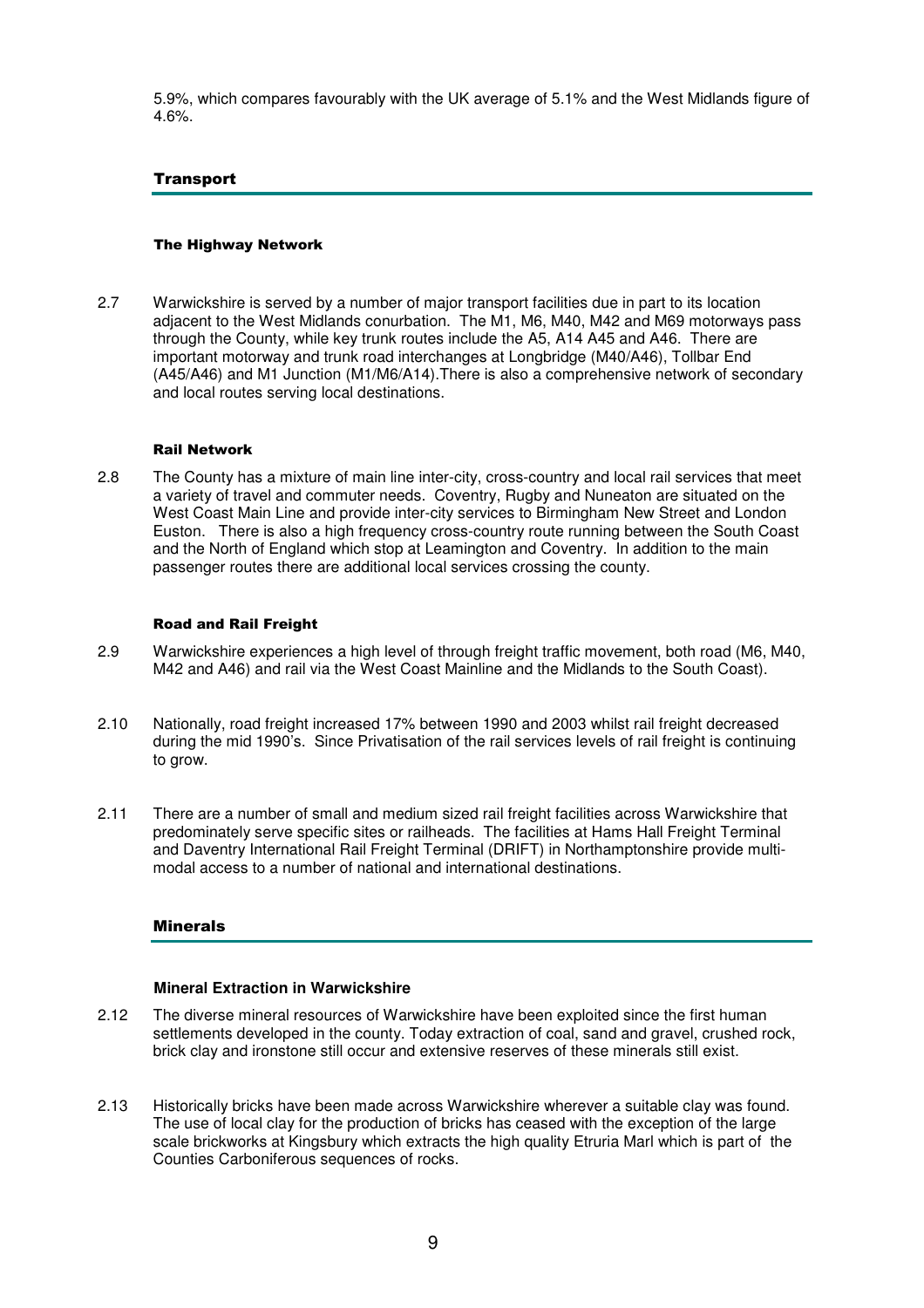5.9%, which compares favourably with the UK average of 5.1% and the West Midlands figure of 4.6%.

## Transport

### The Highway Network

2.7 Warwickshire is served by a number of major transport facilities due in part to its location adjacent to the West Midlands conurbation. The M1, M6, M40, M42 and M69 motorways pass through the County, while key trunk routes include the A5, A14 A45 and A46. There are important motorway and trunk road interchanges at Longbridge (M40/A46), Tollbar End (A45/A46) and M1 Junction (M1/M6/A14).There is also a comprehensive network of secondary and local routes serving local destinations.

### Rail Network

2.8 The County has a mixture of main line inter-city, cross-country and local rail services that meet a variety of travel and commuter needs. Coventry, Rugby and Nuneaton are situated on the West Coast Main Line and provide inter-city services to Birmingham New Street and London Euston. There is also a high frequency cross-country route running between the South Coast and the North of England which stop at Leamington and Coventry. In addition to the main passenger routes there are additional local services crossing the county.

### Road and Rail Freight

2.9 Warwickshire experiences a high level of through freight traffic movement, both road (M6, M40, M42 and A46) and rail via the West Coast Mainline and the Midlands to the South Coast).

2.10 Nationally, road freight increased 17% between 1990 and 2003 whilst rail freight decreased during the mid 1990's. Since Privatisation of the rail services levels of rail freight is continuing to grow.

2.11 There are a number of small and medium sized rail freight facilities across Warwickshire that predominately serve specific sites or railheads. The facilities at Hams Hall Freight Terminal and Daventry International Rail Freight Terminal (DRIFT) in Northamptonshire provide multi-modal access to a number of national and international destinations.

## Minerals

### Mineral Extraction in Warwickshire

2.12 The diverse mineral resources of Warwickshire have been exploited since the first human settlements developed in the county. Today extraction of coal, sand and gravel, crushed rock, brick clay and ironstone still occur and extensive reserves of these minerals still exist.

2.13 Historically bricks have been made across Warwickshire wherever a suitable clay was found. The use of local clay for the production of bricks has ceased with the exception of the large scale brickworks at Kingsbury which extracts the high quality Etruria Marl which is part of the Counties Carboniferous sequences of rocks.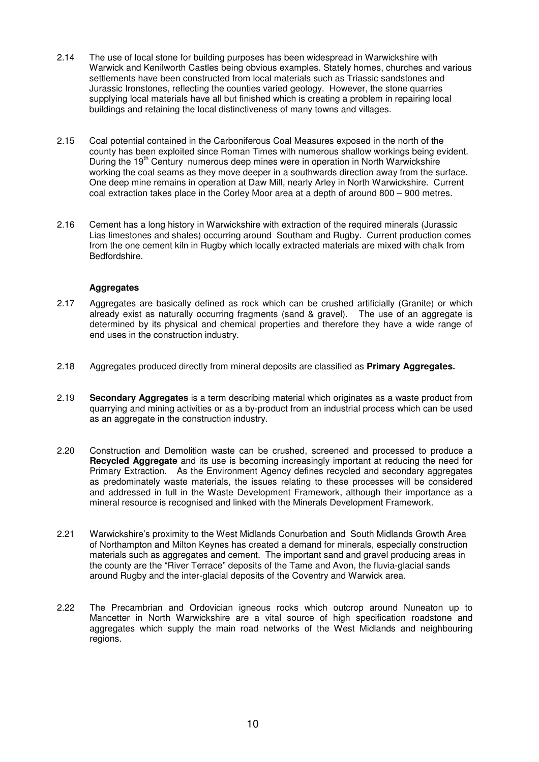2.14 The use of local stone for building purposes has been widespread in Warwickshire with Warwick and Kenilworth Castles being obvious examples. Stately homes, churches and various settlements have been constructed from local materials such as Triassic sandstones and Jurassic Ironstones, reflecting the counties varied geology. However, the stone quarries supplying local materials have all but finished which is creating a problem in repairing local buildings and retaining the local distinctiveness of many towns and villages.

2.15 Coal potential contained in the Carboniferous Coal Measures exposed in the north of the county has been exploited since Roman Times with numerous shallow workings being evident. During the 19th Century numerous deep mines were in operation in North Warwickshire working the coal seams as they move deeper in a southwards direction away from the surface. One deep mine remains in operation at Daw Mill, nearly Arley in North Warwickshire. Current coal extraction takes place in the Corley Moor area at a depth of around 800 – 900 metres.

2.16 Cement has a long history in Warwickshire with extraction of the required minerals (Jurassic Lias limestones and shales) occurring around Southam and Rugby. Current production comes from the one cement kiln in Rugby which locally extracted materials are mixed with chalk from Bedfordshire.

### Aggregates

2.17 Aggregates are basically defined as rock which can be crushed artificially (Granite) or which already exist as naturally occurring fragments (sand & gravel). The use of an aggregate is determined by its physical and chemical properties and therefore they have a wide range of end uses in the construction industry.

2.18 Aggregates produced directly from mineral deposits are classified as **Primary Aggregates.**

2.19 **Secondary Aggregates** is a term describing material which originates as a waste product from quarrying and mining activities or as a by-product from an industrial process which can be used as an aggregate in the construction industry.

2.20 Construction and Demolition waste can be crushed, screened and processed to produce a **Recycled Aggregate** and its use is becoming increasingly important at reducing the need for Primary Extraction. As the Environment Agency defines recycled and secondary aggregates as predominately waste materials, the issues relating to these processes will be considered and addressed in full in the Waste Development Framework, although their importance as a mineral resource is recognised and linked with the Minerals Development Framework.

2.21 Warwickshire's proximity to the West Midlands Conurbation and South Midlands Growth Area of Northampton and Milton Keynes has created a demand for minerals, especially construction materials such as aggregates and cement. The important sand and gravel producing areas in the county are the "River Terrace" deposits of the Tame and Avon, the fluvia-glacial sands around Rugby and the inter-glacial deposits of the Coventry and Warwick area.

2.22 The Precambrian and Ordovician igneous rocks which outcrop around Nuneaton up to Mancetter in North Warwickshire are a vital source of high specification roadstone and aggregates which supply the main road networks of the West Midlands and neighbouring regions.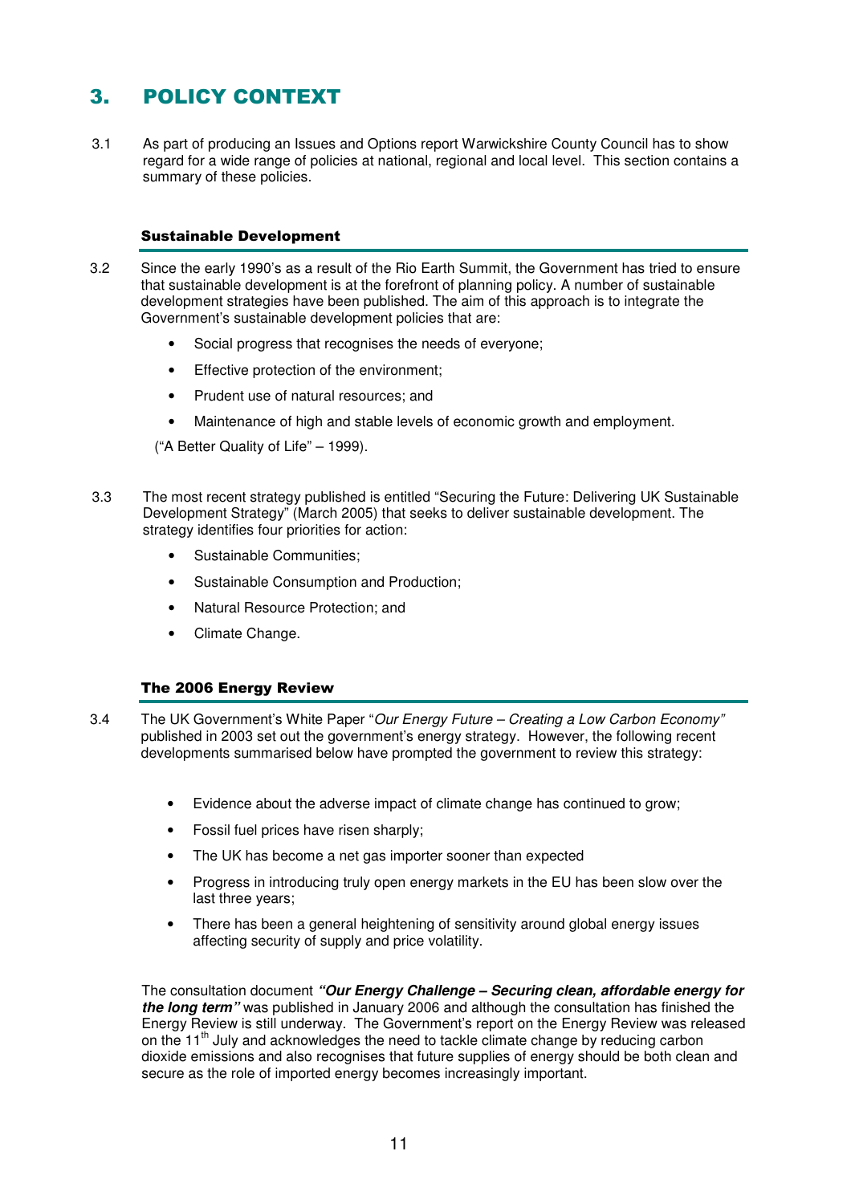# 3. POLICY CONTEXT

3.1 As part of producing an Issues and Options report Warwickshire County Council has to show regard for a wide range of policies at national, regional and local level. This section contains a summary of these policies.

### Sustainable Development

3.2 Since the early 1990's as a result of the Rio Earth Summit, the Government has tried to ensure that sustainable development is at the forefront of planning policy. A number of sustainable development strategies have been published. The aim of this approach is to integrate the Government's sustainable development policies that are:

- Social progress that recognises the needs of everyone;
- Effective protection of the environment;
- Prudent use of natural resources; and
- Maintenance of high and stable levels of economic growth and employment.

("A Better Quality of Life" – 1999).

3.3 The most recent strategy published is entitled "Securing the Future: Delivering UK Sustainable Development Strategy" (March 2005) that seeks to deliver sustainable development. The strategy identifies four priorities for action:

- Sustainable Communities;
- Sustainable Consumption and Production;
- Natural Resource Protection; and
- Climate Change.

### The 2006 Energy Review

3.4 The UK Government's White Paper "*Our Energy Future – Creating a Low Carbon Economy"* published in 2003 set out the government's energy strategy. However, the following recent developments summarised below have prompted the government to review this strategy:

- Evidence about the adverse impact of climate change has continued to grow;
- Fossil fuel prices have risen sharply;
- The UK has become a net gas importer sooner than expected
- Progress in introducing truly open energy markets in the EU has been slow over the last three years;
- There has been a general heightening of sensitivity around global energy issues affecting security of supply and price volatility.

The consultation document ***"Our Energy Challenge – Securing clean, affordable energy for the long term"*** was published in January 2006 and although the consultation has finished the Energy Review is still underway. The Government's report on the Energy Review was released on the 11th July and acknowledges the need to tackle climate change by reducing carbon dioxide emissions and also recognises that future supplies of energy should be both clean and secure as the role of imported energy becomes increasingly important.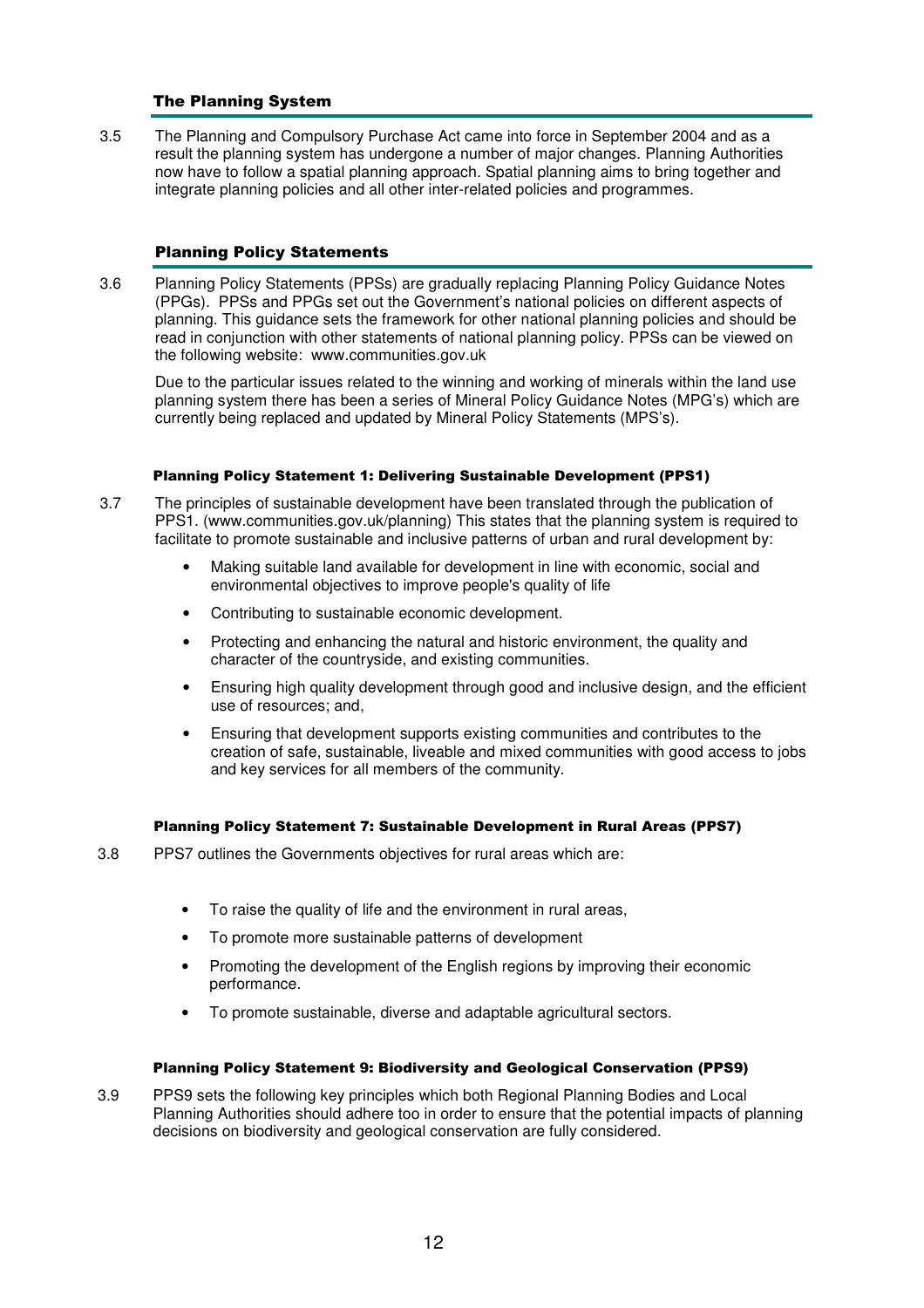## The Planning System

3.5 The Planning and Compulsory Purchase Act came into force in September 2004 and as a result the planning system has undergone a number of major changes. Planning Authorities now have to follow a spatial planning approach. Spatial planning aims to bring together and integrate planning policies and all other inter-related policies and programmes.

## Planning Policy Statements

3.6 Planning Policy Statements (PPSs) are gradually replacing Planning Policy Guidance Notes (PPGs). PPSs and PPGs set out the Government's national policies on different aspects of planning. This guidance sets the framework for other national planning policies and should be read in conjunction with other statements of national planning policy. PPSs can be viewed on the following website: www.communities.gov.uk

Due to the particular issues related to the winning and working of minerals within the land use planning system there has been a series of Mineral Policy Guidance Notes (MPG's) which are currently being replaced and updated by Mineral Policy Statements (MPS's).

### Planning Policy Statement 1: Delivering Sustainable Development (PPS1)

3.7 The principles of sustainable development have been translated through the publication of PPS1. (www.communities.gov.uk/planning) This states that the planning system is required to facilitate to promote sustainable and inclusive patterns of urban and rural development by:

- Making suitable land available for development in line with economic, social and environmental objectives to improve people's quality of life
- Contributing to sustainable economic development.
- Protecting and enhancing the natural and historic environment, the quality and character of the countryside, and existing communities.
- Ensuring high quality development through good and inclusive design, and the efficient use of resources; and,
- Ensuring that development supports existing communities and contributes to the creation of safe, sustainable, liveable and mixed communities with good access to jobs and key services for all members of the community.

### Planning Policy Statement 7: Sustainable Development in Rural Areas (PPS7)

3.8 PPS7 outlines the Governments objectives for rural areas which are:

- To raise the quality of life and the environment in rural areas,
- To promote more sustainable patterns of development
- Promoting the development of the English regions by improving their economic performance.
- To promote sustainable, diverse and adaptable agricultural sectors.

### Planning Policy Statement 9: Biodiversity and Geological Conservation (PPS9)

3.9 PPS9 sets the following key principles which both Regional Planning Bodies and Local Planning Authorities should adhere too in order to ensure that the potential impacts of planning decisions on biodiversity and geological conservation are fully considered.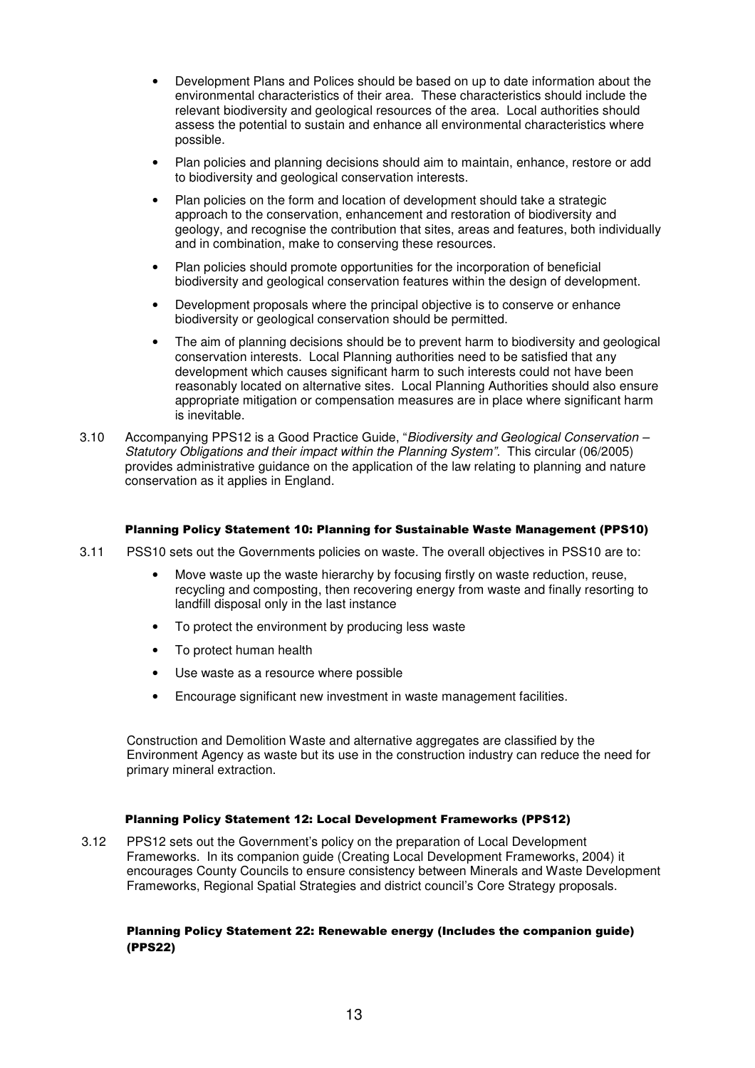- Development Plans and Polices should be based on up to date information about the environmental characteristics of their area. These characteristics should include the relevant biodiversity and geological resources of the area. Local authorities should assess the potential to sustain and enhance all environmental characteristics where possible.
- Plan policies and planning decisions should aim to maintain, enhance, restore or add to biodiversity and geological conservation interests.
- Plan policies on the form and location of development should take a strategic approach to the conservation, enhancement and restoration of biodiversity and geology, and recognise the contribution that sites, areas and features, both individually and in combination, make to conserving these resources.
- Plan policies should promote opportunities for the incorporation of beneficial biodiversity and geological conservation features within the design of development.
- Development proposals where the principal objective is to conserve or enhance biodiversity or geological conservation should be permitted.
- The aim of planning decisions should be to prevent harm to biodiversity and geological conservation interests. Local Planning authorities need to be satisfied that any development which causes significant harm to such interests could not have been reasonably located on alternative sites. Local Planning Authorities should also ensure appropriate mitigation or compensation measures are in place where significant harm is inevitable.

3.10 Accompanying PPS12 is a Good Practice Guide, "*Biodiversity and Geological Conservation – Statutory Obligations and their impact within the Planning System"*. This circular (06/2005) provides administrative guidance on the application of the law relating to planning and nature conservation as it applies in England.

#### Planning Policy Statement 10: Planning for Sustainable Waste Management (PPS10)

3.11 PSS10 sets out the Governments policies on waste. The overall objectives in PSS10 are to:

- Move waste up the waste hierarchy by focusing firstly on waste reduction, reuse, recycling and composting, then recovering energy from waste and finally resorting to landfill disposal only in the last instance
- To protect the environment by producing less waste
- To protect human health
- Use waste as a resource where possible
- Encourage significant new investment in waste management facilities.

Construction and Demolition Waste and alternative aggregates are classified by the Environment Agency as waste but its use in the construction industry can reduce the need for primary mineral extraction.

#### Planning Policy Statement 12: Local Development Frameworks (PPS12)

3.12 PPS12 sets out the Government's policy on the preparation of Local Development Frameworks. In its companion guide (Creating Local Development Frameworks, 2004) it encourages County Councils to ensure consistency between Minerals and Waste Development Frameworks, Regional Spatial Strategies and district council's Core Strategy proposals.

#### Planning Policy Statement 22: Renewable energy (Includes the companion guide) (PPS22)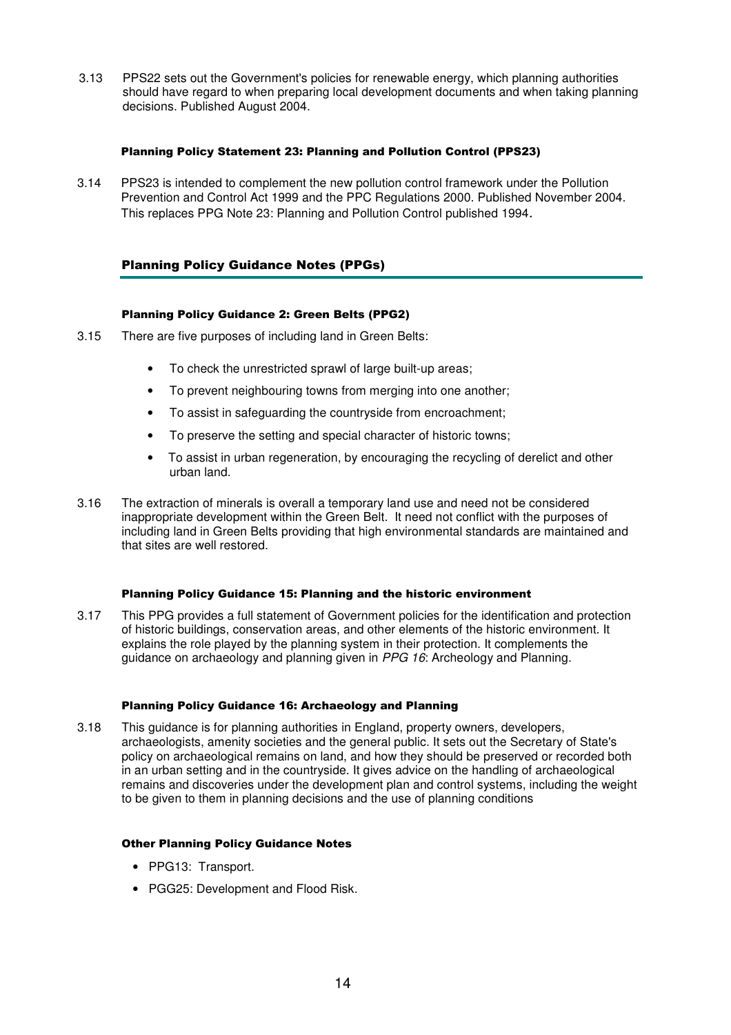3.13 PPS22 sets out the Government's policies for renewable energy, which planning authorities should have regard to when preparing local development documents and when taking planning decisions. Published August 2004.

#### Planning Policy Statement 23: Planning and Pollution Control (PPS23)

3.14 PPS23 is intended to complement the new pollution control framework under the Pollution Prevention and Control Act 1999 and the PPC Regulations 2000. Published November 2004. This replaces PPG Note 23: Planning and Pollution Control published 1994.

### Planning Policy Guidance Notes (PPGs)

#### Planning Policy Guidance 2: Green Belts (PPG2)

3.15 There are five purposes of including land in Green Belts:

- To check the unrestricted sprawl of large built-up areas;
- To prevent neighbouring towns from merging into one another;
- To assist in safeguarding the countryside from encroachment;
- To preserve the setting and special character of historic towns;
- To assist in urban regeneration, by encouraging the recycling of derelict and other urban land.

3.16 The extraction of minerals is overall a temporary land use and need not be considered inappropriate development within the Green Belt. It need not conflict with the purposes of including land in Green Belts providing that high environmental standards are maintained and that sites are well restored.

#### Planning Policy Guidance 15: Planning and the historic environment

3.17 This PPG provides a full statement of Government policies for the identification and protection of historic buildings, conservation areas, and other elements of the historic environment. It explains the role played by the planning system in their protection. It complements the guidance on archaeology and planning given in *PPG 16*: Archeology and Planning.

#### Planning Policy Guidance 16: Archaeology and Planning

3.18 This guidance is for planning authorities in England, property owners, developers, archaeologists, amenity societies and the general public. It sets out the Secretary of State's policy on archaeological remains on land, and how they should be preserved or recorded both in an urban setting and in the countryside. It gives advice on the handling of archaeological remains and discoveries under the development plan and control systems, including the weight to be given to them in planning decisions and the use of planning conditions

#### Other Planning Policy Guidance Notes

- PPG13: Transport.
- PGG25: Development and Flood Risk.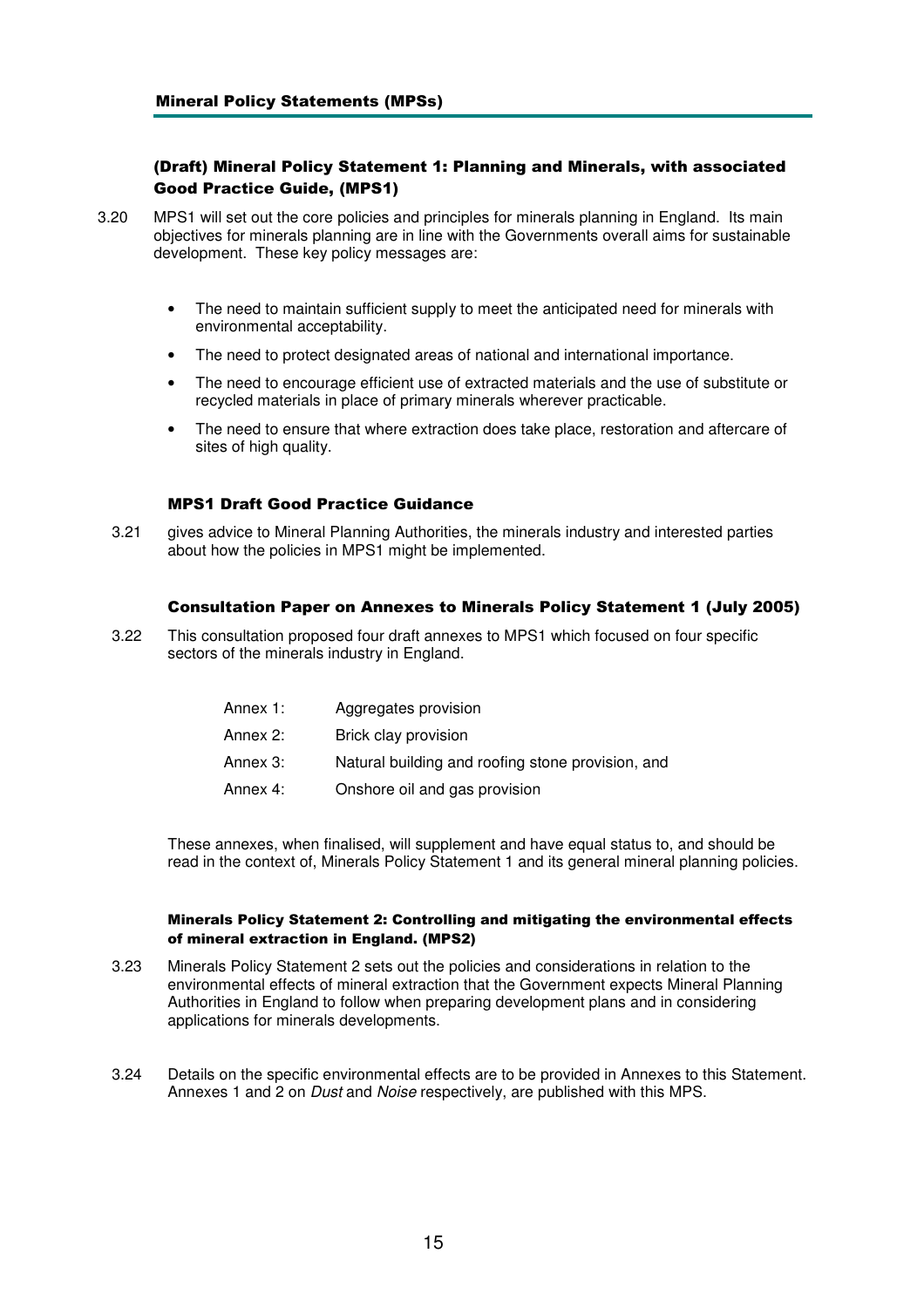## Mineral Policy Statements (MPSs)

### (Draft) Mineral Policy Statement 1: Planning and Minerals, with associated Good Practice Guide, (MPS1)

3.20 MPS1 will set out the core policies and principles for minerals planning in England. Its main objectives for minerals planning are in line with the Governments overall aims for sustainable development. These key policy messages are:

- The need to maintain sufficient supply to meet the anticipated need for minerals with environmental acceptability.
- The need to protect designated areas of national and international importance.
- The need to encourage efficient use of extracted materials and the use of substitute or recycled materials in place of primary minerals wherever practicable.
- The need to ensure that where extraction does take place, restoration and aftercare of sites of high quality.

#### MPS1 Draft Good Practice Guidance

3.21 gives advice to Mineral Planning Authorities, the minerals industry and interested parties about how the policies in MPS1 might be implemented.

#### Consultation Paper on Annexes to Minerals Policy Statement 1 (July 2005)

3.22 This consultation proposed four draft annexes to MPS1 which focused on four specific sectors of the minerals industry in England.

| | |
|---|---|
| Annex 1: | Aggregates provision |
| Annex 2: | Brick clay provision |
| Annex 3: | Natural building and roofing stone provision, and |
| Annex 4: | Onshore oil and gas provision |

These annexes, when finalised, will supplement and have equal status to, and should be read in the context of, Minerals Policy Statement 1 and its general mineral planning policies.

#### Minerals Policy Statement 2: Controlling and mitigating the environmental effects of mineral extraction in England. (MPS2)

3.23 Minerals Policy Statement 2 sets out the policies and considerations in relation to the environmental effects of mineral extraction that the Government expects Mineral Planning Authorities in England to follow when preparing development plans and in considering applications for minerals developments.

3.24 Details on the specific environmental effects are to be provided in Annexes to this Statement. Annexes 1 and 2 on *Dust* and *Noise* respectively, are published with this MPS.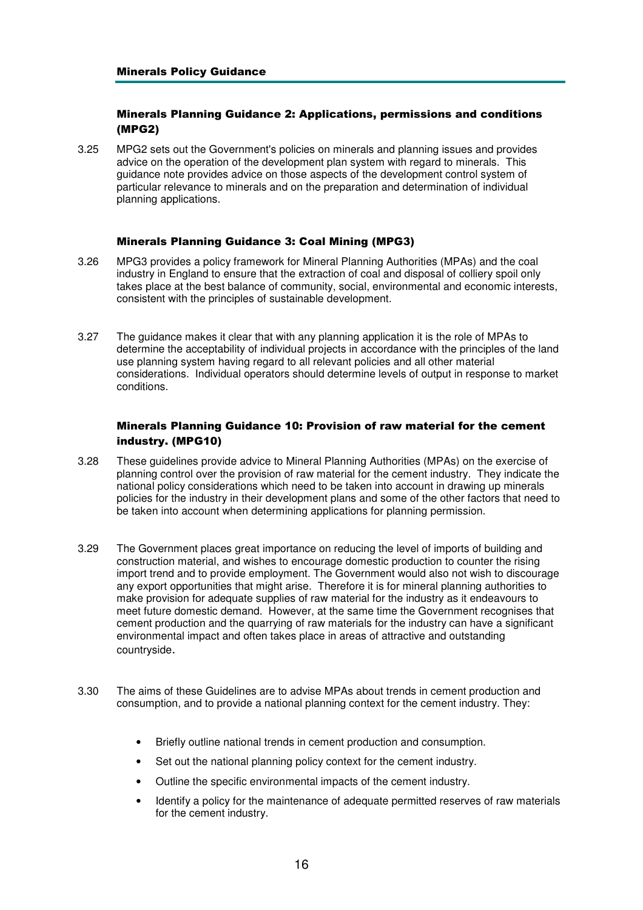### Minerals Planning Guidance 2: Applications, permissions and conditions (MPG2)

3.25 MPG2 sets out the Government's policies on minerals and planning issues and provides advice on the operation of the development plan system with regard to minerals. This guidance note provides advice on those aspects of the development control system of particular relevance to minerals and on the preparation and determination of individual planning applications.

### Minerals Planning Guidance 3: Coal Mining (MPG3)

3.26 MPG3 provides a policy framework for Mineral Planning Authorities (MPAs) and the coal industry in England to ensure that the extraction of coal and disposal of colliery spoil only takes place at the best balance of community, social, environmental and economic interests, consistent with the principles of sustainable development.

3.27 The guidance makes it clear that with any planning application it is the role of MPAs to determine the acceptability of individual projects in accordance with the principles of the land use planning system having regard to all relevant policies and all other material considerations. Individual operators should determine levels of output in response to market conditions.

### Minerals Planning Guidance 10: Provision of raw material for the cement industry. (MPG10)

3.28 These guidelines provide advice to Mineral Planning Authorities (MPAs) on the exercise of planning control over the provision of raw material for the cement industry. They indicate the national policy considerations which need to be taken into account in drawing up minerals policies for the industry in their development plans and some of the other factors that need to be taken into account when determining applications for planning permission.

3.29 The Government places great importance on reducing the level of imports of building and construction material, and wishes to encourage domestic production to counter the rising import trend and to provide employment. The Government would also not wish to discourage any export opportunities that might arise. Therefore it is for mineral planning authorities to make provision for adequate supplies of raw material for the industry as it endeavours to meet future domestic demand. However, at the same time the Government recognises that cement production and the quarrying of raw materials for the industry can have a significant environmental impact and often takes place in areas of attractive and outstanding countryside.

3.30 The aims of these Guidelines are to advise MPAs about trends in cement production and consumption, and to provide a national planning context for the cement industry. They:

- Briefly outline national trends in cement production and consumption.
- Set out the national planning policy context for the cement industry.
- Outline the specific environmental impacts of the cement industry.
- Identify a policy for the maintenance of adequate permitted reserves of raw materials for the cement industry.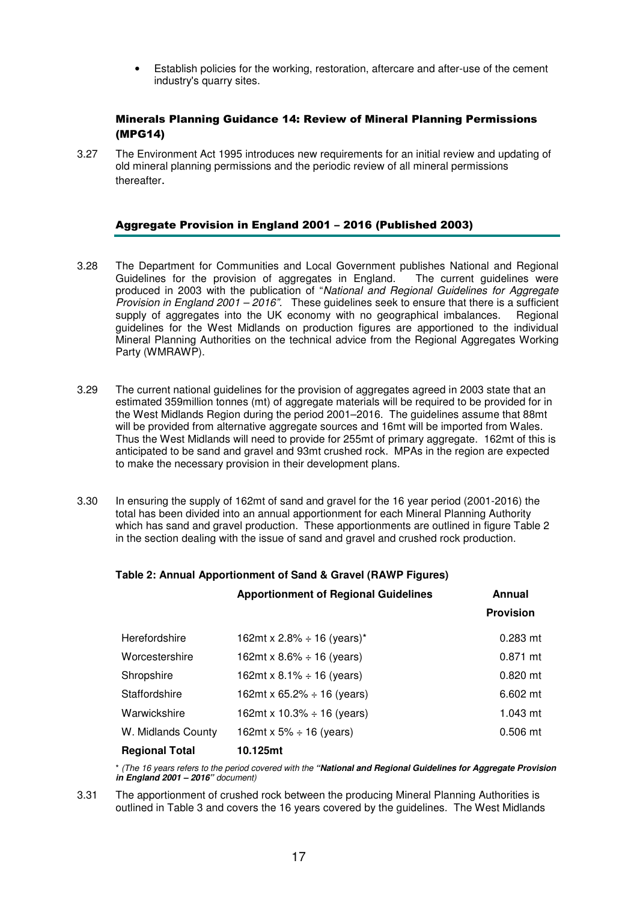- Establish policies for the working, restoration, aftercare and after-use of the cement industry's quarry sites.

### Minerals Planning Guidance 14: Review of Mineral Planning Permissions (MPG14)

3.27 The Environment Act 1995 introduces new requirements for an initial review and updating of old mineral planning permissions and the periodic review of all mineral permissions thereafter.

### Aggregate Provision in England 2001 – 2016 (Published 2003)

3.28 The Department for Communities and Local Government publishes National and Regional Guidelines for the provision of aggregates in England. The current guidelines were produced in 2003 with the publication of "*National and Regional Guidelines for Aggregate Provision in England 2001 – 2016".* These guidelines seek to ensure that there is a sufficient supply of aggregates into the UK economy with no geographical imbalances. Regional guidelines for the West Midlands on production figures are apportioned to the individual Mineral Planning Authorities on the technical advice from the Regional Aggregates Working Party (WMRAWP).

3.29 The current national guidelines for the provision of aggregates agreed in 2003 state that an estimated 359million tonnes (mt) of aggregate materials will be required to be provided for in the West Midlands Region during the period 2001–2016. The guidelines assume that 88mt will be provided from alternative aggregate sources and 16mt will be imported from Wales. Thus the West Midlands will need to provide for 255mt of primary aggregate. 162mt of this is anticipated to be sand and gravel and 93mt crushed rock. MPAs in the region are expected to make the necessary provision in their development plans.

3.30 In ensuring the supply of 162mt of sand and gravel for the 16 year period (2001-2016) the total has been divided into an annual apportionment for each Mineral Planning Authority which has sand and gravel production. These apportionments are outlined in figure Table 2 in the section dealing with the issue of sand and gravel and crushed rock production.

**Table 2: Annual Apportionment of Sand & Gravel (RAWP Figures)**

| | Apportionment of Regional Guidelines | Annual Provision |
|---|---|---|
| Herefordshire | 162mt x 2.8% ÷ 16 (years)* | 0.283 mt |
| Worcestershire | 162mt x 8.6% ÷ 16 (years) | 0.871 mt |
| Shropshire | 162mt x 8.1% ÷ 16 (years) | 0.820 mt |
| Staffordshire | 162mt x 65.2% ÷ 16 (years) | 6.602 mt |
| Warwickshire | 162mt x 10.3% ÷ 16 (years) | 1.043 mt |
| W. Midlands County | 162mt x 5% ÷ 16 (years) | 0.506 mt |
| **Regional Total** | **10.125mt** | |

* *(The 16 years refers to the period covered with the **"National and Regional Guidelines for Aggregate Provision in England 2001 – 2016"** document)*

3.31 The apportionment of crushed rock between the producing Mineral Planning Authorities is outlined in Table 3 and covers the 16 years covered by the guidelines. The West Midlands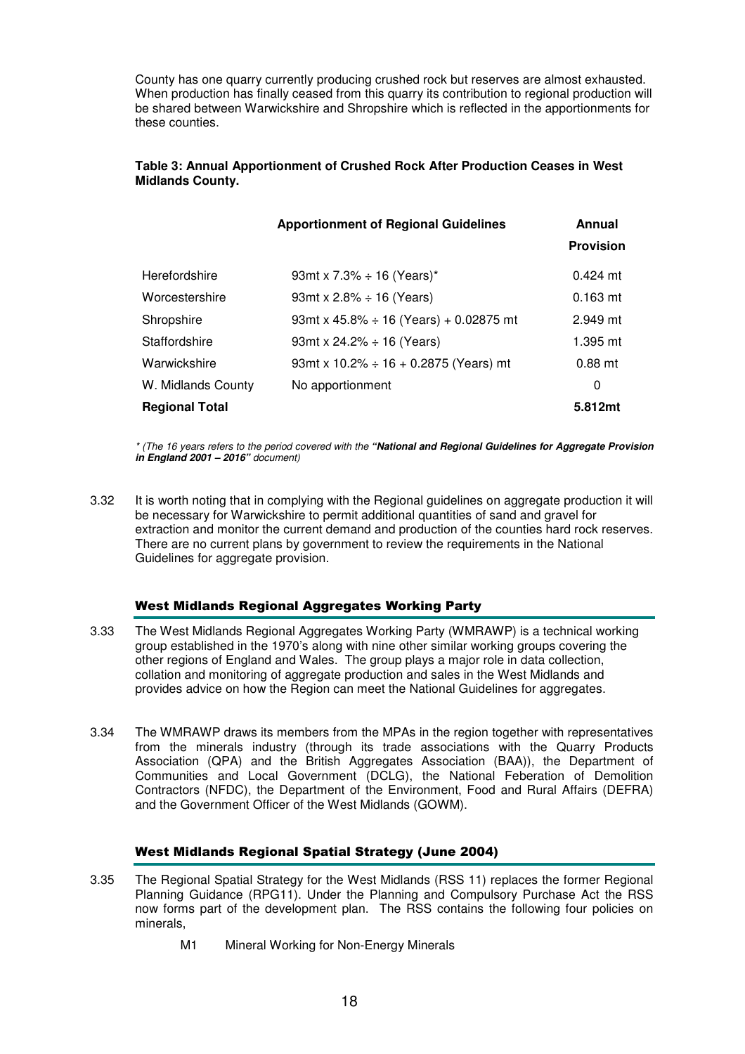County has one quarry currently producing crushed rock but reserves are almost exhausted. When production has finally ceased from this quarry its contribution to regional production will be shared between Warwickshire and Shropshire which is reflected in the apportionments for these counties.

**Table 3: Annual Apportionment of Crushed Rock After Production Ceases in West Midlands County.**

| | Apportionment of Regional Guidelines | Annual Provision |
|---|---|---|
| Herefordshire | 93mt x 7.3% ÷ 16 (Years)* | 0.424 mt |
| Worcestershire | 93mt x 2.8% ÷ 16 (Years) | 0.163 mt |
| Shropshire | 93mt x 45.8% ÷ 16 (Years) + 0.02875 mt | 2.949 mt |
| Staffordshire | 93mt x 24.2% ÷ 16 (Years) | 1.395 mt |
| Warwickshire | 93mt x 10.2% ÷ 16 + 0.2875 (Years) mt | 0.88 mt |
| W. Midlands County | No apportionment | 0 |
| **Regional Total** | | **5.812mt** |

*\* (The 16 years refers to the period covered with the **"National and Regional Guidelines for Aggregate Provision in England 2001 – 2016"** document)*

3.32 It is worth noting that in complying with the Regional guidelines on aggregate production it will be necessary for Warwickshire to permit additional quantities of sand and gravel for extraction and monitor the current demand and production of the counties hard rock reserves. There are no current plans by government to review the requirements in the National Guidelines for aggregate provision.

### West Midlands Regional Aggregates Working Party

3.33 The West Midlands Regional Aggregates Working Party (WMRAWP) is a technical working group established in the 1970's along with nine other similar working groups covering the other regions of England and Wales. The group plays a major role in data collection, collation and monitoring of aggregate production and sales in the West Midlands and provides advice on how the Region can meet the National Guidelines for aggregates.

3.34 The WMRAWP draws its members from the MPAs in the region together with representatives from the minerals industry (through its trade associations with the Quarry Products Association (QPA) and the British Aggregates Association (BAA)), the Department of Communities and Local Government (DCLG), the National Feberation of Demolition Contractors (NFDC), the Department of the Environment, Food and Rural Affairs (DEFRA) and the Government Officer of the West Midlands (GOWM).

### West Midlands Regional Spatial Strategy (June 2004)

3.35 The Regional Spatial Strategy for the West Midlands (RSS 11) replaces the former Regional Planning Guidance (RPG11). Under the Planning and Compulsory Purchase Act the RSS now forms part of the development plan. The RSS contains the following four policies on minerals,

M1 Mineral Working for Non-Energy Minerals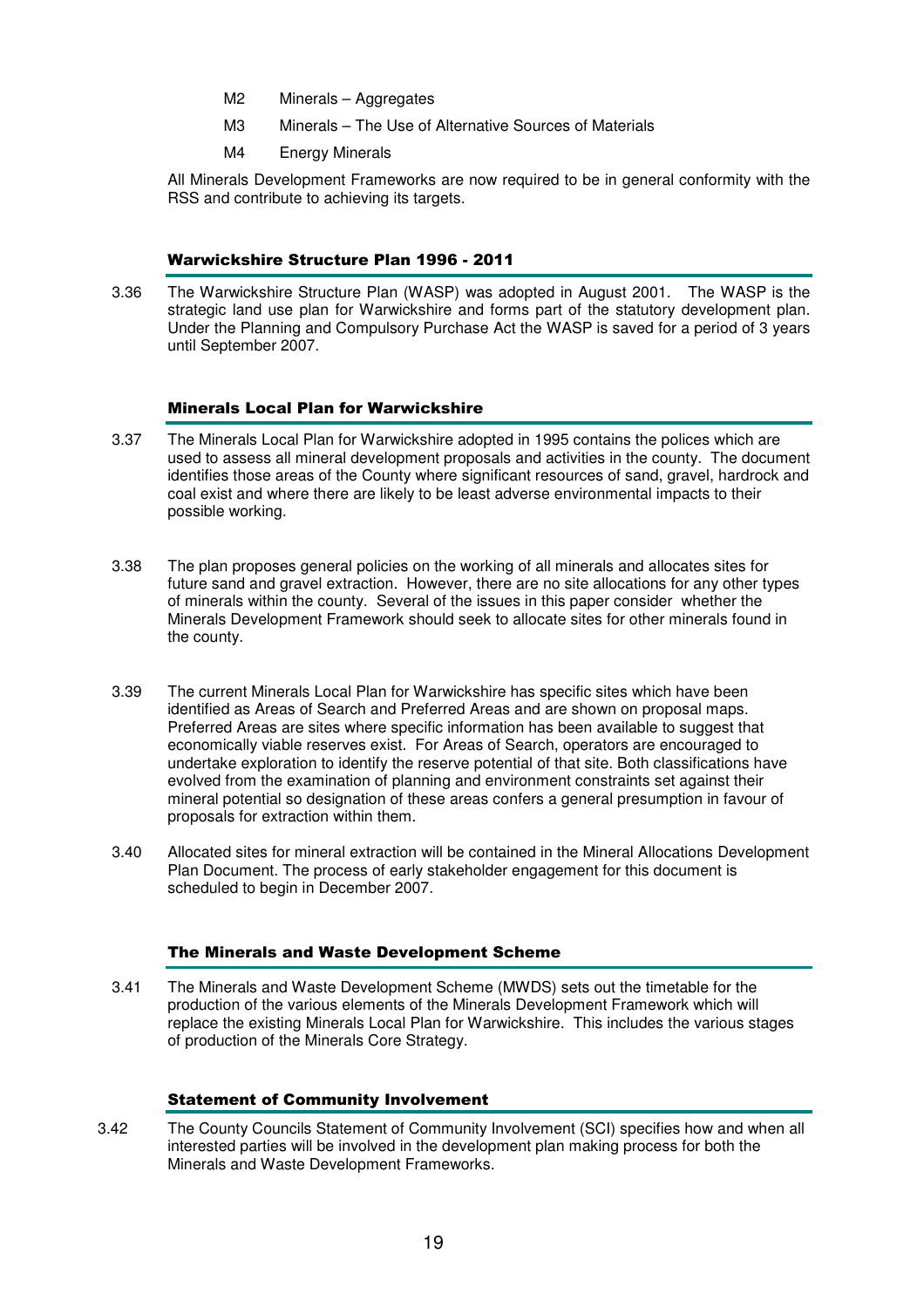- M2 Minerals – Aggregates
- M3 Minerals – The Use of Alternative Sources of Materials
- M4 Energy Minerals

All Minerals Development Frameworks are now required to be in general conformity with the RSS and contribute to achieving its targets.

### Warwickshire Structure Plan 1996 - 2011

3.36 The Warwickshire Structure Plan (WASP) was adopted in August 2001. The WASP is the strategic land use plan for Warwickshire and forms part of the statutory development plan. Under the Planning and Compulsory Purchase Act the WASP is saved for a period of 3 years until September 2007.

### Minerals Local Plan for Warwickshire

3.37 The Minerals Local Plan for Warwickshire adopted in 1995 contains the polices which are used to assess all mineral development proposals and activities in the county. The document identifies those areas of the County where significant resources of sand, gravel, hardrock and coal exist and where there are likely to be least adverse environmental impacts to their possible working.

3.38 The plan proposes general policies on the working of all minerals and allocates sites for future sand and gravel extraction. However, there are no site allocations for any other types of minerals within the county. Several of the issues in this paper consider whether the Minerals Development Framework should seek to allocate sites for other minerals found in the county.

3.39 The current Minerals Local Plan for Warwickshire has specific sites which have been identified as Areas of Search and Preferred Areas and are shown on proposal maps. Preferred Areas are sites where specific information has been available to suggest that economically viable reserves exist. For Areas of Search, operators are encouraged to undertake exploration to identify the reserve potential of that site. Both classifications have evolved from the examination of planning and environment constraints set against their mineral potential so designation of these areas confers a general presumption in favour of proposals for extraction within them.

3.40 Allocated sites for mineral extraction will be contained in the Mineral Allocations Development Plan Document. The process of early stakeholder engagement for this document is scheduled to begin in December 2007.

### The Minerals and Waste Development Scheme

3.41 The Minerals and Waste Development Scheme (MWDS) sets out the timetable for the production of the various elements of the Minerals Development Framework which will replace the existing Minerals Local Plan for Warwickshire. This includes the various stages of production of the Minerals Core Strategy.

### Statement of Community Involvement

3.42 The County Councils Statement of Community Involvement (SCI) specifies how and when all interested parties will be involved in the development plan making process for both the Minerals and Waste Development Frameworks.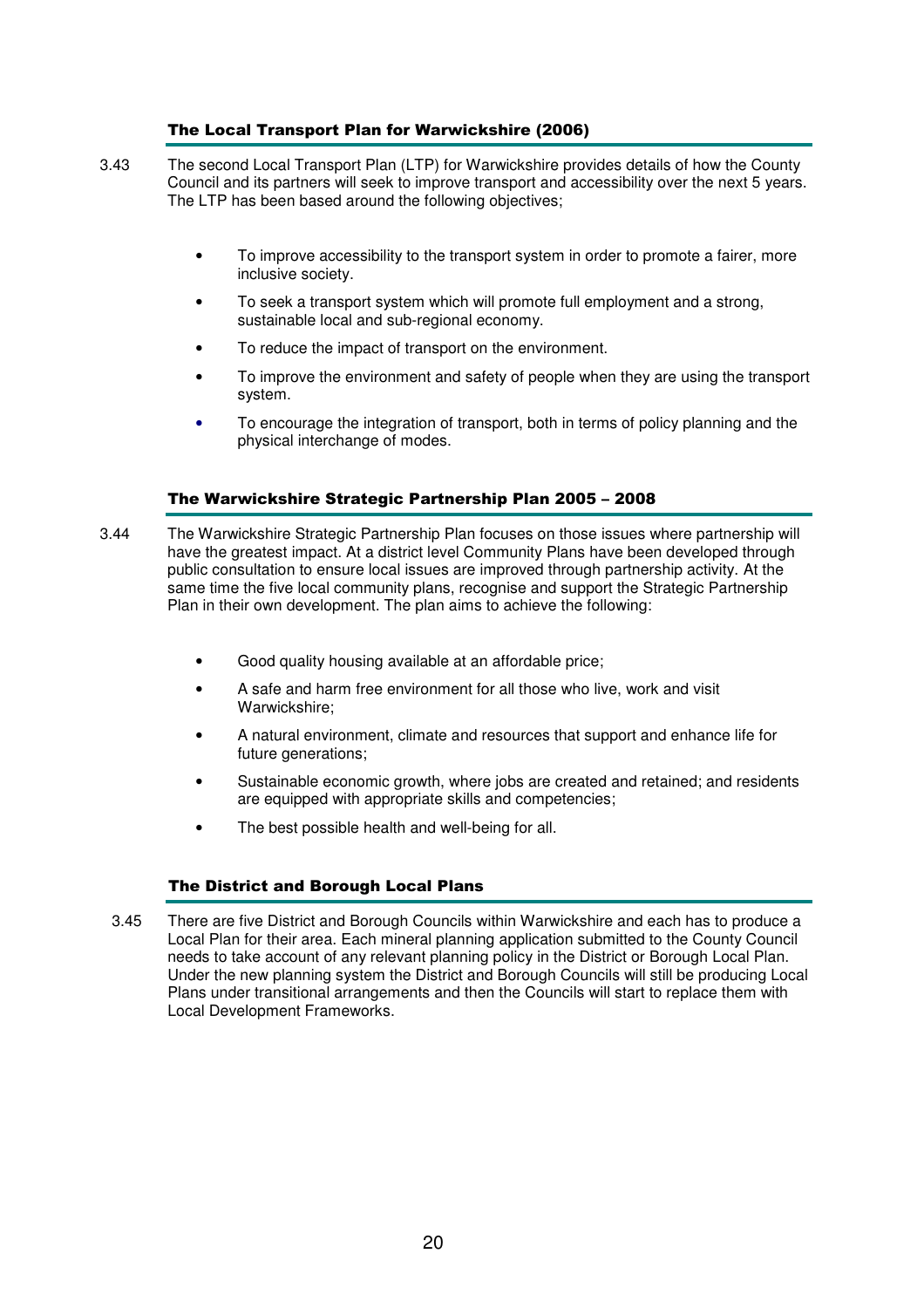### The Local Transport Plan for Warwickshire (2006)

3.43 The second Local Transport Plan (LTP) for Warwickshire provides details of how the County Council and its partners will seek to improve transport and accessibility over the next 5 years. The LTP has been based around the following objectives;

- To improve accessibility to the transport system in order to promote a fairer, more inclusive society.
- To seek a transport system which will promote full employment and a strong, sustainable local and sub-regional economy.
- To reduce the impact of transport on the environment.
- To improve the environment and safety of people when they are using the transport system.
- To encourage the integration of transport, both in terms of policy planning and the physical interchange of modes.

### The Warwickshire Strategic Partnership Plan 2005 – 2008

3.44 The Warwickshire Strategic Partnership Plan focuses on those issues where partnership will have the greatest impact. At a district level Community Plans have been developed through public consultation to ensure local issues are improved through partnership activity. At the same time the five local community plans, recognise and support the Strategic Partnership Plan in their own development. The plan aims to achieve the following:

- Good quality housing available at an affordable price;
- A safe and harm free environment for all those who live, work and visit Warwickshire;
- A natural environment, climate and resources that support and enhance life for future generations;
- Sustainable economic growth, where jobs are created and retained; and residents are equipped with appropriate skills and competencies;
- The best possible health and well-being for all.

### The District and Borough Local Plans

3.45 There are five District and Borough Councils within Warwickshire and each has to produce a Local Plan for their area. Each mineral planning application submitted to the County Council needs to take account of any relevant planning policy in the District or Borough Local Plan. Under the new planning system the District and Borough Councils will still be producing Local Plans under transitional arrangements and then the Councils will start to replace them with Local Development Frameworks.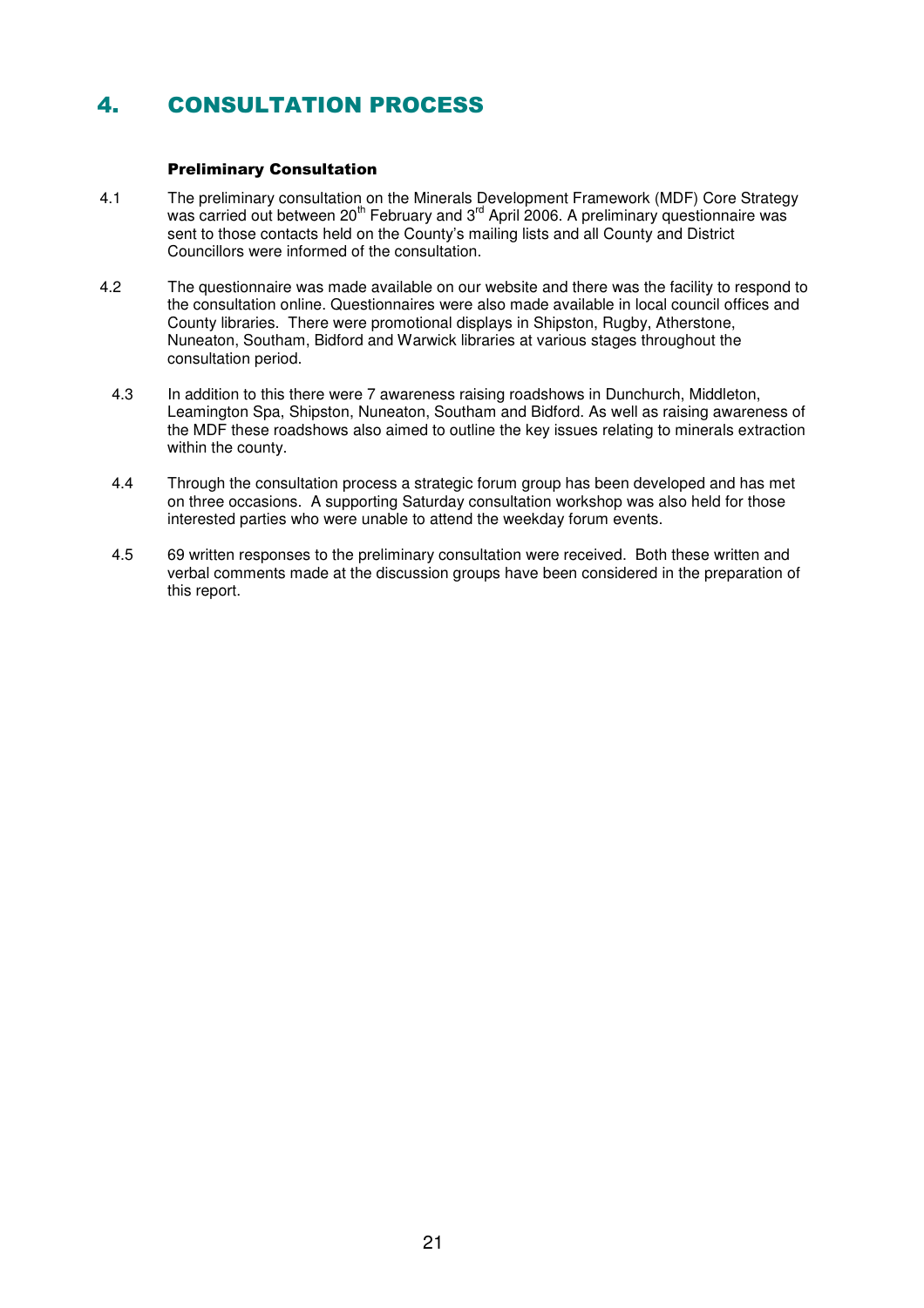# 4. CONSULTATION PROCESS

### Preliminary Consultation

4.1 The preliminary consultation on the Minerals Development Framework (MDF) Core Strategy was carried out between 20th February and 3rd April 2006. A preliminary questionnaire was sent to those contacts held on the County's mailing lists and all County and District Councillors were informed of the consultation.

4.2 The questionnaire was made available on our website and there was the facility to respond to the consultation online. Questionnaires were also made available in local council offices and County libraries. There were promotional displays in Shipston, Rugby, Atherstone, Nuneaton, Southam, Bidford and Warwick libraries at various stages throughout the consultation period.

4.3 In addition to this there were 7 awareness raising roadshows in Dunchurch, Middleton, Leamington Spa, Shipston, Nuneaton, Southam and Bidford. As well as raising awareness of the MDF these roadshows also aimed to outline the key issues relating to minerals extraction within the county.

4.4 Through the consultation process a strategic forum group has been developed and has met on three occasions. A supporting Saturday consultation workshop was also held for those interested parties who were unable to attend the weekday forum events.

4.5 69 written responses to the preliminary consultation were received. Both these written and verbal comments made at the discussion groups have been considered in the preparation of this report.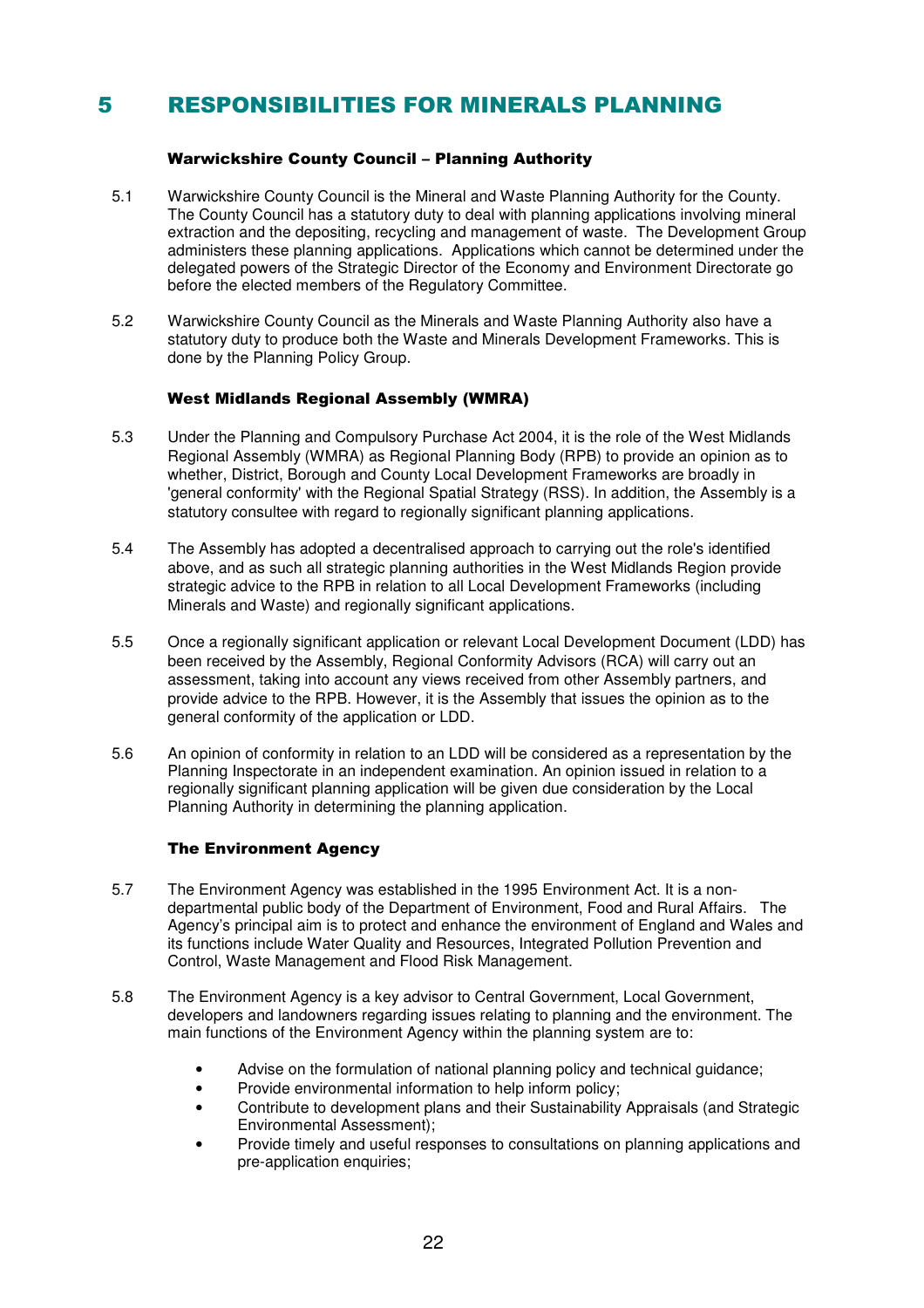# 5 RESPONSIBILITIES FOR MINERALS PLANNING

### Warwickshire County Council – Planning Authority

5.1 Warwickshire County Council is the Mineral and Waste Planning Authority for the County. The County Council has a statutory duty to deal with planning applications involving mineral extraction and the depositing, recycling and management of waste. The Development Group administers these planning applications. Applications which cannot be determined under the delegated powers of the Strategic Director of the Economy and Environment Directorate go before the elected members of the Regulatory Committee.

5.2 Warwickshire County Council as the Minerals and Waste Planning Authority also have a statutory duty to produce both the Waste and Minerals Development Frameworks. This is done by the Planning Policy Group.

### West Midlands Regional Assembly (WMRA)

5.3 Under the Planning and Compulsory Purchase Act 2004, it is the role of the West Midlands Regional Assembly (WMRA) as Regional Planning Body (RPB) to provide an opinion as to whether, District, Borough and County Local Development Frameworks are broadly in 'general conformity' with the Regional Spatial Strategy (RSS). In addition, the Assembly is a statutory consultee with regard to regionally significant planning applications.

5.4 The Assembly has adopted a decentralised approach to carrying out the role's identified above, and as such all strategic planning authorities in the West Midlands Region provide strategic advice to the RPB in relation to all Local Development Frameworks (including Minerals and Waste) and regionally significant applications.

5.5 Once a regionally significant application or relevant Local Development Document (LDD) has been received by the Assembly, Regional Conformity Advisors (RCA) will carry out an assessment, taking into account any views received from other Assembly partners, and provide advice to the RPB. However, it is the Assembly that issues the opinion as to the general conformity of the application or LDD.

5.6 An opinion of conformity in relation to an LDD will be considered as a representation by the Planning Inspectorate in an independent examination. An opinion issued in relation to a regionally significant planning application will be given due consideration by the Local Planning Authority in determining the planning application.

### The Environment Agency

5.7 The Environment Agency was established in the 1995 Environment Act. It is a non-departmental public body of the Department of Environment, Food and Rural Affairs. The Agency's principal aim is to protect and enhance the environment of England and Wales and its functions include Water Quality and Resources, Integrated Pollution Prevention and Control, Waste Management and Flood Risk Management.

5.8 The Environment Agency is a key advisor to Central Government, Local Government, developers and landowners regarding issues relating to planning and the environment. The main functions of the Environment Agency within the planning system are to:

- Advise on the formulation of national planning policy and technical guidance;
- Provide environmental information to help inform policy;
- Contribute to development plans and their Sustainability Appraisals (and Strategic Environmental Assessment);
- Provide timely and useful responses to consultations on planning applications and pre-application enquiries;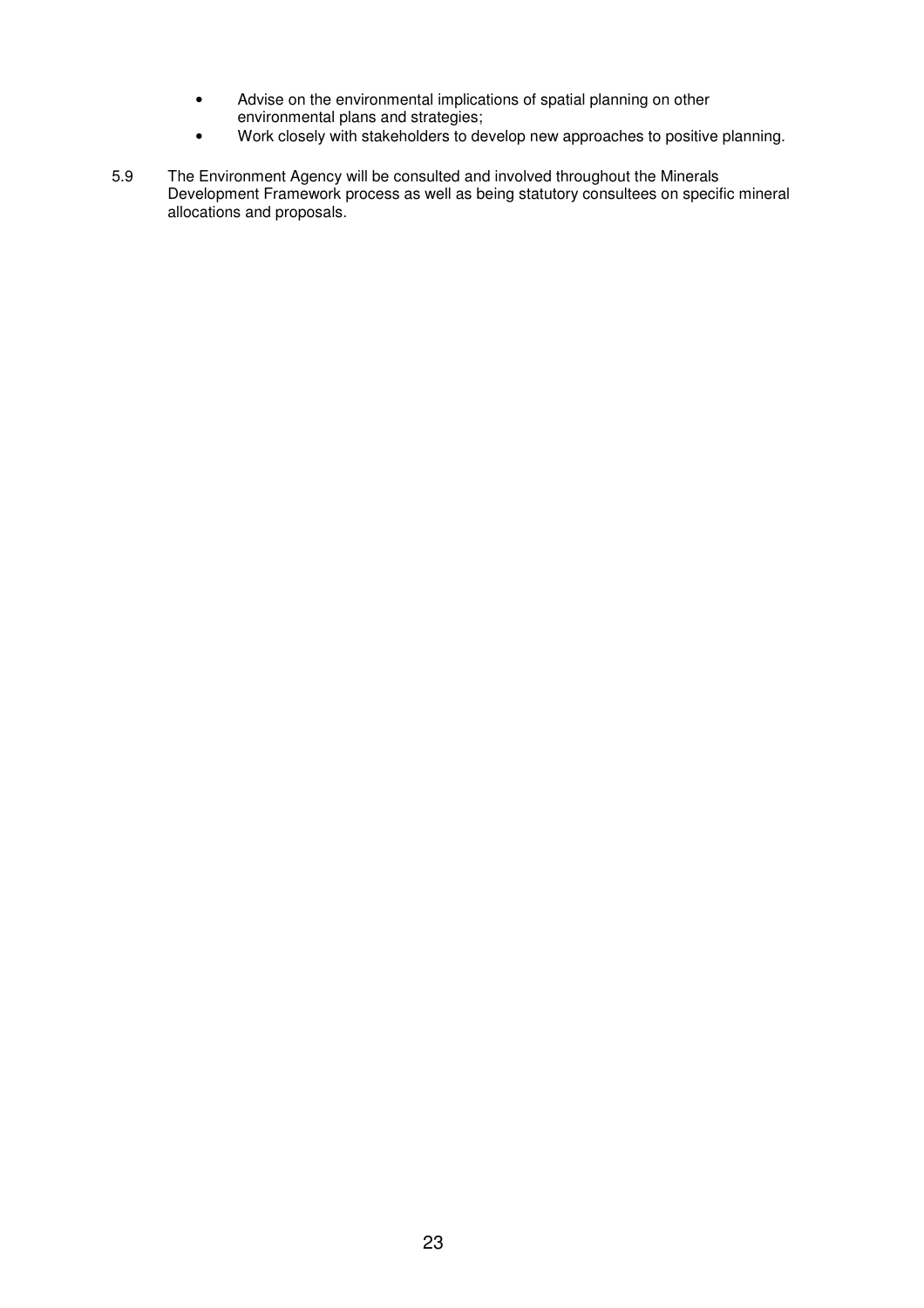- Advise on the environmental implications of spatial planning on other environmental plans and strategies;
- Work closely with stakeholders to develop new approaches to positive planning.

5.9 The Environment Agency will be consulted and involved throughout the Minerals Development Framework process as well as being statutory consultees on specific mineral allocations and proposals.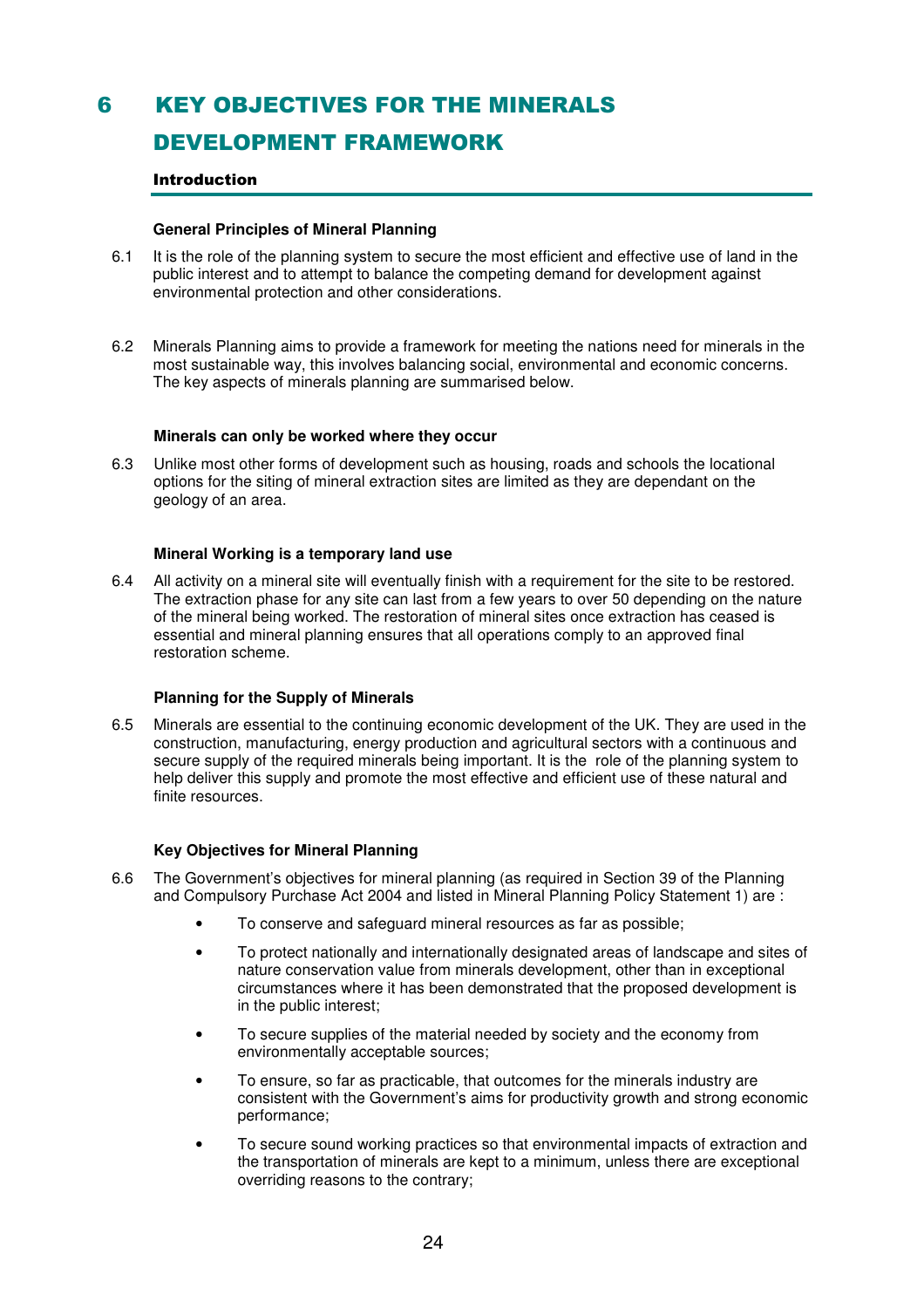# 6 KEY OBJECTIVES FOR THE MINERALS DEVELOPMENT FRAMEWORK

## Introduction

### General Principles of Mineral Planning

6.1 It is the role of the planning system to secure the most efficient and effective use of land in the public interest and to attempt to balance the competing demand for development against environmental protection and other considerations.

6.2 Minerals Planning aims to provide a framework for meeting the nations need for minerals in the most sustainable way, this involves balancing social, environmental and economic concerns. The key aspects of minerals planning are summarised below.

### Minerals can only be worked where they occur

6.3 Unlike most other forms of development such as housing, roads and schools the locational options for the siting of mineral extraction sites are limited as they are dependant on the geology of an area.

### Mineral Working is a temporary land use

6.4 All activity on a mineral site will eventually finish with a requirement for the site to be restored. The extraction phase for any site can last from a few years to over 50 depending on the nature of the mineral being worked. The restoration of mineral sites once extraction has ceased is essential and mineral planning ensures that all operations comply to an approved final restoration scheme.

### Planning for the Supply of Minerals

6.5 Minerals are essential to the continuing economic development of the UK. They are used in the construction, manufacturing, energy production and agricultural sectors with a continuous and secure supply of the required minerals being important. It is the role of the planning system to help deliver this supply and promote the most effective and efficient use of these natural and finite resources.

### Key Objectives for Mineral Planning

6.6 The Government's objectives for mineral planning (as required in Section 39 of the Planning and Compulsory Purchase Act 2004 and listed in Mineral Planning Policy Statement 1) are :

- To conserve and safeguard mineral resources as far as possible;
- To protect nationally and internationally designated areas of landscape and sites of nature conservation value from minerals development, other than in exceptional circumstances where it has been demonstrated that the proposed development is in the public interest;
- To secure supplies of the material needed by society and the economy from environmentally acceptable sources;
- To ensure, so far as practicable, that outcomes for the minerals industry are consistent with the Government's aims for productivity growth and strong economic performance;
- To secure sound working practices so that environmental impacts of extraction and the transportation of minerals are kept to a minimum, unless there are exceptional overriding reasons to the contrary;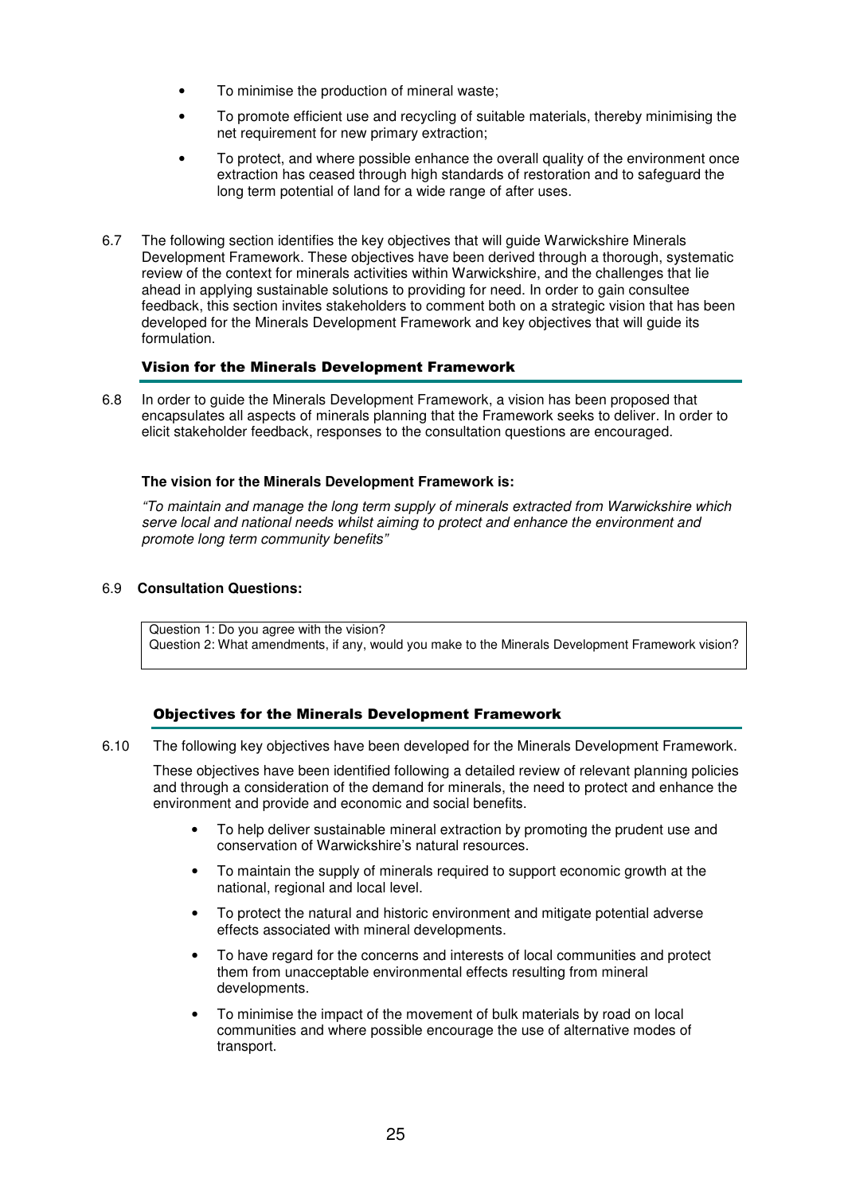- To minimise the production of mineral waste;
- To promote efficient use and recycling of suitable materials, thereby minimising the net requirement for new primary extraction;
- To protect, and where possible enhance the overall quality of the environment once extraction has ceased through high standards of restoration and to safeguard the long term potential of land for a wide range of after uses.

6.7 The following section identifies the key objectives that will guide Warwickshire Minerals Development Framework. These objectives have been derived through a thorough, systematic review of the context for minerals activities within Warwickshire, and the challenges that lie ahead in applying sustainable solutions to providing for need. In order to gain consultee feedback, this section invites stakeholders to comment both on a strategic vision that has been developed for the Minerals Development Framework and key objectives that will guide its formulation.

## Vision for the Minerals Development Framework

6.8 In order to guide the Minerals Development Framework, a vision has been proposed that encapsulates all aspects of minerals planning that the Framework seeks to deliver. In order to elicit stakeholder feedback, responses to the consultation questions are encouraged.

**The vision for the Minerals Development Framework is:**

*"To maintain and manage the long term supply of minerals extracted from Warwickshire which serve local and national needs whilst aiming to protect and enhance the environment and promote long term community benefits"*

6.9 **Consultation Questions:**

Question 1: Do you agree with the vision?
Question 2: What amendments, if any, would you make to the Minerals Development Framework vision?

## Objectives for the Minerals Development Framework

6.10 The following key objectives have been developed for the Minerals Development Framework.

These objectives have been identified following a detailed review of relevant planning policies and through a consideration of the demand for minerals, the need to protect and enhance the environment and provide and economic and social benefits.

- To help deliver sustainable mineral extraction by promoting the prudent use and conservation of Warwickshire's natural resources.
- To maintain the supply of minerals required to support economic growth at the national, regional and local level.
- To protect the natural and historic environment and mitigate potential adverse effects associated with mineral developments.
- To have regard for the concerns and interests of local communities and protect them from unacceptable environmental effects resulting from mineral developments.
- To minimise the impact of the movement of bulk materials by road on local communities and where possible encourage the use of alternative modes of transport.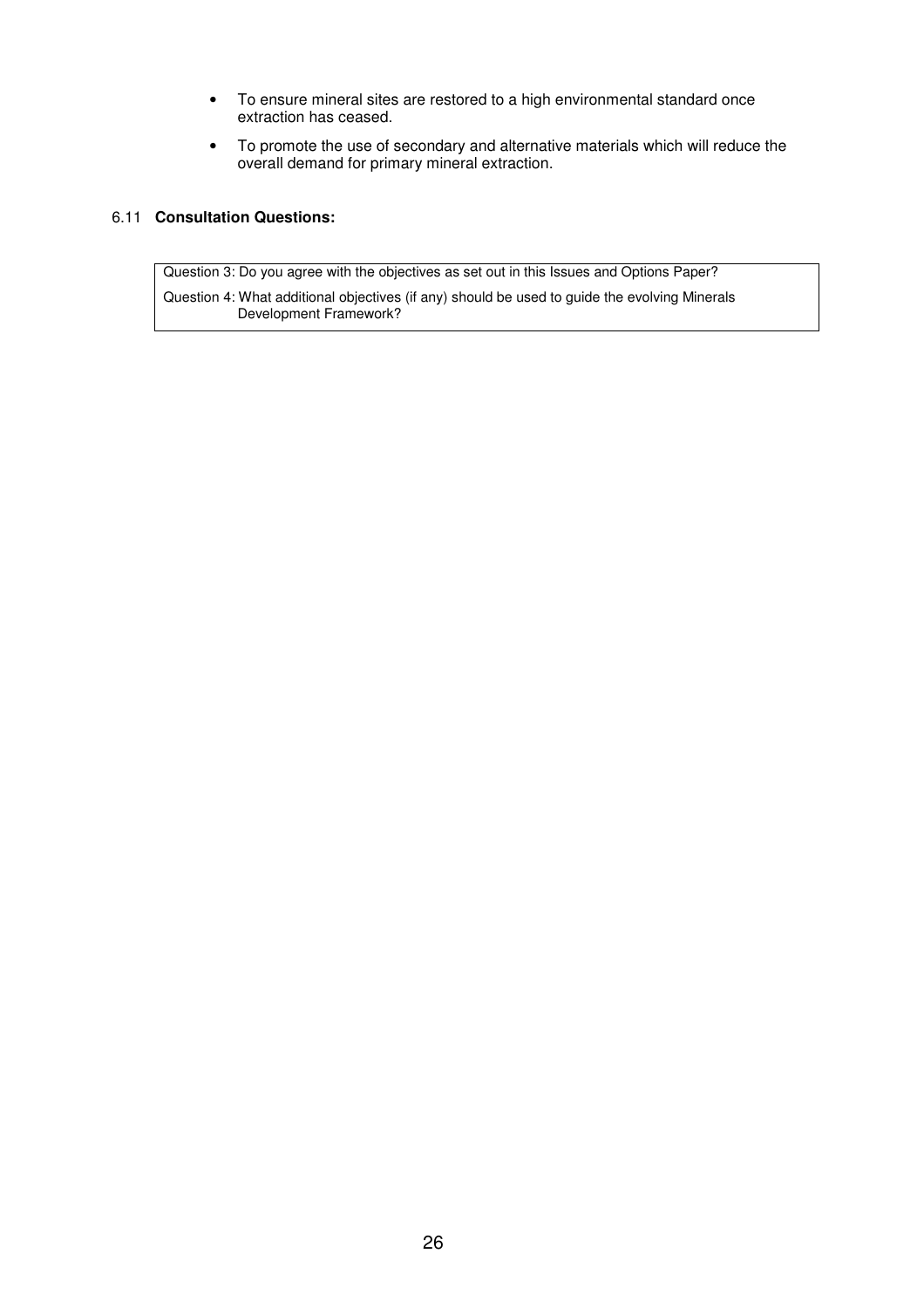- To ensure mineral sites are restored to a high environmental standard once extraction has ceased.
- To promote the use of secondary and alternative materials which will reduce the overall demand for primary mineral extraction.

6.11 **Consultation Questions:**

| |
|---|
| Question 3: Do you agree with the objectives as set out in this Issues and Options Paper? |
| Question 4: What additional objectives (if any) should be used to guide the evolving Minerals Development Framework? |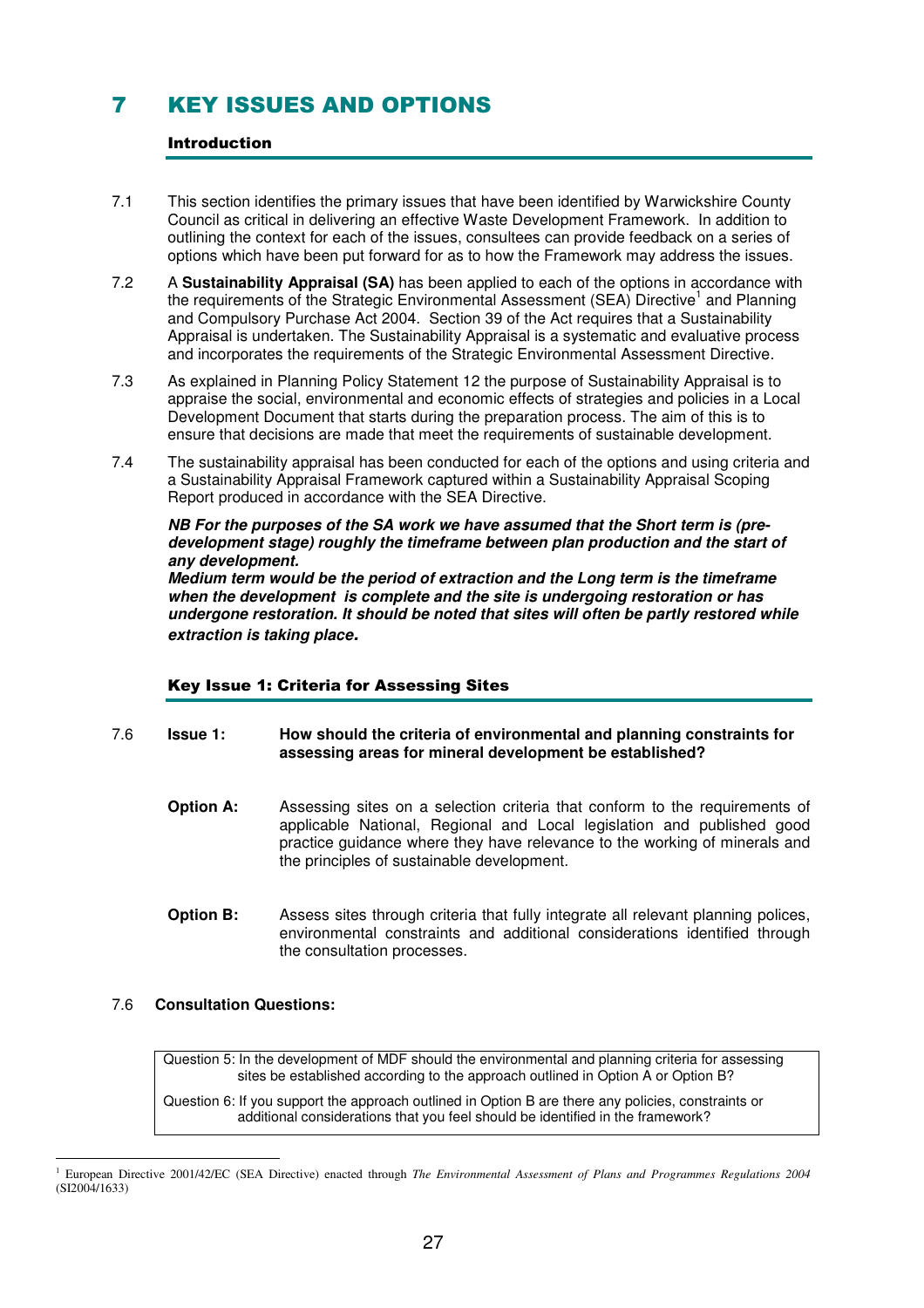# 7 KEY ISSUES AND OPTIONS

## Introduction

7.1 This section identifies the primary issues that have been identified by Warwickshire County Council as critical in delivering an effective Waste Development Framework. In addition to outlining the context for each of the issues, consultees can provide feedback on a series of options which have been put forward for as to how the Framework may address the issues.

7.2 A **Sustainability Appraisal (SA)** has been applied to each of the options in accordance with the requirements of the Strategic Environmental Assessment (SEA) Directive[1] and Planning and Compulsory Purchase Act 2004. Section 39 of the Act requires that a Sustainability Appraisal is undertaken. The Sustainability Appraisal is a systematic and evaluative process and incorporates the requirements of the Strategic Environmental Assessment Directive.

7.3 As explained in Planning Policy Statement 12 the purpose of Sustainability Appraisal is to appraise the social, environmental and economic effects of strategies and policies in a Local Development Document that starts during the preparation process. The aim of this is to ensure that decisions are made that meet the requirements of sustainable development.

7.4 The sustainability appraisal has been conducted for each of the options and using criteria and a Sustainability Appraisal Framework captured within a Sustainability Appraisal Scoping Report produced in accordance with the SEA Directive.

***NB For the purposes of the SA work we have assumed that the Short term is (pre-development stage) roughly the timeframe between plan production and the start of any development.***
***Medium term would be the period of extraction and the Long term is the timeframe when the development is complete and the site is undergoing restoration or has undergone restoration. It should be noted that sites will often be partly restored while extraction is taking place.***

## Key Issue 1: Criteria for Assessing Sites

7.6 **Issue 1:** **How should the criteria of environmental and planning constraints for assessing areas for mineral development be established?**

**Option A:** Assessing sites on a selection criteria that conform to the requirements of applicable National, Regional and Local legislation and published good practice guidance where they have relevance to the working of minerals and the principles of sustainable development.

**Option B:** Assess sites through criteria that fully integrate all relevant planning polices, environmental constraints and additional considerations identified through the consultation processes.

7.6 **Consultation Questions:**

Question 5: In the development of MDF should the environmental and planning criteria for assessing sites be established according to the approach outlined in Option A or Option B?

Question 6: If you support the approach outlined in Option B are there any policies, constraints or additional considerations that you feel should be identified in the framework?

[1] European Directive 2001/42/EC (SEA Directive) enacted through *The Environmental Assessment of Plans and Programmes Regulations 2004* (SI2004/1633)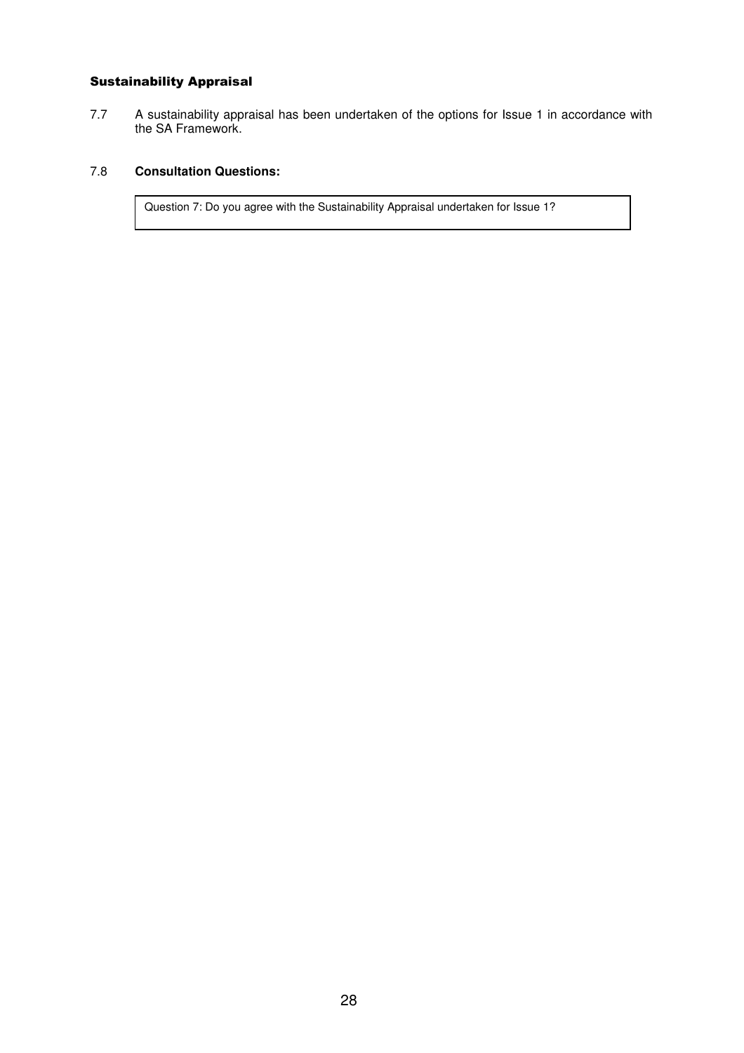### Sustainability Appraisal

7.7 A sustainability appraisal has been undertaken of the options for Issue 1 in accordance with the SA Framework.

7.8 **Consultation Questions:**

| Question 7: Do you agree with the Sustainability Appraisal undertaken for Issue 1? |
|---|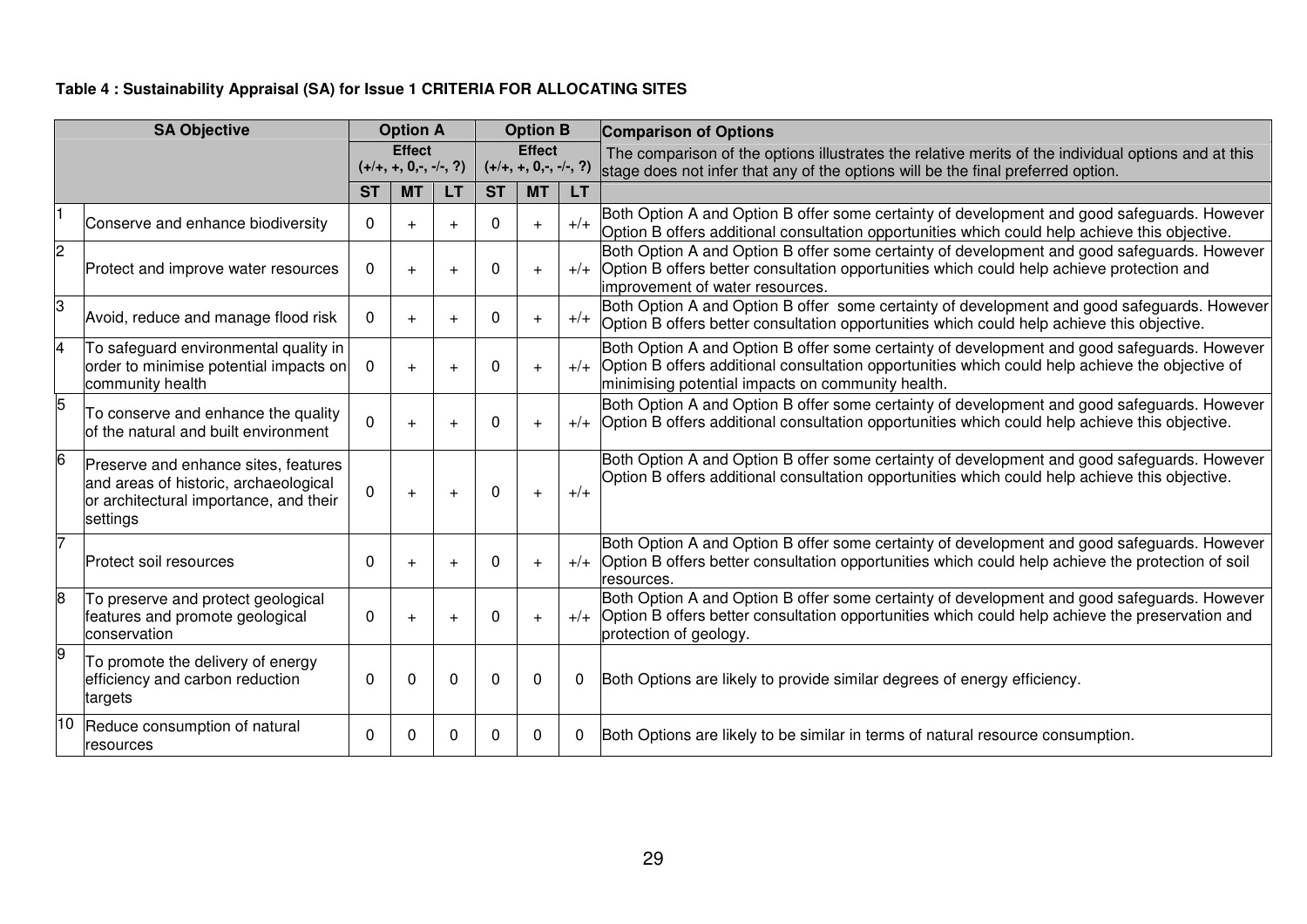**Table 4 : Sustainability Appraisal (SA) for Issue 1 CRITERIA FOR ALLOCATING SITES**

| SA Objective | | Option A | | | Option B | | | Comparison of Options |
|---|---|---|---|---|---|---|---|---|
| | | Effect (+/+, +, 0,-, -/-, ?) | | | Effect (+/+, +, 0,-, -/-, ?) | | | The comparison of the options illustrates the relative merits of the individual options and at this stage does not infer that any of the options will be the final preferred option. |
| | | ST | MT | LT | ST | MT | LT | |
| 1 | Conserve and enhance biodiversity | 0 | + | + | 0 | + | +/+ | Both Option A and Option B offer some certainty of development and good safeguards. However Option B offers additional consultation opportunities which could help achieve this objective. |
| 2 | Protect and improve water resources | 0 | + | + | 0 | + | +/+ | Both Option A and Option B offer some certainty of development and good safeguards. However Option B offers better consultation opportunities which could help achieve protection and improvement of water resources. |
| 3 | Avoid, reduce and manage flood risk | 0 | + | + | 0 | + | +/+ | Both Option A and Option B offer some certainty of development and good safeguards. However Option B offers better consultation opportunities which could help achieve this objective. |
| 4 | To safeguard environmental quality in order to minimise potential impacts on community health | 0 | + | + | 0 | + | +/+ | Both Option A and Option B offer some certainty of development and good safeguards. However Option B offers additional consultation opportunities which could help achieve the objective of minimising potential impacts on community health. |
| 5 | To conserve and enhance the quality of the natural and built environment | 0 | + | + | 0 | + | +/+ | Both Option A and Option B offer some certainty of development and good safeguards. However Option B offers additional consultation opportunities which could help achieve this objective. |
| 6 | Preserve and enhance sites, features and areas of historic, archaeological or architectural importance, and their settings | 0 | + | + | 0 | + | +/+ | Both Option A and Option B offer some certainty of development and good safeguards. However Option B offers additional consultation opportunities which could help achieve this objective. |
| 7 | Protect soil resources | 0 | + | + | 0 | + | +/+ | Both Option A and Option B offer some certainty of development and good safeguards. However Option B offers better consultation opportunities which could help achieve the protection of soil resources. |
| 8 | To preserve and protect geological features and promote geological conservation | 0 | + | + | 0 | + | +/+ | Both Option A and Option B offer some certainty of development and good safeguards. However Option B offers better consultation opportunities which could help achieve the preservation and protection of geology. |
| 9 | To promote the delivery of energy efficiency and carbon reduction targets | 0 | 0 | 0 | 0 | 0 | 0 | Both Options are likely to provide similar degrees of energy efficiency. |
| 10 | Reduce consumption of natural resources | 0 | 0 | 0 | 0 | 0 | 0 | Both Options are likely to be similar in terms of natural resource consumption. |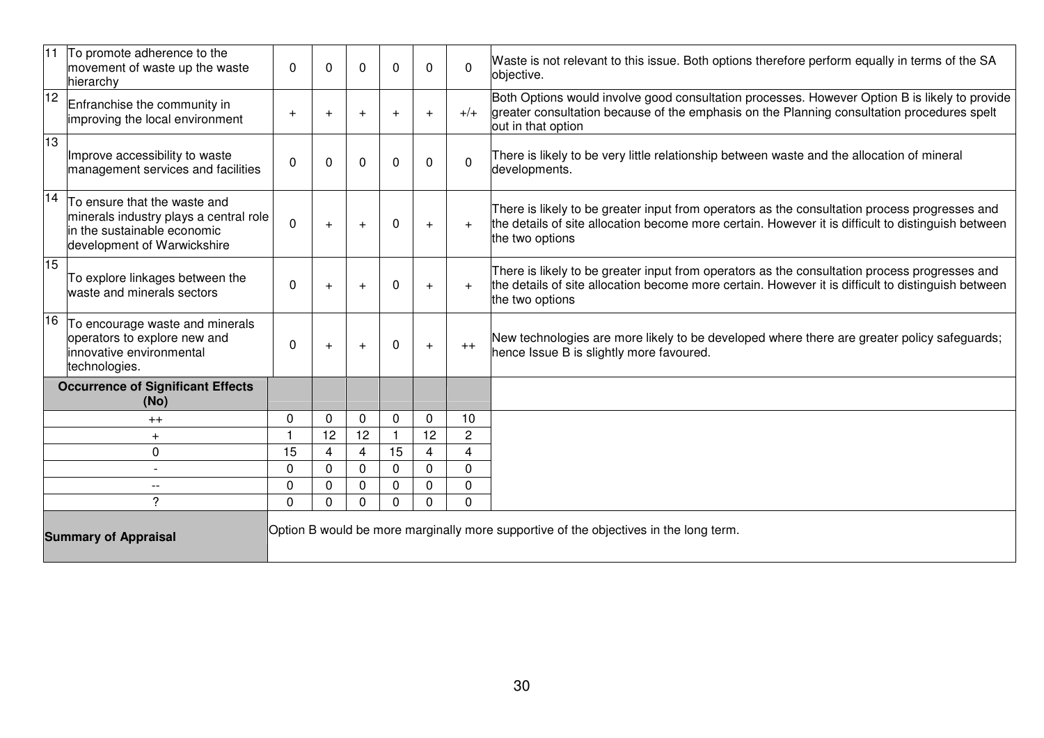| | | | | | | | | |
|---|---|---|---|---|---|---|---|---|
| 11 | To promote adherence to the movement of waste up the waste hierarchy | 0 | 0 | 0 | 0 | 0 | 0 | Waste is not relevant to this issue. Both options therefore perform equally in terms of the SA objective. |
| 12 | Enfranchise the community in improving the local environment | + | + | + | + | + | +/+ | Both Options would involve good consultation processes. However Option B is likely to provide greater consultation because of the emphasis on the Planning consultation procedures spelt out in that option |
| 13 | Improve accessibility to waste management services and facilities | 0 | 0 | 0 | 0 | 0 | 0 | There is likely to be very little relationship between waste and the allocation of mineral developments. |
| 14 | To ensure that the waste and minerals industry plays a central role in the sustainable economic development of Warwickshire | 0 | + | + | 0 | + | + | There is likely to be greater input from operators as the consultation process progresses and the details of site allocation become more certain. However it is difficult to distinguish between the two options |
| 15 | To explore linkages between the waste and minerals sectors | 0 | + | + | 0 | + | + | There is likely to be greater input from operators as the consultation process progresses and the details of site allocation become more certain. However it is difficult to distinguish between the two options |
| 16 | To encourage waste and minerals operators to explore new and innovative environmental technologies. | 0 | + | + | 0 | + | ++ | New technologies are more likely to be developed where there are greater policy safeguards; hence Issue B is slightly more favoured. |
| **Occurrence of Significant Effects (No)** | | | | | | | | |
| ++ | | 0 | 0 | 0 | 0 | 0 | 10 | |
| + | | 1 | 12 | 12 | 1 | 12 | 2 | |
| 0 | | 15 | 4 | 4 | 15 | 4 | 4 | |
| - | | 0 | 0 | 0 | 0 | 0 | 0 | |
| -- | | 0 | 0 | 0 | 0 | 0 | 0 | |
| ? | | 0 | 0 | 0 | 0 | 0 | 0 | |
| **Summary of Appraisal** | | Option B would be more marginally more supportive of the objectives in the long term. | | | | | | |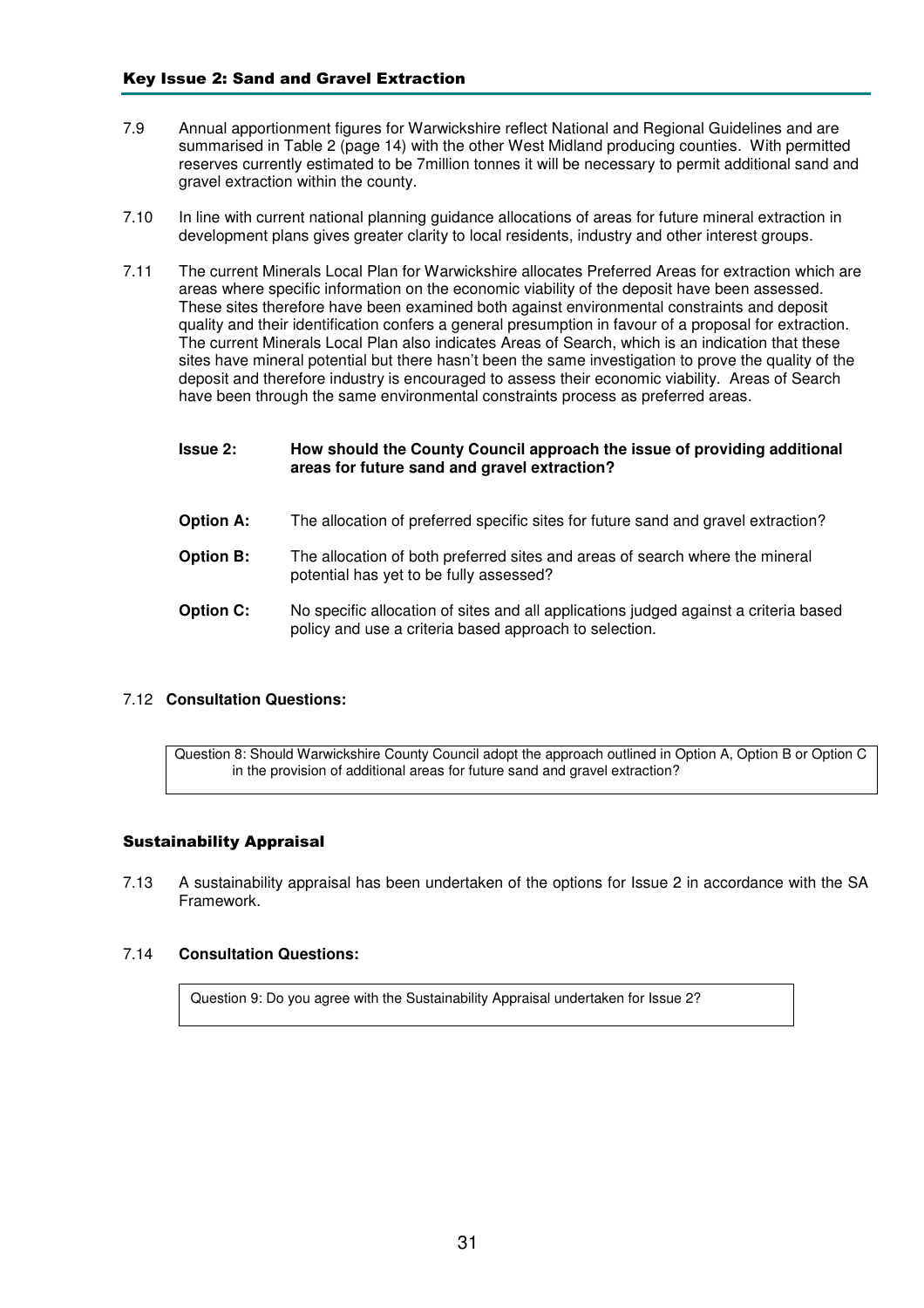## Key Issue 2: Sand and Gravel Extraction

7.9 Annual apportionment figures for Warwickshire reflect National and Regional Guidelines and are summarised in Table 2 (page 14) with the other West Midland producing counties. With permitted reserves currently estimated to be 7million tonnes it will be necessary to permit additional sand and gravel extraction within the county.

7.10 In line with current national planning guidance allocations of areas for future mineral extraction in development plans gives greater clarity to local residents, industry and other interest groups.

7.11 The current Minerals Local Plan for Warwickshire allocates Preferred Areas for extraction which are areas where specific information on the economic viability of the deposit have been assessed. These sites therefore have been examined both against environmental constraints and deposit quality and their identification confers a general presumption in favour of a proposal for extraction. The current Minerals Local Plan also indicates Areas of Search, which is an indication that these sites have mineral potential but there hasn't been the same investigation to prove the quality of the deposit and therefore industry is encouraged to assess their economic viability. Areas of Search have been through the same environmental constraints process as preferred areas.

**Issue 2:** **How should the County Council approach the issue of providing additional areas for future sand and gravel extraction?**

**Option A:** The allocation of preferred specific sites for future sand and gravel extraction?

**Option B:** The allocation of both preferred sites and areas of search where the mineral potential has yet to be fully assessed?

**Option C:** No specific allocation of sites and all applications judged against a criteria based policy and use a criteria based approach to selection.

7.12 **Consultation Questions:**

Question 8: Should Warwickshire County Council adopt the approach outlined in Option A, Option B or Option C in the provision of additional areas for future sand and gravel extraction?

## Sustainability Appraisal

7.13 A sustainability appraisal has been undertaken of the options for Issue 2 in accordance with the SA Framework.

7.14 **Consultation Questions:**

Question 9: Do you agree with the Sustainability Appraisal undertaken for Issue 2?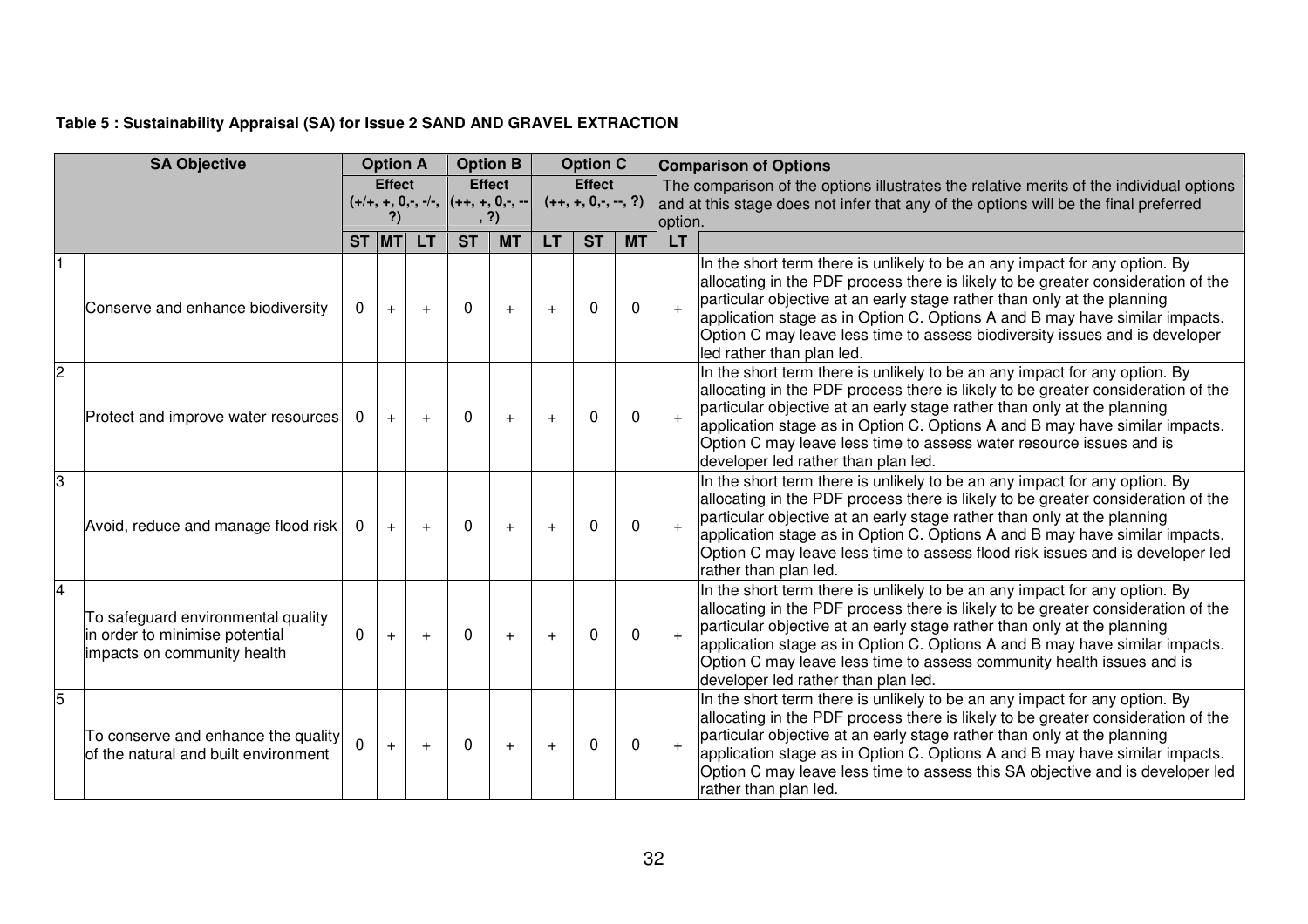**Table 5 : Sustainability Appraisal (SA) for Issue 2 SAND AND GRAVEL EXTRACTION**

| | SA Objective | Option A | | | Option B | | | Option C | | | Comparison of Options |
|---|---|---|---|---|---|---|---|---|---|---|---|
| | | Effect (+/+, +, 0,-, -/-, ?) | | | Effect (++, +, 0,-, --, ?) | | | Effect (++, +, 0,-, --, ?) | | | The comparison of the options illustrates the relative merits of the individual options and at this stage does not infer that any of the options will be the final preferred option. |
| | | ST | MT | LT | ST | MT | LT | ST | MT | LT | |
| 1 | Conserve and enhance biodiversity | 0 | + | + | 0 | + | + | 0 | 0 | + | In the short term there is unlikely to be an any impact for any option. By allocating in the PDF process there is likely to be greater consideration of the particular objective at an early stage rather than only at the planning application stage as in Option C. Options A and B may have similar impacts. Option C may leave less time to assess biodiversity issues and is developer led rather than plan led. |
| 2 | Protect and improve water resources | 0 | + | + | 0 | + | + | 0 | 0 | + | In the short term there is unlikely to be an any impact for any option. By allocating in the PDF process there is likely to be greater consideration of the particular objective at an early stage rather than only at the planning application stage as in Option C. Options A and B may have similar impacts. Option C may leave less time to assess water resource issues and is developer led rather than plan led. |
| 3 | Avoid, reduce and manage flood risk | 0 | + | + | 0 | + | + | 0 | 0 | + | In the short term there is unlikely to be an any impact for any option. By allocating in the PDF process there is likely to be greater consideration of the particular objective at an early stage rather than only at the planning application stage as in Option C. Options A and B may have similar impacts. Option C may leave less time to assess flood risk issues and is developer led rather than plan led. |
| 4 | To safeguard environmental quality in order to minimise potential impacts on community health | 0 | + | + | 0 | + | + | 0 | 0 | + | In the short term there is unlikely to be an any impact for any option. By allocating in the PDF process there is likely to be greater consideration of the particular objective at an early stage rather than only at the planning application stage as in Option C. Options A and B may have similar impacts. Option C may leave less time to assess community health issues and is developer led rather than plan led. |
| 5 | To conserve and enhance the quality of the natural and built environment | 0 | + | + | 0 | + | + | 0 | 0 | + | In the short term there is unlikely to be an any impact for any option. By allocating in the PDF process there is likely to be greater consideration of the particular objective at an early stage rather than only at the planning application stage as in Option C. Options A and B may have similar impacts. Option C may leave less time to assess this SA objective and is developer led rather than plan led. |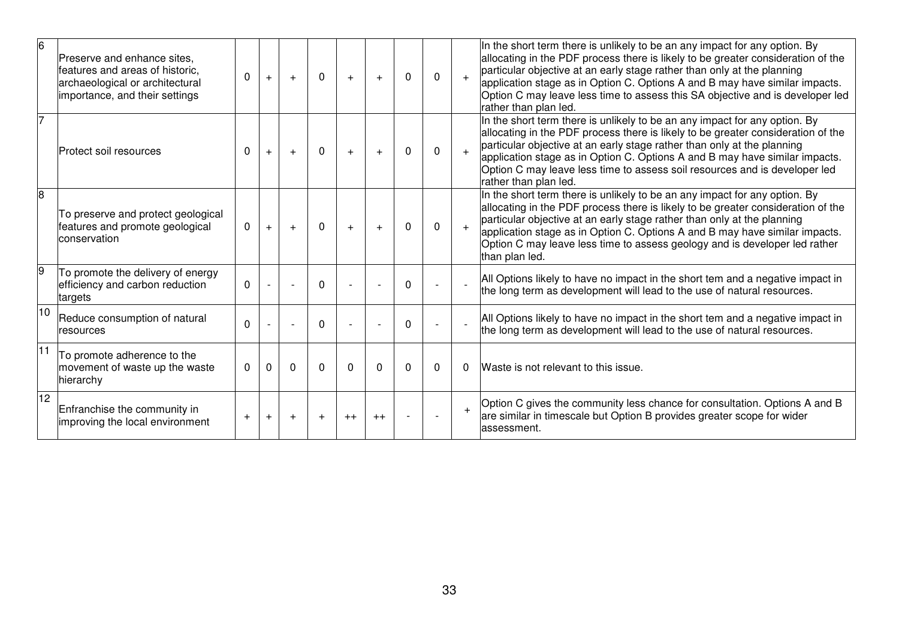| | | | | | | | | | | | |
|---|---|---|---|---|---|---|---|---|---|---|---|
| 6 | Preserve and enhance sites, features and areas of historic, archaeological or architectural importance, and their settings | 0 | + | + | 0 | + | + | 0 | 0 | + | In the short term there is unlikely to be an any impact for any option. By allocating in the PDF process there is likely to be greater consideration of the particular objective at an early stage rather than only at the planning application stage as in Option C. Options A and B may have similar impacts. Option C may leave less time to assess this SA objective and is developer led rather than plan led. |
| 7 | Protect soil resources | 0 | + | + | 0 | + | + | 0 | 0 | + | In the short term there is unlikely to be an any impact for any option. By allocating in the PDF process there is likely to be greater consideration of the particular objective at an early stage rather than only at the planning application stage as in Option C. Options A and B may have similar impacts. Option C may leave less time to assess soil resources and is developer led rather than plan led. |
| 8 | To preserve and protect geological features and promote geological conservation | 0 | + | + | 0 | + | + | 0 | 0 | + | In the short term there is unlikely to be an any impact for any option. By allocating in the PDF process there is likely to be greater consideration of the particular objective at an early stage rather than only at the planning application stage as in Option C. Options A and B may have similar impacts. Option C may leave less time to assess geology and is developer led rather than plan led. |
| 9 | To promote the delivery of energy efficiency and carbon reduction targets | 0 | - | - | 0 | - | - | 0 | - | - | All Options likely to have no impact in the short tem and a negative impact in the long term as development will lead to the use of natural resources. |
| 10 | Reduce consumption of natural resources | 0 | - | - | 0 | - | - | 0 | - | - | All Options likely to have no impact in the short tem and a negative impact in the long term as development will lead to the use of natural resources. |
| 11 | To promote adherence to the movement of waste up the waste hierarchy | 0 | 0 | 0 | 0 | 0 | 0 | 0 | 0 | 0 | Waste is not relevant to this issue. |
| 12 | Enfranchise the community in improving the local environment | + | + | + | + | ++ | ++ | - | - | + | Option C gives the community less chance for consultation. Options A and B are similar in timescale but Option B provides greater scope for wider assessment. |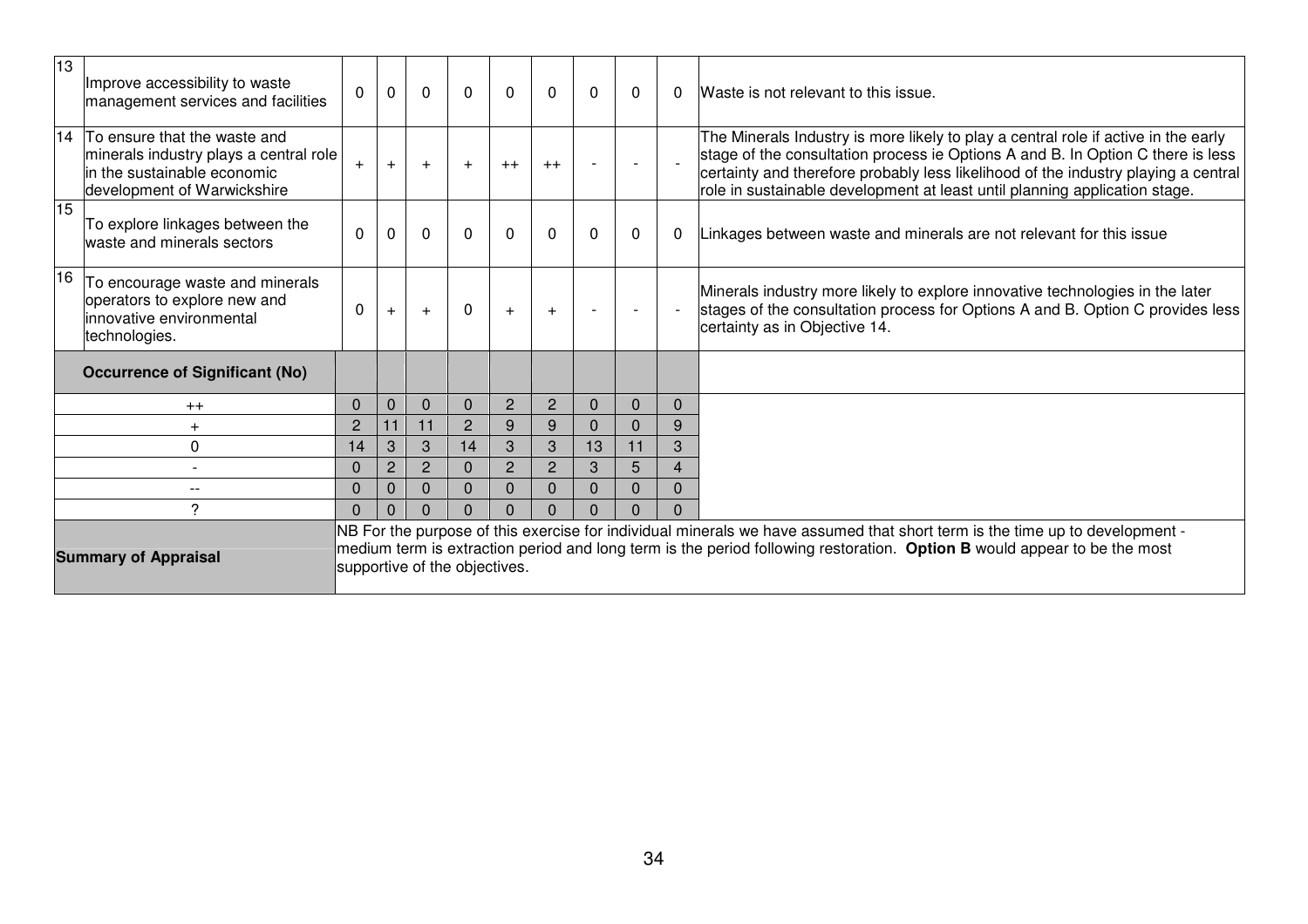| | | | | | | | | | | | |
|---|---|---|---|---|---|---|---|---|---|---|---|
| 13 | Improve accessibility to waste management services and facilities | 0 | 0 | 0 | 0 | 0 | 0 | 0 | 0 | 0 | Waste is not relevant to this issue. |
| 14 | To ensure that the waste and minerals industry plays a central role in the sustainable economic development of Warwickshire | + | + | + | + | ++ | ++ | - | - | - | The Minerals Industry is more likely to play a central role if active in the early stage of the consultation process ie Options A and B. In Option C there is less certainty and therefore probably less likelihood of the industry playing a central role in sustainable development at least until planning application stage. |
| 15 | To explore linkages between the waste and minerals sectors | 0 | 0 | 0 | 0 | 0 | 0 | 0 | 0 | 0 | Linkages between waste and minerals are not relevant for this issue |
| 16 | To encourage waste and minerals operators to explore new and innovative environmental technologies. | 0 | + | + | 0 | + | + | - | - | - | Minerals industry more likely to explore innovative technologies in the later stages of the consultation process for Options A and B. Option C provides less certainty as in Objective 14. |
| | **Occurrence of Significant (No)** | | | | | | | | | | |
| | ++ | 0 | 0 | 0 | 0 | 2 | 2 | 0 | 0 | 0 | |
| | + | 2 | 11 | 11 | 2 | 9 | 9 | 0 | 0 | 9 | |
| | 0 | 14 | 3 | 3 | 14 | 3 | 3 | 13 | 11 | 3 | |
| | - | 0 | 2 | 2 | 0 | 2 | 2 | 3 | 5 | 4 | |
| | -- | 0 | 0 | 0 | 0 | 0 | 0 | 0 | 0 | 0 | |
| | ? | 0 | 0 | 0 | 0 | 0 | 0 | 0 | 0 | 0 | |
| | **Summary of Appraisal** | NB For the purpose of this exercise for individual minerals we have assumed that short term is the time up to development - medium term is extraction period and long term is the period following restoration. **Option B** would appear to be the most supportive of the objectives. | | | | | | | | | |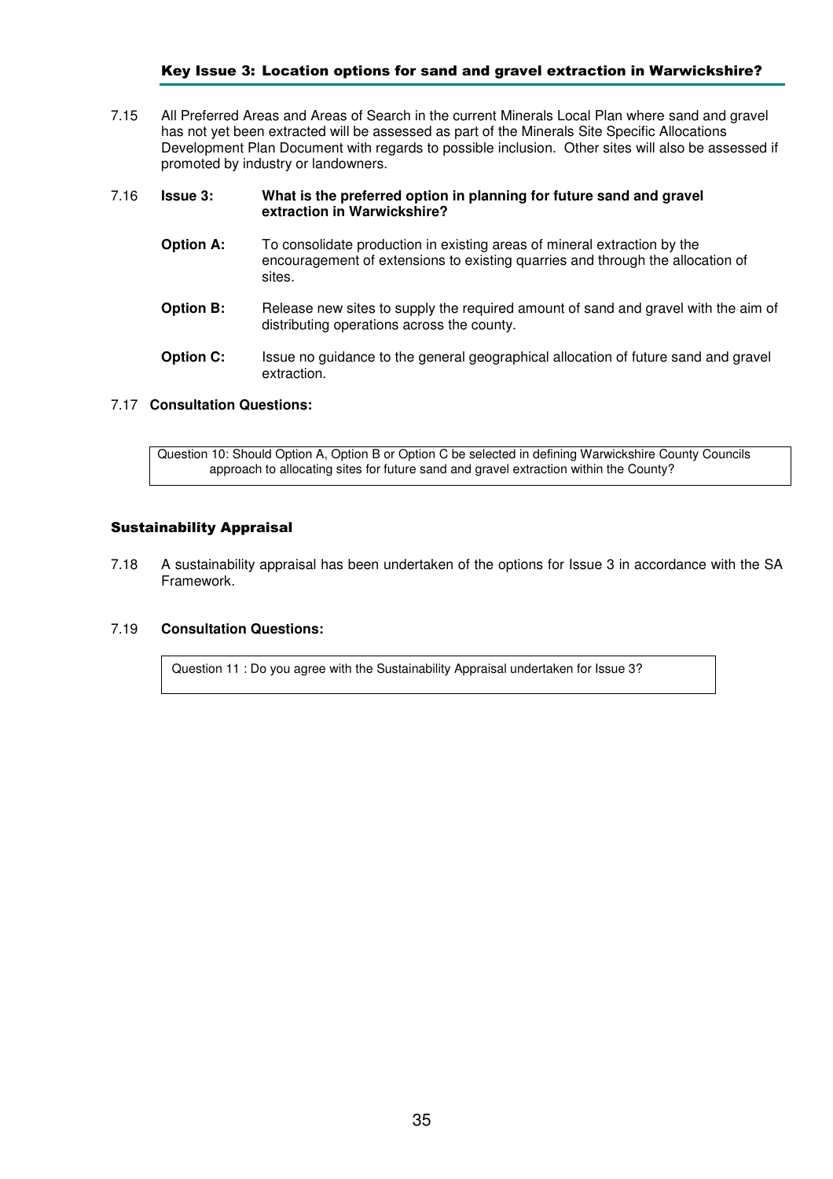### Key Issue 3: Location options for sand and gravel extraction in Warwickshire?

7.15 All Preferred Areas and Areas of Search in the current Minerals Local Plan where sand and gravel has not yet been extracted will be assessed as part of the Minerals Site Specific Allocations Development Plan Document with regards to possible inclusion. Other sites will also be assessed if promoted by industry or landowners.

7.16 **Issue 3:** **What is the preferred option in planning for future sand and gravel extraction in Warwickshire?**

**Option A:** To consolidate production in existing areas of mineral extraction by the encouragement of extensions to existing quarries and through the allocation of sites.

**Option B:** Release new sites to supply the required amount of sand and gravel with the aim of distributing operations across the county.

**Option C:** Issue no guidance to the general geographical allocation of future sand and gravel extraction.

7.17 **Consultation Questions:**

> Question 10: Should Option A, Option B or Option C be selected in defining Warwickshire County Councils approach to allocating sites for future sand and gravel extraction within the County?

### Sustainability Appraisal

7.18 A sustainability appraisal has been undertaken of the options for Issue 3 in accordance with the SA Framework.

7.19 **Consultation Questions:**

> Question 11 : Do you agree with the Sustainability Appraisal undertaken for Issue 3?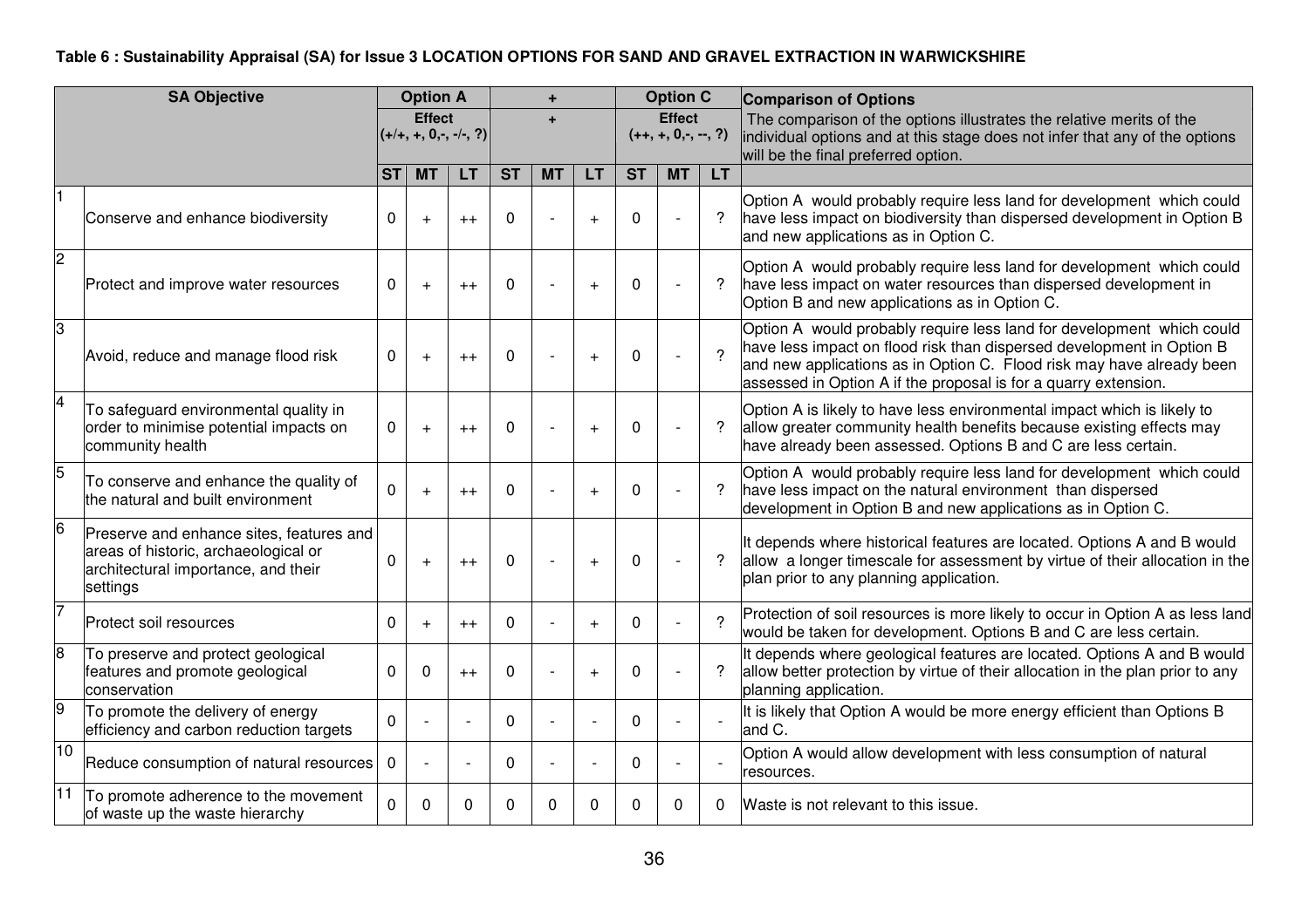**Table 6 : Sustainability Appraisal (SA) for Issue 3 LOCATION OPTIONS FOR SAND AND GRAVEL EXTRACTION IN WARWICKSHIRE**

| SA Objective | | Option A | | | + | | | Option C | | | Comparison of Options |
|---|---|---|---|---|---|---|---|---|---|---|---|
| | | Effect (+/+, +, 0,-, -/-, ?) | | | + | | | Effect (++, +, 0,-, --, ?) | | | The comparison of the options illustrates the relative merits of the individual options and at this stage does not infer that any of the options will be the final preferred option. |
| | | ST | MT | LT | ST | MT | LT | ST | MT | LT | |
| 1 | Conserve and enhance biodiversity | 0 | + | ++ | 0 | - | + | 0 | - | ? | Option A would probably require less land for development which could have less impact on biodiversity than dispersed development in Option B and new applications as in Option C. |
| 2 | Protect and improve water resources | 0 | + | ++ | 0 | - | + | 0 | - | ? | Option A would probably require less land for development which could have less impact on water resources than dispersed development in Option B and new applications as in Option C. |
| 3 | Avoid, reduce and manage flood risk | 0 | + | ++ | 0 | - | + | 0 | - | ? | Option A would probably require less land for development which could have less impact on flood risk than dispersed development in Option B and new applications as in Option C. Flood risk may have already been assessed in Option A if the proposal is for a quarry extension. |
| 4 | To safeguard environmental quality in order to minimise potential impacts on community health | 0 | + | ++ | 0 | - | + | 0 | - | ? | Option A is likely to have less environmental impact which is likely to allow greater community health benefits because existing effects may have already been assessed. Options B and C are less certain. |
| 5 | To conserve and enhance the quality of the natural and built environment | 0 | + | ++ | 0 | - | + | 0 | - | ? | Option A would probably require less land for development which could have less impact on the natural environment than dispersed development in Option B and new applications as in Option C. |
| 6 | Preserve and enhance sites, features and areas of historic, archaeological or architectural importance, and their settings | 0 | + | ++ | 0 | - | + | 0 | - | ? | It depends where historical features are located. Options A and B would allow a longer timescale for assessment by virtue of their allocation in the plan prior to any planning application. |
| 7 | Protect soil resources | 0 | + | ++ | 0 | - | + | 0 | - | ? | Protection of soil resources is more likely to occur in Option A as less land would be taken for development. Options B and C are less certain. |
| 8 | To preserve and protect geological features and promote geological conservation | 0 | 0 | ++ | 0 | - | + | 0 | - | ? | It depends where geological features are located. Options A and B would allow better protection by virtue of their allocation in the plan prior to any planning application. |
| 9 | To promote the delivery of energy efficiency and carbon reduction targets | 0 | - | - | 0 | - | - | 0 | - | - | It is likely that Option A would be more energy efficient than Options B and C. |
| 10 | Reduce consumption of natural resources | 0 | - | - | 0 | - | - | 0 | - | - | Option A would allow development with less consumption of natural resources. |
| 11 | To promote adherence to the movement of waste up the waste hierarchy | 0 | 0 | 0 | 0 | 0 | 0 | 0 | 0 | 0 | Waste is not relevant to this issue. |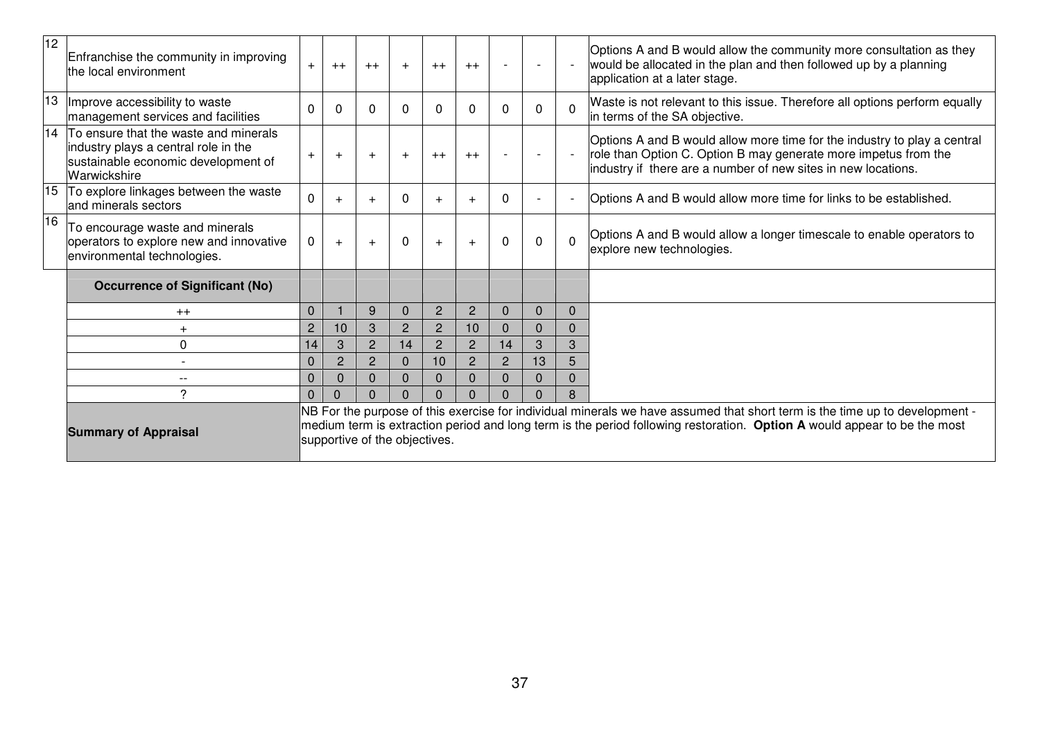| | | | | | | | | | | | |
|---|---|---|---|---|---|---|---|---|---|---|---|
| 12 | Enfranchise the community in improving the local environment | + | ++ | ++ | + | ++ | ++ | - | - | - | Options A and B would allow the community more consultation as they would be allocated in the plan and then followed up by a planning application at a later stage. |
| 13 | Improve accessibility to waste management services and facilities | 0 | 0 | 0 | 0 | 0 | 0 | 0 | 0 | 0 | Waste is not relevant to this issue. Therefore all options perform equally in terms of the SA objective. |
| 14 | To ensure that the waste and minerals industry plays a central role in the sustainable economic development of Warwickshire | + | + | + | + | ++ | ++ | - | - | - | Options A and B would allow more time for the industry to play a central role than Option C. Option B may generate more impetus from the industry if there are a number of new sites in new locations. |
| 15 | To explore linkages between the waste and minerals sectors | 0 | + | + | 0 | + | + | 0 | - | - | Options A and B would allow more time for links to be established. |
| 16 | To encourage waste and minerals operators to explore new and innovative environmental technologies. | 0 | + | + | 0 | + | + | 0 | 0 | 0 | Options A and B would allow a longer timescale to enable operators to explore new technologies. |
| | **Occurrence of Significant (No)** | | | | | | | | | | |
| | ++ | 0 | 1 | 9 | 0 | 2 | 2 | 0 | 0 | 0 | |
| | + | 2 | 10 | 3 | 2 | 2 | 10 | 0 | 0 | 0 | |
| | 0 | 14 | 3 | 2 | 14 | 2 | 2 | 14 | 3 | 3 | |
| | - | 0 | 2 | 2 | 0 | 10 | 2 | 2 | 13 | 5 | |
| | -- | 0 | 0 | 0 | 0 | 0 | 0 | 0 | 0 | 0 | |
| | ? | 0 | 0 | 0 | 0 | 0 | 0 | 0 | 0 | 8 | |
| | **Summary of Appraisal** | NB For the purpose of this exercise for individual minerals we have assumed that short term is the time up to development - medium term is extraction period and long term is the period following restoration. **Option A** would appear to be the most supportive of the objectives. | | | | | | | | | |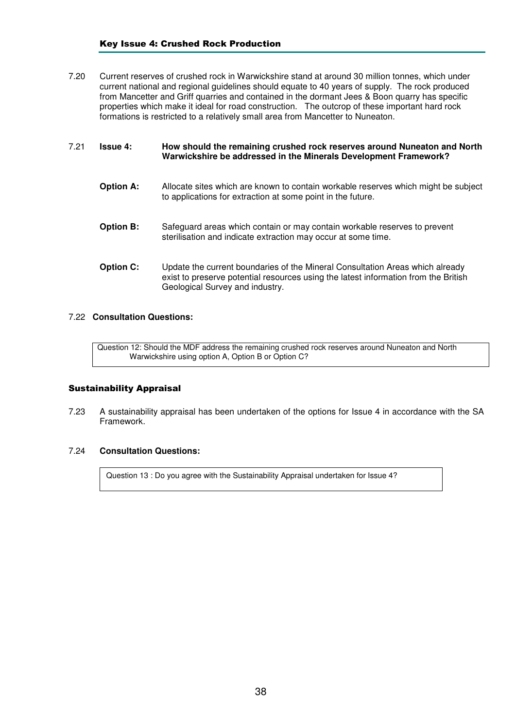## Key Issue 4: Crushed Rock Production

7.20 Current reserves of crushed rock in Warwickshire stand at around 30 million tonnes, which under current national and regional guidelines should equate to 40 years of supply. The rock produced from Mancetter and Griff quarries and contained in the dormant Jees & Boon quarry has specific properties which make it ideal for road construction. The outcrop of these important hard rock formations is restricted to a relatively small area from Mancetter to Nuneaton.

7.21 **Issue 4:** **How should the remaining crushed rock reserves around Nuneaton and North Warwickshire be addressed in the Minerals Development Framework?**

**Option A:** Allocate sites which are known to contain workable reserves which might be subject to applications for extraction at some point in the future.

**Option B:** Safeguard areas which contain or may contain workable reserves to prevent sterilisation and indicate extraction may occur at some time.

**Option C:** Update the current boundaries of the Mineral Consultation Areas which already exist to preserve potential resources using the latest information from the British Geological Survey and industry.

7.22 **Consultation Questions:**

Question 12: Should the MDF address the remaining crushed rock reserves around Nuneaton and North Warwickshire using option A, Option B or Option C?

## Sustainability Appraisal

7.23 A sustainability appraisal has been undertaken of the options for Issue 4 in accordance with the SA Framework.

7.24 **Consultation Questions:**

Question 13 : Do you agree with the Sustainability Appraisal undertaken for Issue 4?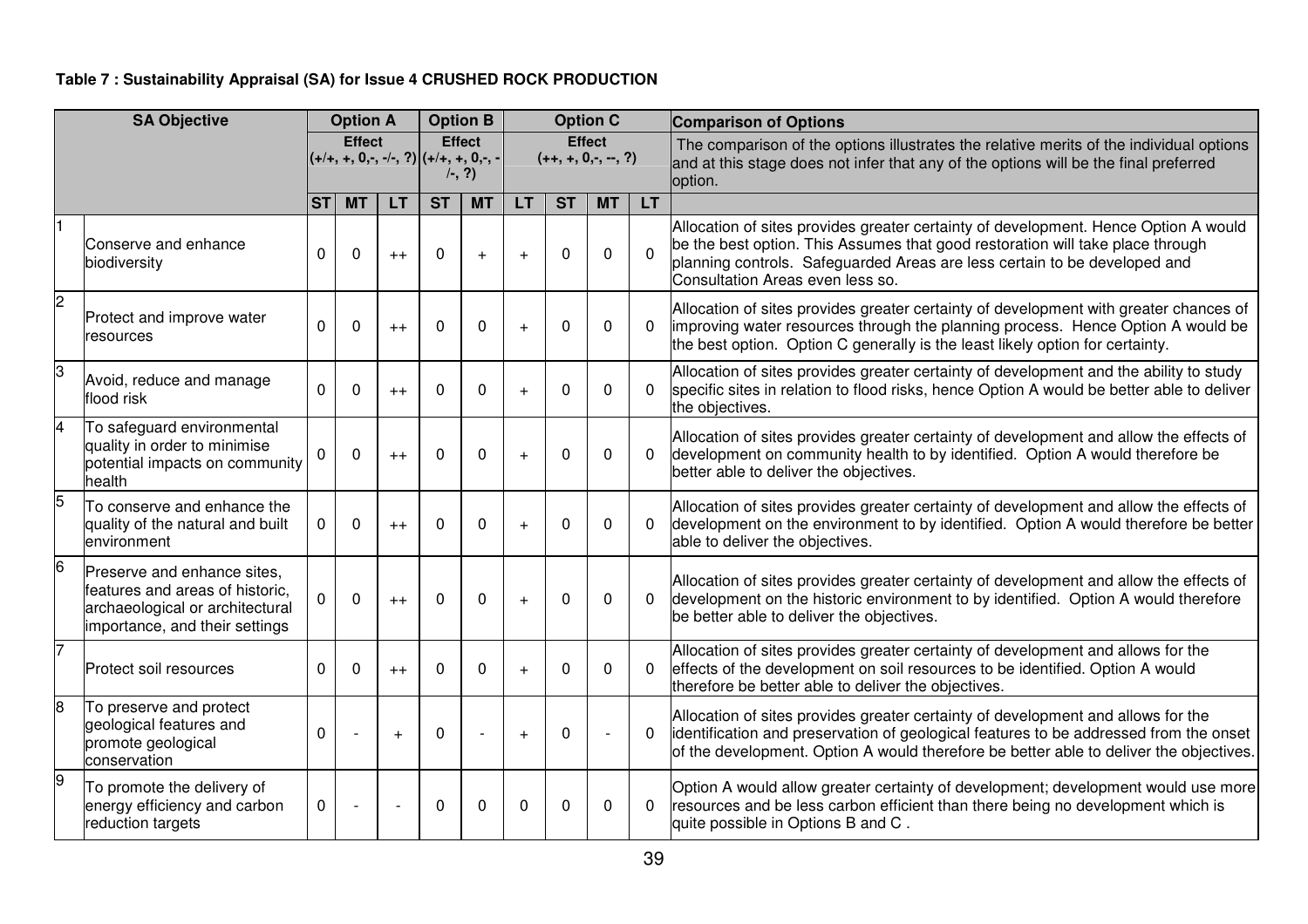**Table 7 : Sustainability Appraisal (SA) for Issue 4 CRUSHED ROCK PRODUCTION**

| SA Objective | | Option A | | | Option B | | | Option C | | | Comparison of Options |
|---|---|---|---|---|---|---|---|---|---|---|---|
| | | Effect (+/+, +, 0,-, -/-, ?) | | | Effect (+/+, +, 0,-, -/-, ?) | | | Effect (++, +, 0,-, --, ?) | | | The comparison of the options illustrates the relative merits of the individual options and at this stage does not infer that any of the options will be the final preferred option. |
| | | ST | MT | LT | ST | MT | LT | ST | MT | LT | |
| 1 | Conserve and enhance biodiversity | 0 | 0 | ++ | 0 | + | + | 0 | 0 | 0 | Allocation of sites provides greater certainty of development. Hence Option A would be the best option. This Assumes that good restoration will take place through planning controls. Safeguarded Areas are less certain to be developed and Consultation Areas even less so. |
| 2 | Protect and improve water resources | 0 | 0 | ++ | 0 | 0 | + | 0 | 0 | 0 | Allocation of sites provides greater certainty of development with greater chances of improving water resources through the planning process. Hence Option A would be the best option. Option C generally is the least likely option for certainty. |
| 3 | Avoid, reduce and manage flood risk | 0 | 0 | ++ | 0 | 0 | + | 0 | 0 | 0 | Allocation of sites provides greater certainty of development and the ability to study specific sites in relation to flood risks, hence Option A would be better able to deliver the objectives. |
| 4 | To safeguard environmental quality in order to minimise potential impacts on community health | 0 | 0 | ++ | 0 | 0 | + | 0 | 0 | 0 | Allocation of sites provides greater certainty of development and allow the effects of development on community health to by identified. Option A would therefore be better able to deliver the objectives. |
| 5 | To conserve and enhance the quality of the natural and built environment | 0 | 0 | ++ | 0 | 0 | + | 0 | 0 | 0 | Allocation of sites provides greater certainty of development and allow the effects of development on the environment to by identified. Option A would therefore be better able to deliver the objectives. |
| 6 | Preserve and enhance sites, features and areas of historic, archaeological or architectural importance, and their settings | 0 | 0 | ++ | 0 | 0 | + | 0 | 0 | 0 | Allocation of sites provides greater certainty of development and allow the effects of development on the historic environment to by identified. Option A would therefore be better able to deliver the objectives. |
| 7 | Protect soil resources | 0 | 0 | ++ | 0 | 0 | + | 0 | 0 | 0 | Allocation of sites provides greater certainty of development and allows for the effects of the development on soil resources to be identified. Option A would therefore be better able to deliver the objectives. |
| 8 | To preserve and protect geological features and promote geological conservation | 0 | - | + | 0 | - | + | 0 | - | 0 | Allocation of sites provides greater certainty of development and allows for the identification and preservation of geological features to be addressed from the onset of the development. Option A would therefore be better able to deliver the objectives. |
| 9 | To promote the delivery of energy efficiency and carbon reduction targets | 0 | - | - | 0 | 0 | 0 | 0 | 0 | 0 | Option A would allow greater certainty of development; development would use more resources and be less carbon efficient than there being no development which is quite possible in Options B and C . |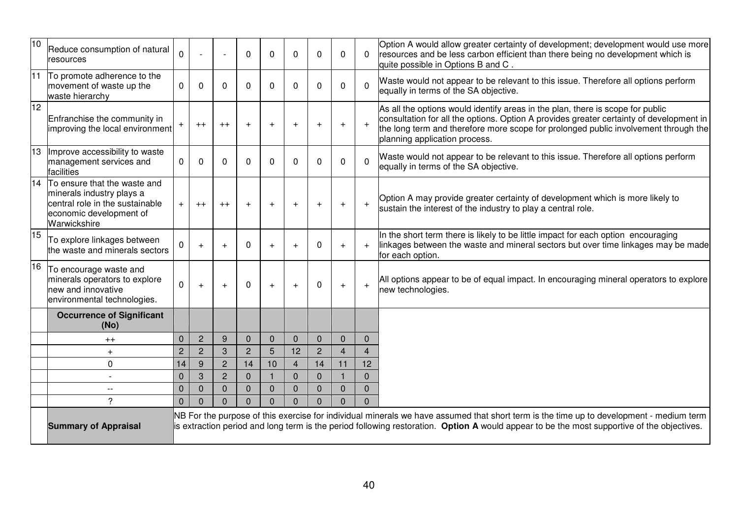| | | | | | | | | | | | |
|---|---|---|---|---|---|---|---|---|---|---|---|
| 10 | Reduce consumption of natural resources | 0 | - | - | 0 | 0 | 0 | 0 | 0 | 0 | Option A would allow greater certainty of development; development would use more resources and be less carbon efficient than there being no development which is quite possible in Options B and C . |
| 11 | To promote adherence to the movement of waste up the waste hierarchy | 0 | 0 | 0 | 0 | 0 | 0 | 0 | 0 | 0 | Waste would not appear to be relevant to this issue. Therefore all options perform equally in terms of the SA objective. |
| 12 | Enfranchise the community in improving the local environment | + | ++ | ++ | + | + | + | + | + | + | As all the options would identify areas in the plan, there is scope for public consultation for all the options. Option A provides greater certainty of development in the long term and therefore more scope for prolonged public involvement through the planning application process. |
| 13 | Improve accessibility to waste management services and facilities | 0 | 0 | 0 | 0 | 0 | 0 | 0 | 0 | 0 | Waste would not appear to be relevant to this issue. Therefore all options perform equally in terms of the SA objective. |
| 14 | To ensure that the waste and minerals industry plays a central role in the sustainable economic development of Warwickshire | + | ++ | ++ | + | + | + | + | + | + | Option A may provide greater certainty of development which is more likely to sustain the interest of the industry to play a central role. |
| 15 | To explore linkages between the waste and minerals sectors | 0 | + | + | 0 | + | + | 0 | + | + | In the short term there is likely to be little impact for each option encouraging linkages between the waste and mineral sectors but over time linkages may be made for each option. |
| 16 | To encourage waste and minerals operators to explore new and innovative environmental technologies. | 0 | + | + | 0 | + | + | 0 | + | + | All options appear to be of equal impact. In encouraging mineral operators to explore new technologies. |
| | **Occurrence of Significant (No)** | | | | | | | | | | |
| | ++ | 0 | 2 | 9 | 0 | 0 | 0 | 0 | 0 | 0 | |
| | + | 2 | 2 | 3 | 2 | 5 | 12 | 2 | 4 | 4 | |
| | 0 | 14 | 9 | 2 | 14 | 10 | 4 | 14 | 11 | 12 | |
| | - | 0 | 3 | 2 | 0 | 1 | 0 | 0 | 1 | 0 | |
| | -- | 0 | 0 | 0 | 0 | 0 | 0 | 0 | 0 | 0 | |
| | ? | 0 | 0 | 0 | 0 | 0 | 0 | 0 | 0 | 0 | |
| | **Summary of Appraisal** | NB For the purpose of this exercise for individual minerals we have assumed that short term is the time up to development - medium term is extraction period and long term is the period following restoration. **Option A** would appear to be the most supportive of the objectives. | | | | | | | | | |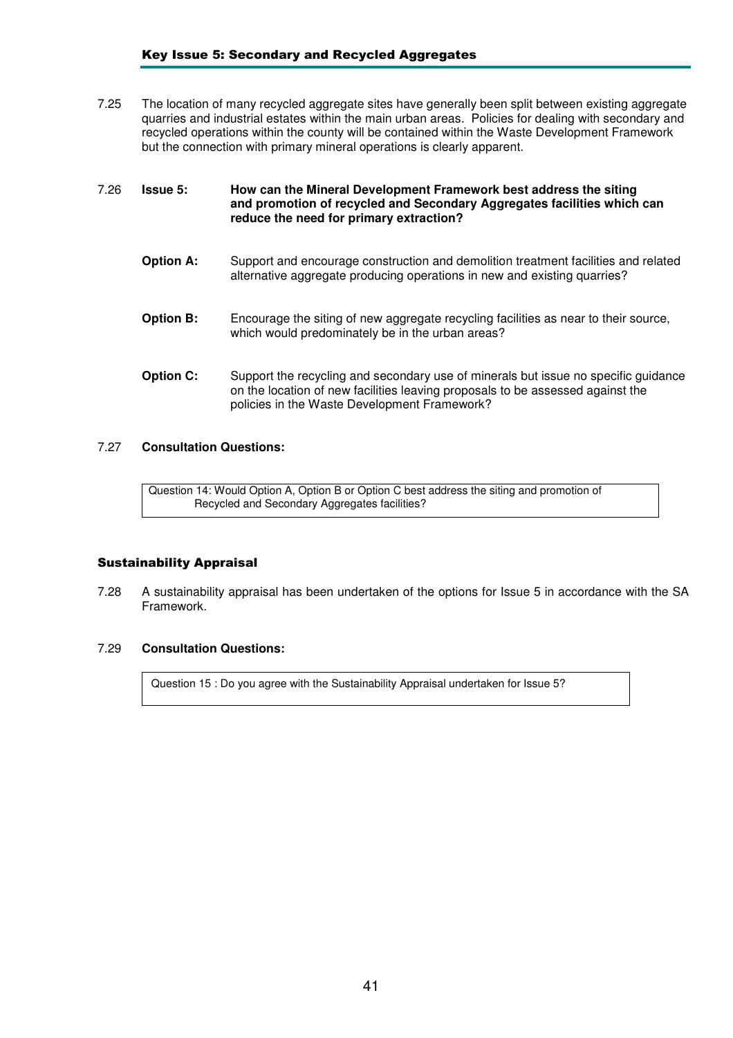## Key Issue 5: Secondary and Recycled Aggregates

7.25 The location of many recycled aggregate sites have generally been split between existing aggregate quarries and industrial estates within the main urban areas. Policies for dealing with secondary and recycled operations within the county will be contained within the Waste Development Framework but the connection with primary mineral operations is clearly apparent.

7.26 **Issue 5:** **How can the Mineral Development Framework best address the siting and promotion of recycled and Secondary Aggregates facilities which can reduce the need for primary extraction?**

**Option A:** Support and encourage construction and demolition treatment facilities and related alternative aggregate producing operations in new and existing quarries?

**Option B:** Encourage the siting of new aggregate recycling facilities as near to their source, which would predominately be in the urban areas?

**Option C:** Support the recycling and secondary use of minerals but issue no specific guidance on the location of new facilities leaving proposals to be assessed against the policies in the Waste Development Framework?

7.27 **Consultation Questions:**

> Question 14: Would Option A, Option B or Option C best address the siting and promotion of Recycled and Secondary Aggregates facilities?

### Sustainability Appraisal

7.28 A sustainability appraisal has been undertaken of the options for Issue 5 in accordance with the SA Framework.

7.29 **Consultation Questions:**

> Question 15 : Do you agree with the Sustainability Appraisal undertaken for Issue 5?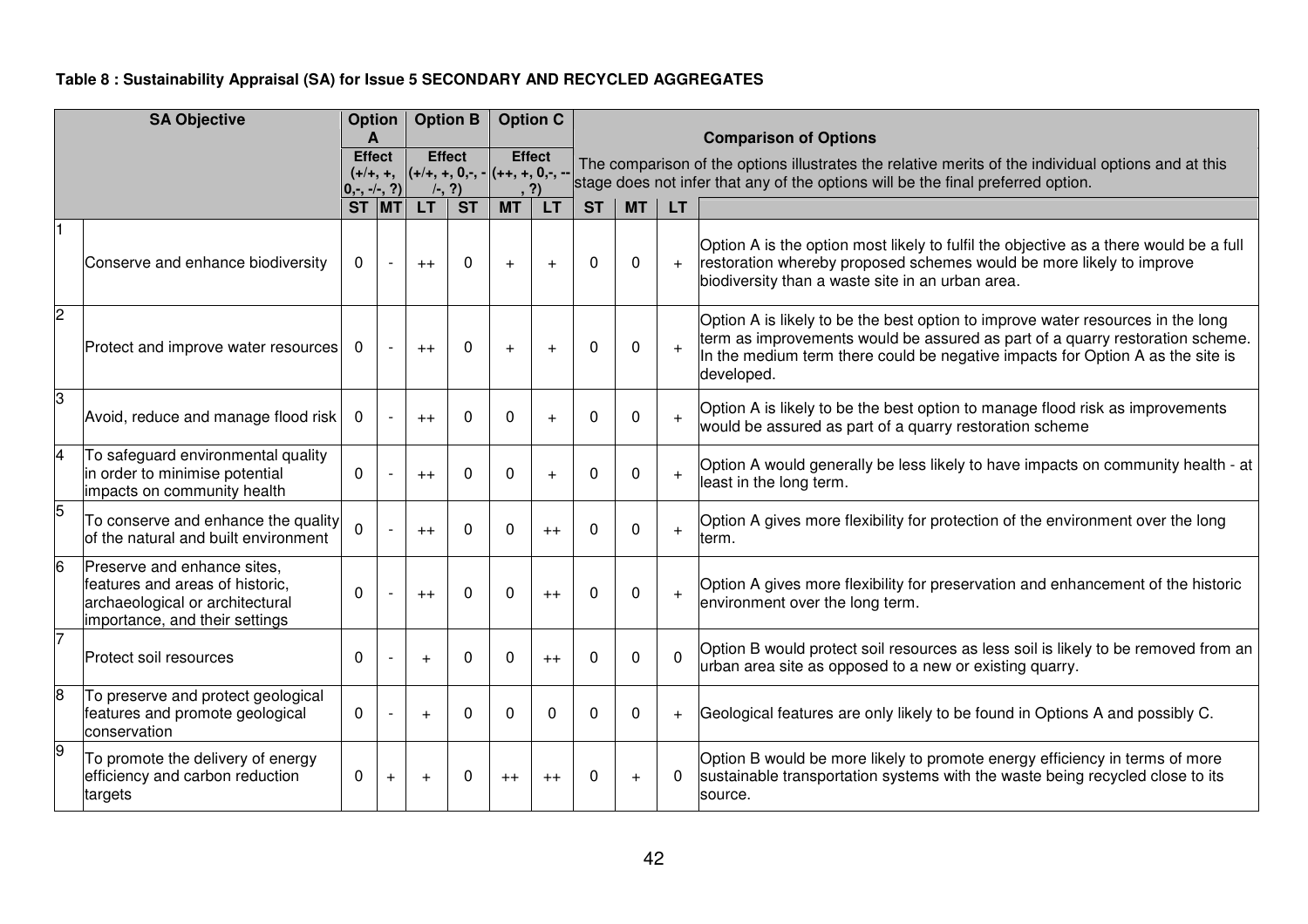**Table 8 : Sustainability Appraisal (SA) for Issue 5 SECONDARY AND RECYCLED AGGREGATES**

| | SA Objective | Option A | | Option B | | Option C | | Comparison of Options | | | |
|---|---|---|---|---|---|---|---|---|---|---|---|
| | | Effect (+/+, +, 0,-, -/-, ?) | | Effect (+/+, +, 0,-, -/-, ?) | | Effect (++, +, 0,-, --, ?) | | The comparison of the options illustrates the relative merits of the individual options and at this stage does not infer that any of the options will be the final preferred option. | | | |
| | | ST | MT | LT | ST | MT | LT | ST | MT | LT | |
| 1 | Conserve and enhance biodiversity | 0 | - | ++ | 0 | + | + | 0 | 0 | + | Option A is the option most likely to fulfil the objective as a there would be a full restoration whereby proposed schemes would be more likely to improve biodiversity than a waste site in an urban area. |
| 2 | Protect and improve water resources | 0 | - | ++ | 0 | + | + | 0 | 0 | + | Option A is likely to be the best option to improve water resources in the long term as improvements would be assured as part of a quarry restoration scheme. In the medium term there could be negative impacts for Option A as the site is developed. |
| 3 | Avoid, reduce and manage flood risk | 0 | - | ++ | 0 | 0 | + | 0 | 0 | + | Option A is likely to be the best option to manage flood risk as improvements would be assured as part of a quarry restoration scheme |
| 4 | To safeguard environmental quality in order to minimise potential impacts on community health | 0 | - | ++ | 0 | 0 | + | 0 | 0 | + | Option A would generally be less likely to have impacts on community health - at least in the long term. |
| 5 | To conserve and enhance the quality of the natural and built environment | 0 | - | ++ | 0 | 0 | ++ | 0 | 0 | + | Option A gives more flexibility for protection of the environment over the long term. |
| 6 | Preserve and enhance sites, features and areas of historic, archaeological or architectural importance, and their settings | 0 | - | ++ | 0 | 0 | ++ | 0 | 0 | + | Option A gives more flexibility for preservation and enhancement of the historic environment over the long term. |
| 7 | Protect soil resources | 0 | - | + | 0 | 0 | ++ | 0 | 0 | 0 | Option B would protect soil resources as less soil is likely to be removed from an urban area site as opposed to a new or existing quarry. |
| 8 | To preserve and protect geological features and promote geological conservation | 0 | - | + | 0 | 0 | 0 | 0 | 0 | + | Geological features are only likely to be found in Options A and possibly C. |
| 9 | To promote the delivery of energy efficiency and carbon reduction targets | 0 | + | + | 0 | ++ | ++ | 0 | + | 0 | Option B would be more likely to promote energy efficiency in terms of more sustainable transportation systems with the waste being recycled close to its source. |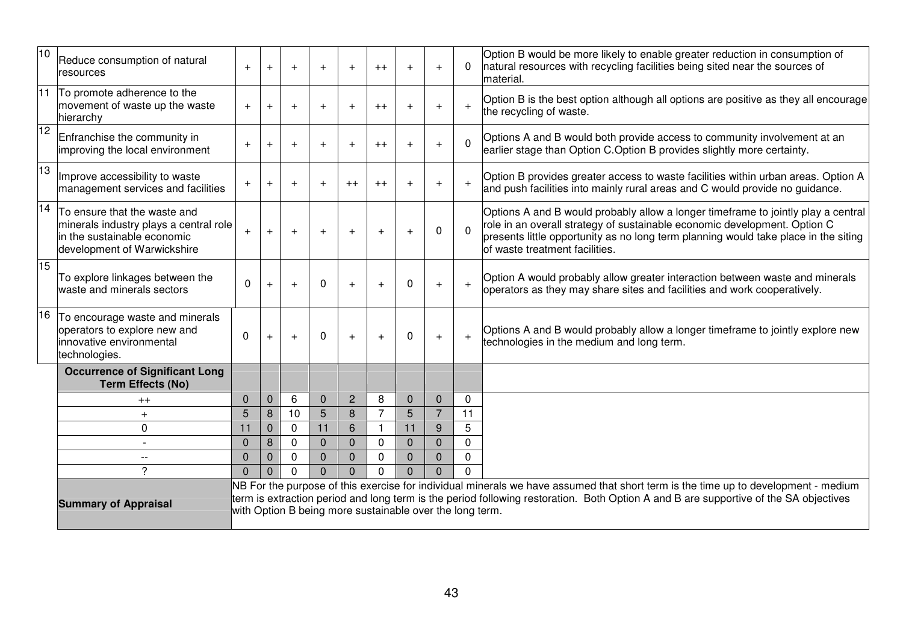| | | | | | | | | | | | |
|---|---|---|---|---|---|---|---|---|---|---|---|
| 10 | Reduce consumption of natural resources | + | + | + | + | + | ++ | + | + | 0 | Option B would be more likely to enable greater reduction in consumption of natural resources with recycling facilities being sited near the sources of material. |
| 11 | To promote adherence to the movement of waste up the waste hierarchy | + | + | + | + | + | ++ | + | + | + | Option B is the best option although all options are positive as they all encourage the recycling of waste. |
| 12 | Enfranchise the community in improving the local environment | + | + | + | + | + | ++ | + | + | 0 | Options A and B would both provide access to community involvement at an earlier stage than Option C.Option B provides slightly more certainty. |
| 13 | Improve accessibility to waste management services and facilities | + | + | + | + | ++ | ++ | + | + | + | Option B provides greater access to waste facilities within urban areas. Option A and push facilities into mainly rural areas and C would provide no guidance. |
| 14 | To ensure that the waste and minerals industry plays a central role in the sustainable economic development of Warwickshire | + | + | + | + | + | + | + | 0 | 0 | Options A and B would probably allow a longer timeframe to jointly play a central role in an overall strategy of sustainable economic development. Option C presents little opportunity as no long term planning would take place in the siting of waste treatment facilities. |
| 15 | To explore linkages between the waste and minerals sectors | 0 | + | + | 0 | + | + | 0 | + | + | Option A would probably allow greater interaction between waste and minerals operators as they may share sites and facilities and work cooperatively. |
| 16 | To encourage waste and minerals operators to explore new and innovative environmental technologies. | 0 | + | + | 0 | + | + | 0 | + | + | Options A and B would probably allow a longer timeframe to jointly explore new technologies in the medium and long term. |
| | **Occurrence of Significant Long Term Effects (No)** | | | | | | | | | | |
| | ++ | 0 | 0 | 6 | 0 | 2 | 8 | 0 | 0 | 0 | |
| | + | 5 | 8 | 10 | 5 | 8 | 7 | 5 | 7 | 11 | |
| | 0 | 11 | 0 | 0 | 11 | 6 | 1 | 11 | 9 | 5 | |
| | - | 0 | 8 | 0 | 0 | 0 | 0 | 0 | 0 | 0 | |
| | -- | 0 | 0 | 0 | 0 | 0 | 0 | 0 | 0 | 0 | |
| | ? | 0 | 0 | 0 | 0 | 0 | 0 | 0 | 0 | 0 | |
| | **Summary of Appraisal** | NB For the purpose of this exercise for individual minerals we have assumed that short term is the time up to development - medium term is extraction period and long term is the period following restoration. Both Option A and B are supportive of the SA objectives with Option B being more sustainable over the long term. | | | | | | | | | |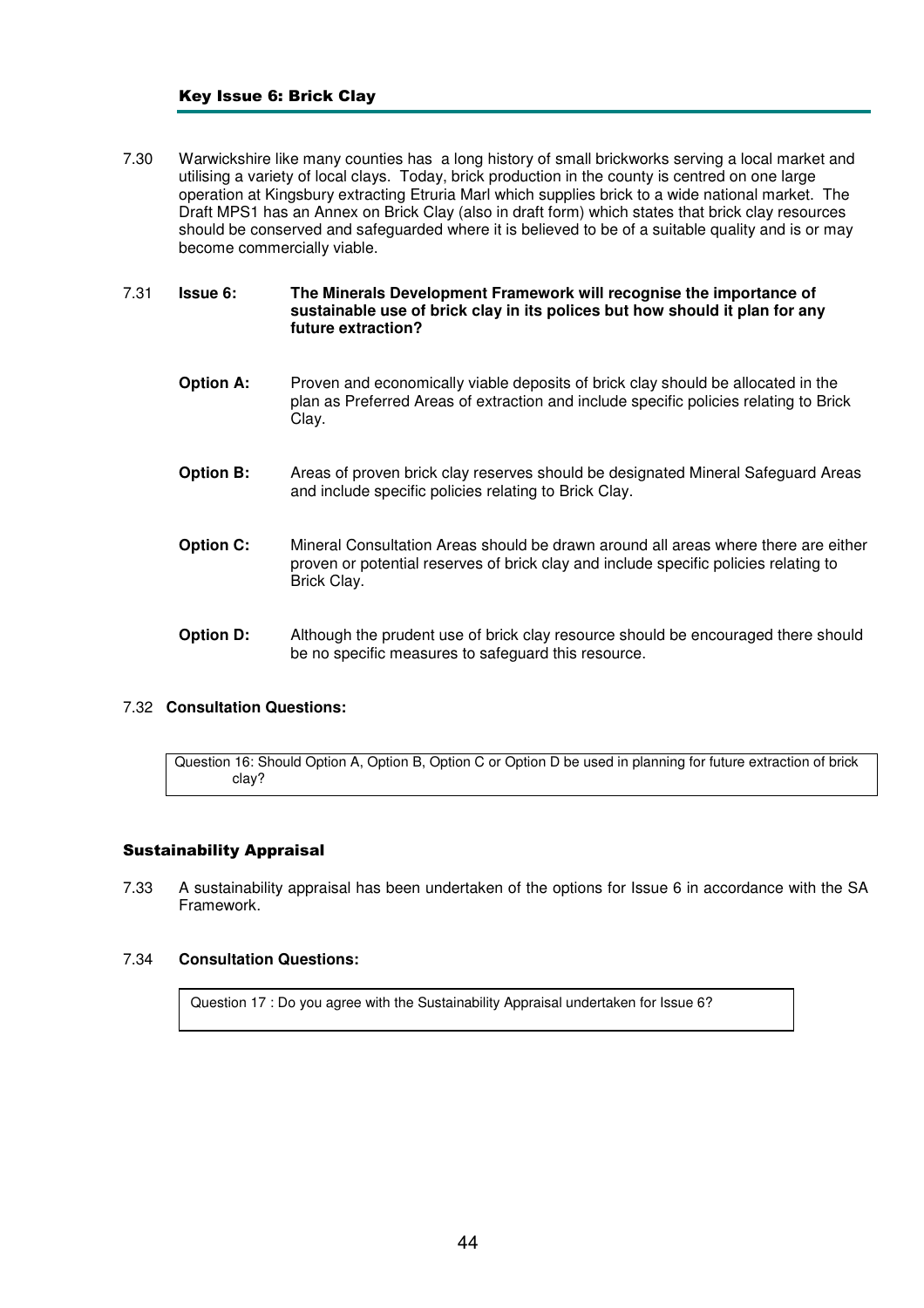### Key Issue 6: Brick Clay

7.30 Warwickshire like many counties has a long history of small brickworks serving a local market and utilising a variety of local clays. Today, brick production in the county is centred on one large operation at Kingsbury extracting Etruria Marl which supplies brick to a wide national market. The Draft MPS1 has an Annex on Brick Clay (also in draft form) which states that brick clay resources should be conserved and safeguarded where it is believed to be of a suitable quality and is or may become commercially viable.

7.31 **Issue 6: The Minerals Development Framework will recognise the importance of sustainable use of brick clay in its polices but how should it plan for any future extraction?**

**Option A:** Proven and economically viable deposits of brick clay should be allocated in the plan as Preferred Areas of extraction and include specific policies relating to Brick Clay.

**Option B:** Areas of proven brick clay reserves should be designated Mineral Safeguard Areas and include specific policies relating to Brick Clay.

**Option C:** Mineral Consultation Areas should be drawn around all areas where there are either proven or potential reserves of brick clay and include specific policies relating to Brick Clay.

**Option D:** Although the prudent use of brick clay resource should be encouraged there should be no specific measures to safeguard this resource.

7.32 **Consultation Questions:**

> Question 16: Should Option A, Option B, Option C or Option D be used in planning for future extraction of brick clay?

### Sustainability Appraisal

7.33 A sustainability appraisal has been undertaken of the options for Issue 6 in accordance with the SA Framework.

7.34 **Consultation Questions:**

> Question 17 : Do you agree with the Sustainability Appraisal undertaken for Issue 6?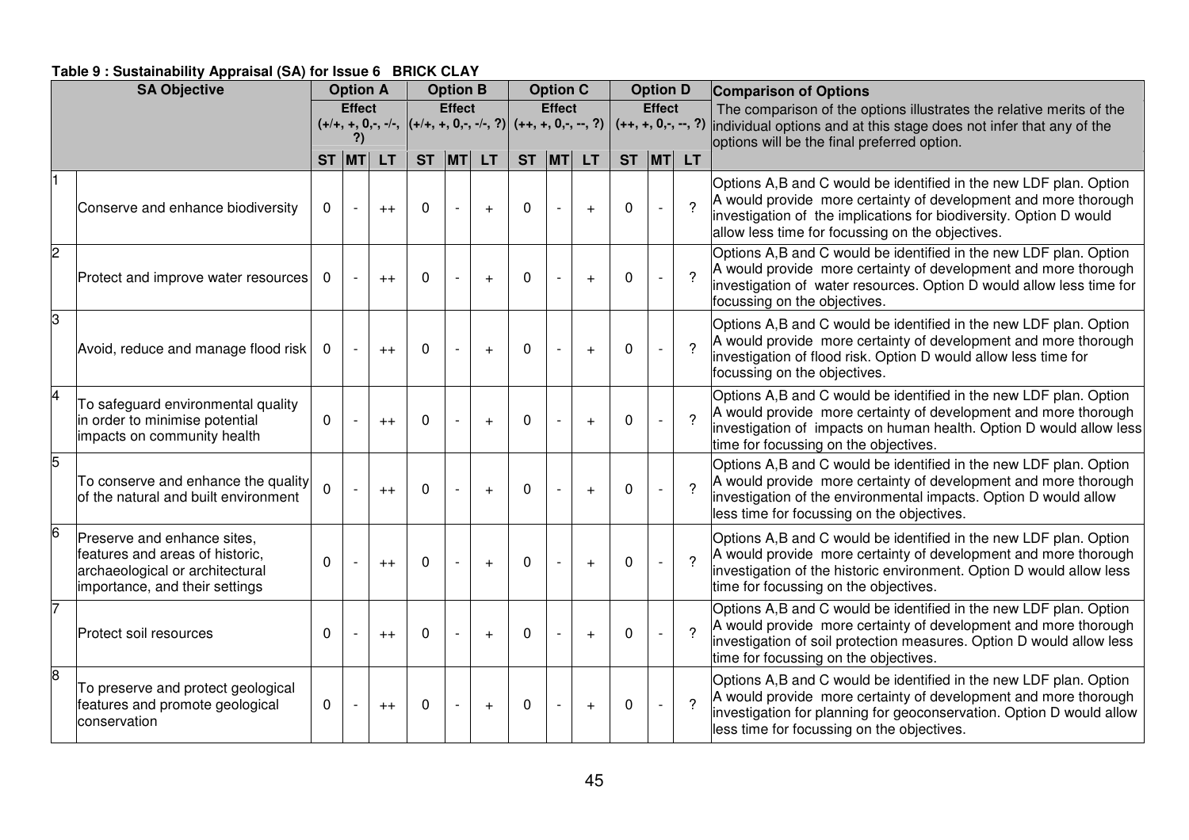**Table 9 : Sustainability Appraisal (SA) for Issue 6 BRICK CLAY**

| | SA Objective | Option A | | | Option B | | | Option C | | | Option D | | | Comparison of Options |
|---|---|---|---|---|---|---|---|---|---|---|---|---|---|---|
| | | Effect (+/+, +, 0,-, -/-, ?) | | | Effect (+/+, +, 0,-, -/-, ?) | | | Effect (++, +, 0,-, --, ?) | | | Effect (++, +, 0,-, --, ?) | | | The comparison of the options illustrates the relative merits of the individual options and at this stage does not infer that any of the options will be the final preferred option. |
| | | ST | MT | LT | ST | MT | LT | ST | MT | LT | ST | MT | LT | |
| 1 | Conserve and enhance biodiversity | 0 | - | ++ | 0 | - | + | 0 | - | + | 0 | - | ? | Options A,B and C would be identified in the new LDF plan. Option A would provide more certainty of development and more thorough investigation of the implications for biodiversity. Option D would allow less time for focussing on the objectives. |
| 2 | Protect and improve water resources | 0 | - | ++ | 0 | - | + | 0 | - | + | 0 | - | ? | Options A,B and C would be identified in the new LDF plan. Option A would provide more certainty of development and more thorough investigation of water resources. Option D would allow less time for focussing on the objectives. |
| 3 | Avoid, reduce and manage flood risk | 0 | - | ++ | 0 | - | + | 0 | - | + | 0 | - | ? | Options A,B and C would be identified in the new LDF plan. Option A would provide more certainty of development and more thorough investigation of flood risk. Option D would allow less time for focussing on the objectives. |
| 4 | To safeguard environmental quality in order to minimise potential impacts on community health | 0 | - | ++ | 0 | - | + | 0 | - | + | 0 | - | ? | Options A,B and C would be identified in the new LDF plan. Option A would provide more certainty of development and more thorough investigation of impacts on human health. Option D would allow less time for focussing on the objectives. |
| 5 | To conserve and enhance the quality of the natural and built environment | 0 | - | ++ | 0 | - | + | 0 | - | + | 0 | - | ? | Options A,B and C would be identified in the new LDF plan. Option A would provide more certainty of development and more thorough investigation of the environmental impacts. Option D would allow less time for focussing on the objectives. |
| 6 | Preserve and enhance sites, features and areas of historic, archaeological or architectural importance, and their settings | 0 | - | ++ | 0 | - | + | 0 | - | + | 0 | - | ? | Options A,B and C would be identified in the new LDF plan. Option A would provide more certainty of development and more thorough investigation of the historic environment. Option D would allow less time for focussing on the objectives. |
| 7 | Protect soil resources | 0 | - | ++ | 0 | - | + | 0 | - | + | 0 | - | ? | Options A,B and C would be identified in the new LDF plan. Option A would provide more certainty of development and more thorough investigation of soil protection measures. Option D would allow less time for focussing on the objectives. |
| 8 | To preserve and protect geological features and promote geological conservation | 0 | - | ++ | 0 | - | + | 0 | - | + | 0 | - | ? | Options A,B and C would be identified in the new LDF plan. Option A would provide more certainty of development and more thorough investigation for planning for geoconservation. Option D would allow less time for focussing on the objectives. |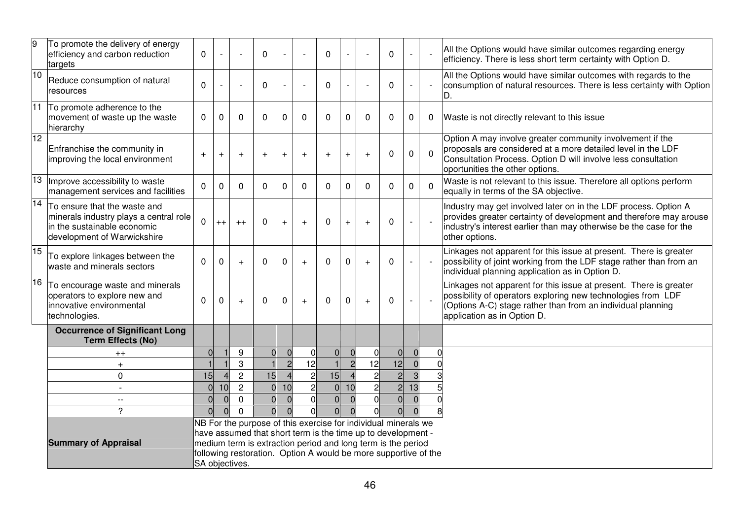| | | | | | | | | | | | | | | |
|---|---|---|---|---|---|---|---|---|---|---|---|---|---|---|
| 9 | To promote the delivery of energy efficiency and carbon reduction targets | 0 | - | - | 0 | - | - | 0 | - | - | 0 | - | - | All the Options would have similar outcomes regarding energy efficiency. There is less short term certainty with Option D. |
| 10 | Reduce consumption of natural resources | 0 | - | - | 0 | - | - | 0 | - | - | 0 | - | - | All the Options would have similar outcomes with regards to the consumption of natural resources. There is less certainty with Option D. |
| 11 | To promote adherence to the movement of waste up the waste hierarchy | 0 | 0 | 0 | 0 | 0 | 0 | 0 | 0 | 0 | 0 | 0 | 0 | Waste is not directly relevant to this issue |
| 12 | Enfranchise the community in improving the local environment | + | + | + | + | + | + | + | + | + | 0 | 0 | 0 | Option A may involve greater community involvement if the proposals are considered at a more detailed level in the LDF Consultation Process. Option D will involve less consultation oportunities the other options. |
| 13 | Improve accessibility to waste management services and facilities | 0 | 0 | 0 | 0 | 0 | 0 | 0 | 0 | 0 | 0 | 0 | 0 | Waste is not relevant to this issue. Therefore all options perform equally in terms of the SA objective. |
| 14 | To ensure that the waste and minerals industry plays a central role in the sustainable economic development of Warwickshire | 0 | ++ | ++ | 0 | + | + | 0 | + | + | 0 | - | - | Industry may get involved later on in the LDF process. Option A provides greater certainty of development and therefore may arouse industry's interest earlier than may otherwise be the case for the other options. |
| 15 | To explore linkages between the waste and minerals sectors | 0 | 0 | + | 0 | 0 | + | 0 | 0 | + | 0 | - | - | Linkages not apparent for this issue at present. There is greater possibility of joint working from the LDF stage rather than from an individual planning application as in Option D. |
| 16 | To encourage waste and minerals operators to explore new and innovative environmental technologies. | 0 | 0 | + | 0 | 0 | + | 0 | 0 | + | 0 | - | - | Linkages not apparent for this issue at present. There is greater possibility of operators exploring new technologies from LDF (Options A-C) stage rather than from an individual planning application as in Option D. |
| | **Occurrence of Significant Long Term Effects (No)** | | | | | | | | | | | | | |
| | ++ | 0 | 1 | 9 | 0 | 0 | 0 | 0 | 0 | 0 | 0 | 0 | 0 | |
| | + | 1 | 1 | 3 | 1 | 2 | 12 | 1 | 2 | 12 | 12 | 0 | 0 | |
| | 0 | 15 | 4 | 2 | 15 | 4 | 2 | 15 | 4 | 2 | 2 | 3 | 3 | |
| | - | 0 | 10 | 2 | 0 | 10 | 2 | 0 | 10 | 2 | 2 | 13 | 5 | |
| | -- | 0 | 0 | 0 | 0 | 0 | 0 | 0 | 0 | 0 | 0 | 0 | 0 | |
| | ? | 0 | 0 | 0 | 0 | 0 | 0 | 0 | 0 | 0 | 0 | 0 | 8 | |
| | **Summary of Appraisal** | NB For the purpose of this exercise for individual minerals we have assumed that short term is the time up to development - medium term is extraction period and long term is the period following restoration. Option A would be more supportive of the SA objectives. | | | | | | | | | | | | |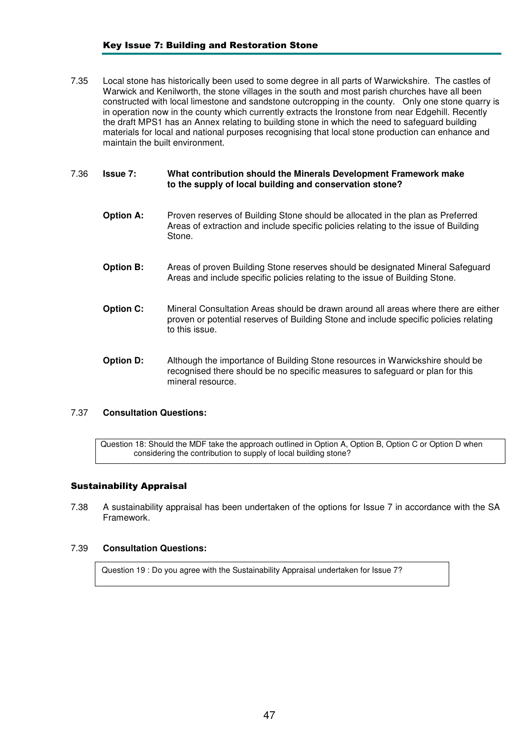### Key Issue 7: Building and Restoration Stone

7.35 Local stone has historically been used to some degree in all parts of Warwickshire. The castles of Warwick and Kenilworth, the stone villages in the south and most parish churches have all been constructed with local limestone and sandstone outcropping in the county. Only one stone quarry is in operation now in the county which currently extracts the Ironstone from near Edgehill. Recently the draft MPS1 has an Annex relating to building stone in which the need to safeguard building materials for local and national purposes recognising that local stone production can enhance and maintain the built environment.

7.36 **Issue 7: What contribution should the Minerals Development Framework make to the supply of local building and conservation stone?**

**Option A:** Proven reserves of Building Stone should be allocated in the plan as Preferred Areas of extraction and include specific policies relating to the issue of Building Stone.

**Option B:** Areas of proven Building Stone reserves should be designated Mineral Safeguard Areas and include specific policies relating to the issue of Building Stone.

**Option C:** Mineral Consultation Areas should be drawn around all areas where there are either proven or potential reserves of Building Stone and include specific policies relating to this issue.

**Option D:** Although the importance of Building Stone resources in Warwickshire should be recognised there should be no specific measures to safeguard or plan for this mineral resource.

7.37 **Consultation Questions:**

Question 18: Should the MDF take the approach outlined in Option A, Option B, Option C or Option D when considering the contribution to supply of local building stone?

### Sustainability Appraisal

7.38 A sustainability appraisal has been undertaken of the options for Issue 7 in accordance with the SA Framework.

7.39 **Consultation Questions:**

Question 19 : Do you agree with the Sustainability Appraisal undertaken for Issue 7?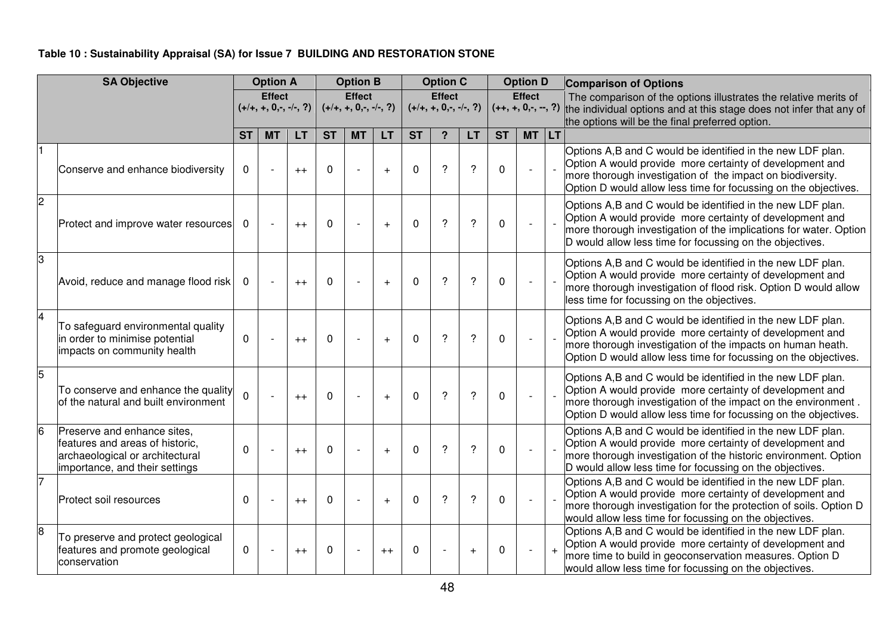**Table 10 : Sustainability Appraisal (SA) for Issue 7 BUILDING AND RESTORATION STONE**

| SA Objective | | Option A | | | Option B | | | Option C | | | Option D | | | Comparison of Options |
|---|---|---|---|---|---|---|---|---|---|---|---|---|---|---|
| | | Effect (+/+, +, 0,-, -/-, ?) | | | Effect (+/+, +, 0,-, -/-, ?) | | | Effect (+/+, +, 0,-, -/-, ?) | | | Effect (++, +, 0,-, --, ?) | | | The comparison of the options illustrates the relative merits of the individual options and at this stage does not infer that any of the options will be the final preferred option. |
| | | ST | MT | LT | ST | MT | LT | ST | ? | LT | ST | MT | LT | |
| 1 | Conserve and enhance biodiversity | 0 | - | ++ | 0 | - | + | 0 | ? | ? | 0 | - | - | Options A,B and C would be identified in the new LDF plan. Option A would provide more certainty of development and more thorough investigation of the impact on biodiversity. Option D would allow less time for focussing on the objectives. |
| 2 | Protect and improve water resources | 0 | - | ++ | 0 | - | + | 0 | ? | ? | 0 | - | - | Options A,B and C would be identified in the new LDF plan. Option A would provide more certainty of development and more thorough investigation of the implications for water. Option D would allow less time for focussing on the objectives. |
| 3 | Avoid, reduce and manage flood risk | 0 | - | ++ | 0 | - | + | 0 | ? | ? | 0 | - | - | Options A,B and C would be identified in the new LDF plan. Option A would provide more certainty of development and more thorough investigation of flood risk. Option D would allow less time for focussing on the objectives. |
| 4 | To safeguard environmental quality in order to minimise potential impacts on community health | 0 | - | ++ | 0 | - | + | 0 | ? | ? | 0 | - | - | Options A,B and C would be identified in the new LDF plan. Option A would provide more certainty of development and more thorough investigation of the impacts on human heath. Option D would allow less time for focussing on the objectives. |
| 5 | To conserve and enhance the quality of the natural and built environment | 0 | - | ++ | 0 | - | + | 0 | ? | ? | 0 | - | - | Options A,B and C would be identified in the new LDF plan. Option A would provide more certainty of development and more thorough investigation of the impact on the environment . Option D would allow less time for focussing on the objectives. |
| 6 | Preserve and enhance sites, features and areas of historic, archaeological or architectural importance, and their settings | 0 | - | ++ | 0 | - | + | 0 | ? | ? | 0 | - | - | Options A,B and C would be identified in the new LDF plan. Option A would provide more certainty of development and more thorough investigation of the historic environment. Option D would allow less time for focussing on the objectives. |
| 7 | Protect soil resources | 0 | - | ++ | 0 | - | + | 0 | ? | ? | 0 | - | - | Options A,B and C would be identified in the new LDF plan. Option A would provide more certainty of development and more thorough investigation for the protection of soils. Option D would allow less time for focussing on the objectives. |
| 8 | To preserve and protect geological features and promote geological conservation | 0 | - | ++ | 0 | - | ++ | 0 | - | + | 0 | - | + | Options A,B and C would be identified in the new LDF plan. Option A would provide more certainty of development and more time to build in geoconservation measures. Option D would allow less time for focussing on the objectives. |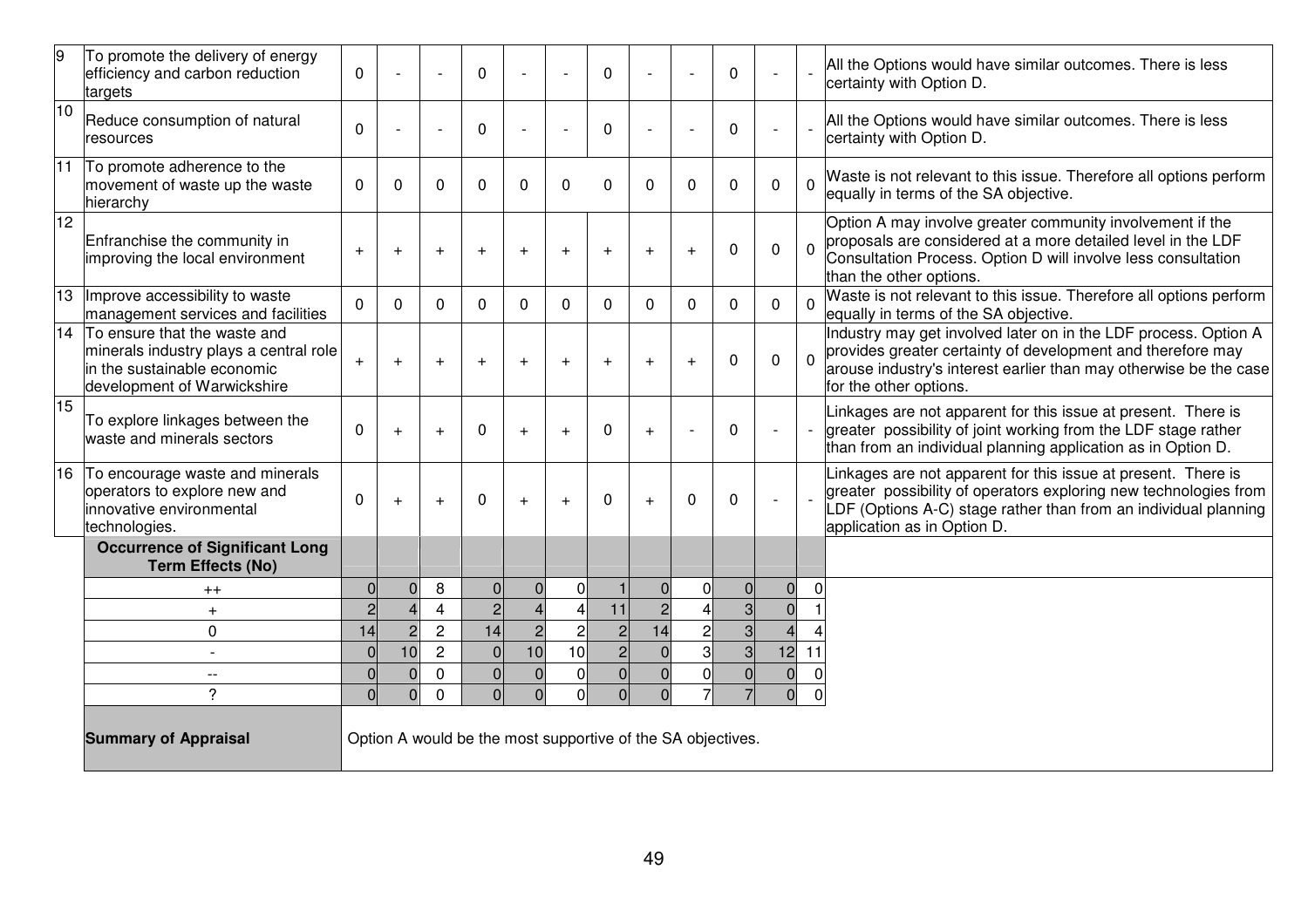| | | | | | | | | | | | | | | |
|---|---|---|---|---|---|---|---|---|---|---|---|---|---|---|
| 9 | To promote the delivery of energy efficiency and carbon reduction targets | 0 | - | - | 0 | - | - | 0 | - | - | 0 | - | - | All the Options would have similar outcomes. There is less certainty with Option D. |
| 10 | Reduce consumption of natural resources | 0 | - | - | 0 | - | - | 0 | - | - | 0 | - | - | All the Options would have similar outcomes. There is less certainty with Option D. |
| 11 | To promote adherence to the movement of waste up the waste hierarchy | 0 | 0 | 0 | 0 | 0 | 0 | 0 | 0 | 0 | 0 | 0 | 0 | Waste is not relevant to this issue. Therefore all options perform equally in terms of the SA objective. |
| 12 | Enfranchise the community in improving the local environment | + | + | + | + | + | + | + | + | + | 0 | 0 | 0 | Option A may involve greater community involvement if the proposals are considered at a more detailed level in the LDF Consultation Process. Option D will involve less consultation than the other options. |
| 13 | Improve accessibility to waste management services and facilities | 0 | 0 | 0 | 0 | 0 | 0 | 0 | 0 | 0 | 0 | 0 | 0 | Waste is not relevant to this issue. Therefore all options perform equally in terms of the SA objective. |
| 14 | To ensure that the waste and minerals industry plays a central role in the sustainable economic development of Warwickshire | + | + | + | + | + | + | + | + | + | 0 | 0 | 0 | Industry may get involved later on in the LDF process. Option A provides greater certainty of development and therefore may arouse industry's interest earlier than may otherwise be the case for the other options. |
| 15 | To explore linkages between the waste and minerals sectors | 0 | + | + | 0 | + | + | 0 | + | - | 0 | - | - | Linkages are not apparent for this issue at present. There is greater possibility of joint working from the LDF stage rather than from an individual planning application as in Option D. |
| 16 | To encourage waste and minerals operators to explore new and innovative environmental technologies. | 0 | + | + | 0 | + | + | 0 | + | 0 | 0 | - | - | Linkages are not apparent for this issue at present. There is greater possibility of operators exploring new technologies from LDF (Options A-C) stage rather than from an individual planning application as in Option D. |
| | **Occurrence of Significant Long Term Effects (No)** | | | | | | | | | | | | | |
| | ++ | 0 | 0 | 8 | 0 | 0 | 0 | 1 | 0 | 0 | 0 | 0 | 0 | |
| | + | 2 | 4 | 4 | 2 | 4 | 4 | 11 | 2 | 4 | 3 | 0 | 1 | |
| | 0 | 14 | 2 | 2 | 14 | 2 | 2 | 2 | 14 | 2 | 3 | 4 | 4 | |
| | - | 0 | 10 | 2 | 0 | 10 | 10 | 2 | 0 | 3 | 3 | 12 | 11 | |
| | -- | 0 | 0 | 0 | 0 | 0 | 0 | 0 | 0 | 0 | 0 | 0 | 0 | |
| | ? | 0 | 0 | 0 | 0 | 0 | 0 | 0 | 0 | 7 | 7 | 0 | 0 | |
| | **Summary of Appraisal** | Option A would be the most supportive of the SA objectives. | | | | | | | | | | | | |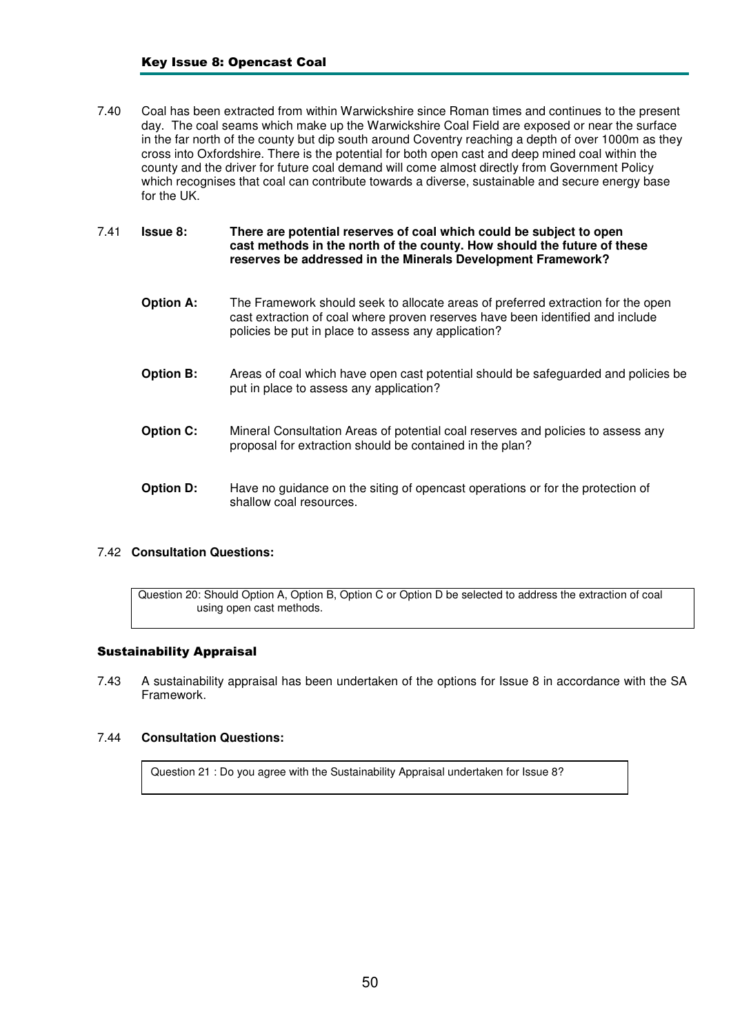## Key Issue 8: Opencast Coal

7.40 Coal has been extracted from within Warwickshire since Roman times and continues to the present day. The coal seams which make up the Warwickshire Coal Field are exposed or near the surface in the far north of the county but dip south around Coventry reaching a depth of over 1000m as they cross into Oxfordshire. There is the potential for both open cast and deep mined coal within the county and the driver for future coal demand will come almost directly from Government Policy which recognises that coal can contribute towards a diverse, sustainable and secure energy base for the UK.

7.41 **Issue 8:** **There are potential reserves of coal which could be subject to open cast methods in the north of the county. How should the future of these reserves be addressed in the Minerals Development Framework?**

**Option A:** The Framework should seek to allocate areas of preferred extraction for the open cast extraction of coal where proven reserves have been identified and include policies be put in place to assess any application?

**Option B:** Areas of coal which have open cast potential should be safeguarded and policies be put in place to assess any application?

**Option C:** Mineral Consultation Areas of potential coal reserves and policies to assess any proposal for extraction should be contained in the plan?

**Option D:** Have no guidance on the siting of opencast operations or for the protection of shallow coal resources.

7.42 **Consultation Questions:**

> Question 20: Should Option A, Option B, Option C or Option D be selected to address the extraction of coal using open cast methods.

### Sustainability Appraisal

7.43 A sustainability appraisal has been undertaken of the options for Issue 8 in accordance with the SA Framework.

7.44 **Consultation Questions:**

> Question 21 : Do you agree with the Sustainability Appraisal undertaken for Issue 8?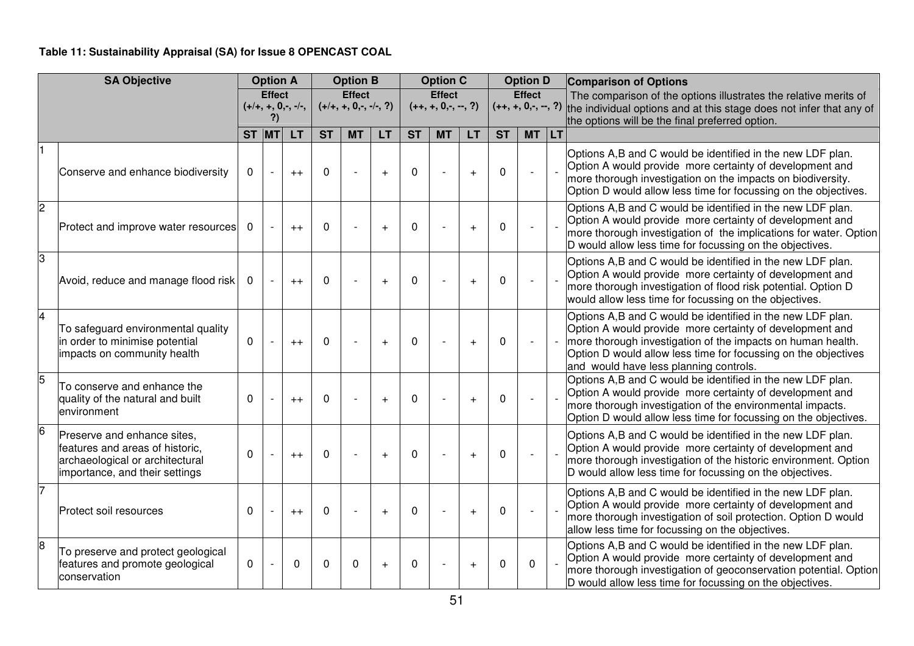**Table 11: Sustainability Appraisal (SA) for Issue 8 OPENCAST COAL**

| SA Objective | | Option A Effect (+/+, +, 0,-, -/-, ?) | | | Option B Effect (+/+, +, 0,-, -/-, ?) | | | Option C Effect (++, +, 0,-, --, ?) | | | Option D Effect (++, +, 0,-, --, ?) | | | Comparison of Options The comparison of the options illustrates the relative merits of the individual options and at this stage does not infer that any of the options will be the final preferred option. |
|---|---|---|---|---|---|---|---|---|---|---|---|---|---|---|
| | | ST | MT | LT | ST | MT | LT | ST | MT | LT | ST | MT | LT | |
| 1 | Conserve and enhance biodiversity | 0 | - | ++ | 0 | - | + | 0 | - | + | 0 | - | - | Options A,B and C would be identified in the new LDF plan. Option A would provide more certainty of development and more thorough investigation on the impacts on biodiversity. Option D would allow less time for focussing on the objectives. |
| 2 | Protect and improve water resources | 0 | - | ++ | 0 | - | + | 0 | - | + | 0 | - | - | Options A,B and C would be identified in the new LDF plan. Option A would provide more certainty of development and more thorough investigation of the implications for water. Option D would allow less time for focussing on the objectives. |
| 3 | Avoid, reduce and manage flood risk | 0 | - | ++ | 0 | - | + | 0 | - | + | 0 | - | - | Options A,B and C would be identified in the new LDF plan. Option A would provide more certainty of development and more thorough investigation of flood risk potential. Option D would allow less time for focussing on the objectives. |
| 4 | To safeguard environmental quality in order to minimise potential impacts on community health | 0 | - | ++ | 0 | - | + | 0 | - | + | 0 | - | - | Options A,B and C would be identified in the new LDF plan. Option A would provide more certainty of development and more thorough investigation of the impacts on human health. Option D would allow less time for focussing on the objectives and would have less planning controls. |
| 5 | To conserve and enhance the quality of the natural and built environment | 0 | - | ++ | 0 | - | + | 0 | - | + | 0 | - | - | Options A,B and C would be identified in the new LDF plan. Option A would provide more certainty of development and more thorough investigation of the environmental impacts. Option D would allow less time for focussing on the objectives. |
| 6 | Preserve and enhance sites, features and areas of historic, archaeological or architectural importance, and their settings | 0 | - | ++ | 0 | - | + | 0 | - | + | 0 | - | - | Options A,B and C would be identified in the new LDF plan. Option A would provide more certainty of development and more thorough investigation of the historic environment. Option D would allow less time for focussing on the objectives. |
| 7 | Protect soil resources | 0 | - | ++ | 0 | - | + | 0 | - | + | 0 | - | - | Options A,B and C would be identified in the new LDF plan. Option A would provide more certainty of development and more thorough investigation of soil protection. Option D would allow less time for focussing on the objectives. |
| 8 | To preserve and protect geological features and promote geological conservation | 0 | - | 0 | 0 | 0 | + | 0 | - | + | 0 | 0 | - | Options A,B and C would be identified in the new LDF plan. Option A would provide more certainty of development and more thorough investigation of geoconservation potential. Option D would allow less time for focussing on the objectives. |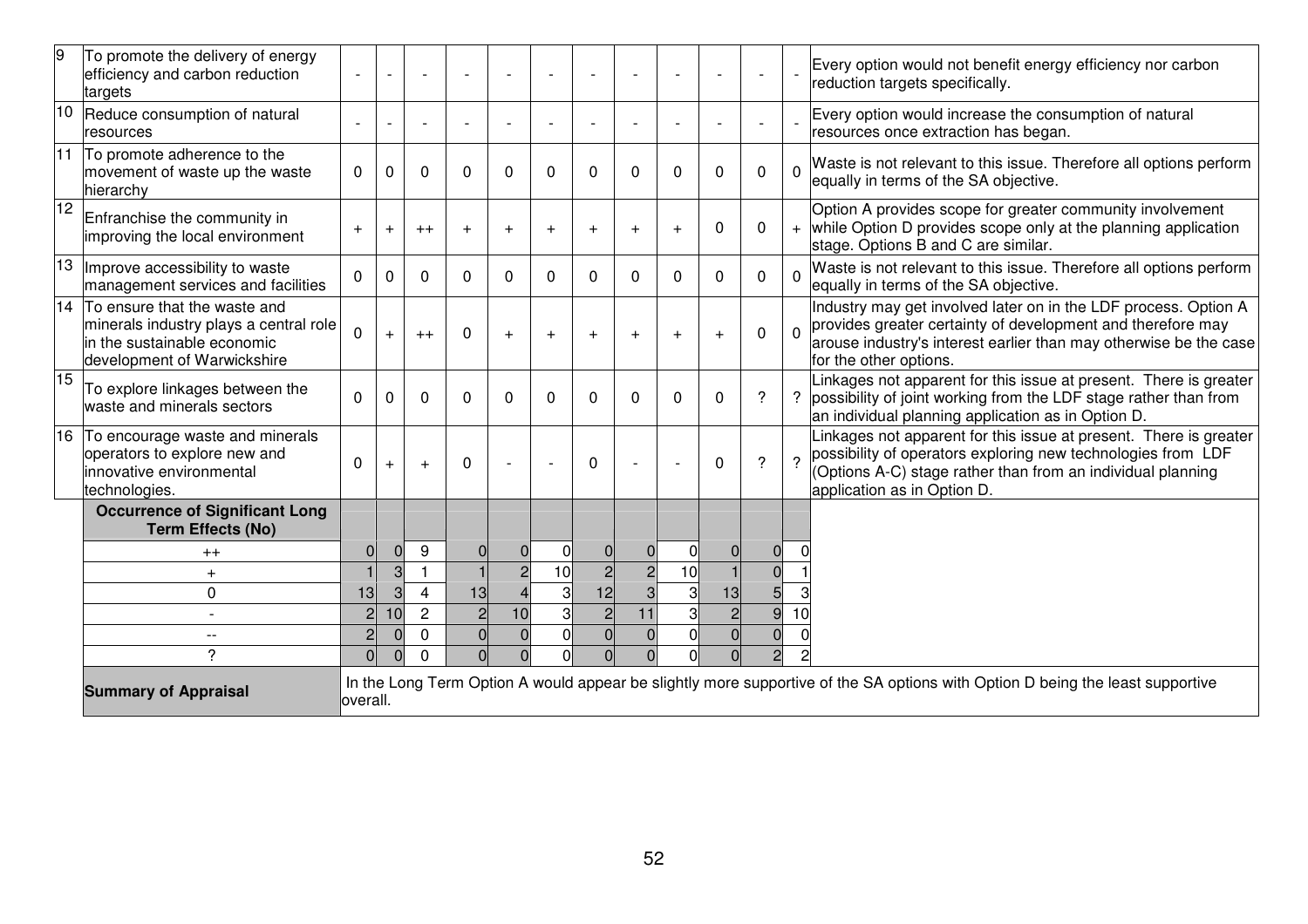| | | | | | | | | | | | | | | |
|---|---|---|---|---|---|---|---|---|---|---|---|---|---|---|
| 9 | To promote the delivery of energy efficiency and carbon reduction targets | - | - | - | - | - | - | - | - | - | - | - | - | Every option would not benefit energy efficiency nor carbon reduction targets specifically. |
| 10 | Reduce consumption of natural resources | - | - | - | - | - | - | - | - | - | - | - | - | Every option would increase the consumption of natural resources once extraction has began. |
| 11 | To promote adherence to the movement of waste up the waste hierarchy | 0 | 0 | 0 | 0 | 0 | 0 | 0 | 0 | 0 | 0 | 0 | 0 | Waste is not relevant to this issue. Therefore all options perform equally in terms of the SA objective. |
| 12 | Enfranchise the community in improving the local environment | + | + | ++ | + | + | + | + | + | + | 0 | 0 | + | Option A provides scope for greater community involvement while Option D provides scope only at the planning application stage. Options B and C are similar. |
| 13 | Improve accessibility to waste management services and facilities | 0 | 0 | 0 | 0 | 0 | 0 | 0 | 0 | 0 | 0 | 0 | 0 | Waste is not relevant to this issue. Therefore all options perform equally in terms of the SA objective. |
| 14 | To ensure that the waste and minerals industry plays a central role in the sustainable economic development of Warwickshire | 0 | + | ++ | 0 | + | + | + | + | + | + | 0 | 0 | Industry may get involved later on in the LDF process. Option A provides greater certainty of development and therefore may arouse industry's interest earlier than may otherwise be the case for the other options. |
| 15 | To explore linkages between the waste and minerals sectors | 0 | 0 | 0 | 0 | 0 | 0 | 0 | 0 | 0 | 0 | ? | ? | Linkages not apparent for this issue at present. There is greater possibility of joint working from the LDF stage rather than from an individual planning application as in Option D. |
| 16 | To encourage waste and minerals operators to explore new and innovative environmental technologies. | 0 | + | + | 0 | - | - | 0 | - | - | 0 | ? | ? | Linkages not apparent for this issue at present. There is greater possibility of operators exploring new technologies from LDF (Options A-C) stage rather than from an individual planning application as in Option D. |
| | **Occurrence of Significant Long Term Effects (No)** | | | | | | | | | | | | | |
| | ++ | 0 | 0 | 9 | 0 | 0 | 0 | 0 | 0 | 0 | 0 | 0 | 0 | |
| | + | 1 | 3 | 1 | 1 | 2 | 10 | 2 | 2 | 10 | 1 | 0 | 1 | |
| | 0 | 13 | 3 | 4 | 13 | 4 | 3 | 12 | 3 | 3 | 13 | 5 | 3 | |
| | - | 2 | 10 | 2 | 2 | 10 | 3 | 2 | 11 | 3 | 2 | 9 | 10 | |
| | -- | 2 | 0 | 0 | 0 | 0 | 0 | 0 | 0 | 0 | 0 | 0 | 0 | |
| | ? | 0 | 0 | 0 | 0 | 0 | 0 | 0 | 0 | 0 | 0 | 2 | 2 | |
| | **Summary of Appraisal** | In the Long Term Option A would appear be slightly more supportive of the SA options with Option D being the least supportive overall. | | | | | | | | | | | | |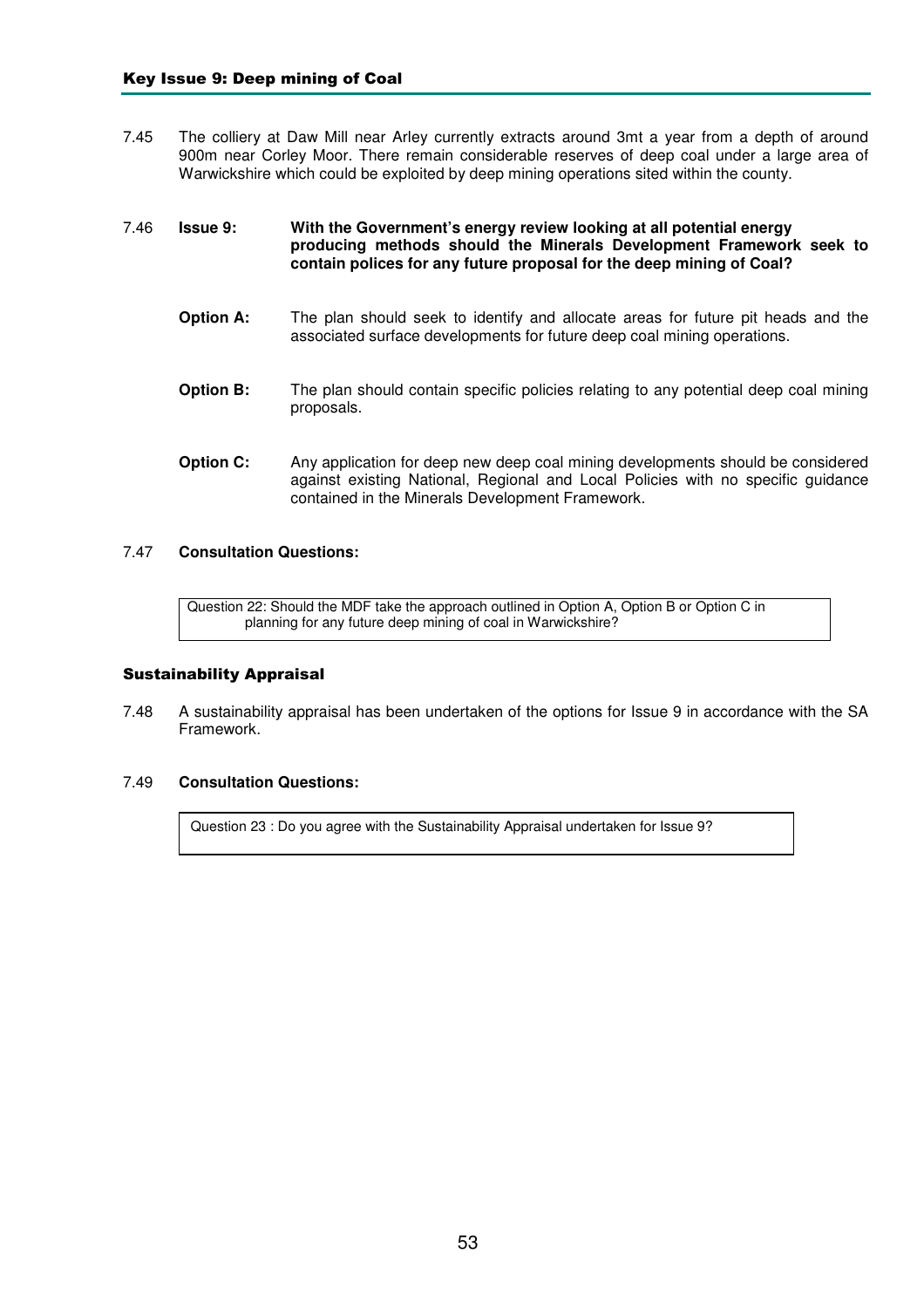### Key Issue 9: Deep mining of Coal

7.45 The colliery at Daw Mill near Arley currently extracts around 3mt a year from a depth of around 900m near Corley Moor. There remain considerable reserves of deep coal under a large area of Warwickshire which could be exploited by deep mining operations sited within the county.

7.46 **Issue 9: With the Government's energy review looking at all potential energy producing methods should the Minerals Development Framework seek to contain polices for any future proposal for the deep mining of Coal?**

**Option A:** The plan should seek to identify and allocate areas for future pit heads and the associated surface developments for future deep coal mining operations.

**Option B:** The plan should contain specific policies relating to any potential deep coal mining proposals.

**Option C:** Any application for deep new deep coal mining developments should be considered against existing National, Regional and Local Policies with no specific guidance contained in the Minerals Development Framework.

7.47 **Consultation Questions:**

Question 22: Should the MDF take the approach outlined in Option A, Option B or Option C in planning for any future deep mining of coal in Warwickshire?

### Sustainability Appraisal

7.48 A sustainability appraisal has been undertaken of the options for Issue 9 in accordance with the SA Framework.

7.49 **Consultation Questions:**

Question 23 : Do you agree with the Sustainability Appraisal undertaken for Issue 9?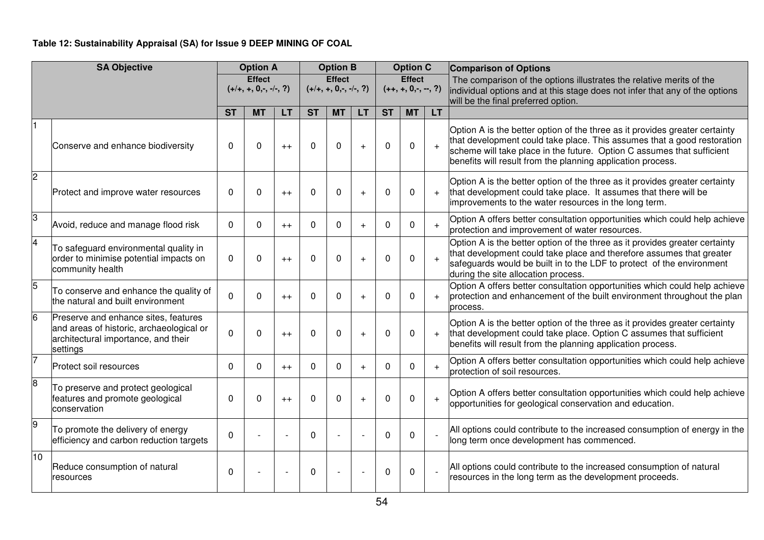**Table 12: Sustainability Appraisal (SA) for Issue 9 DEEP MINING OF COAL**

| SA Objective | | Option A | | | Option B | | | Option C | | | Comparison of Options |
|---|---|---|---|---|---|---|---|---|---|---|---|
| | | Effect (+/+, +, 0,-, -/-, ?) | | | Effect (+/+, +, 0,-, -/-, ?) | | | Effect (++, +, 0,-, --, ?) | | | The comparison of the options illustrates the relative merits of the individual options and at this stage does not infer that any of the options will be the final preferred option. |
| | | ST | MT | LT | ST | MT | LT | ST | MT | LT | |
| 1 | Conserve and enhance biodiversity | 0 | 0 | ++ | 0 | 0 | + | 0 | 0 | + | Option A is the better option of the three as it provides greater certainty that development could take place. This assumes that a good restoration scheme will take place in the future. Option C assumes that sufficient benefits will result from the planning application process. |
| 2 | Protect and improve water resources | 0 | 0 | ++ | 0 | 0 | + | 0 | 0 | + | Option A is the better option of the three as it provides greater certainty that development could take place. It assumes that there will be improvements to the water resources in the long term. |
| 3 | Avoid, reduce and manage flood risk | 0 | 0 | ++ | 0 | 0 | + | 0 | 0 | + | Option A offers better consultation opportunities which could help achieve protection and improvement of water resources. |
| 4 | To safeguard environmental quality in order to minimise potential impacts on community health | 0 | 0 | ++ | 0 | 0 | + | 0 | 0 | + | Option A is the better option of the three as it provides greater certainty that development could take place and therefore assumes that greater safeguards would be built in to the LDF to protect of the environment during the site allocation process. |
| 5 | To conserve and enhance the quality of the natural and built environment | 0 | 0 | ++ | 0 | 0 | + | 0 | 0 | + | Option A offers better consultation opportunities which could help achieve protection and enhancement of the built environment throughout the plan process. |
| 6 | Preserve and enhance sites, features and areas of historic, archaeological or architectural importance, and their settings | 0 | 0 | ++ | 0 | 0 | + | 0 | 0 | + | Option A is the better option of the three as it provides greater certainty that development could take place. Option C assumes that sufficient benefits will result from the planning application process. |
| 7 | Protect soil resources | 0 | 0 | ++ | 0 | 0 | + | 0 | 0 | + | Option A offers better consultation opportunities which could help achieve protection of soil resources. |
| 8 | To preserve and protect geological features and promote geological conservation | 0 | 0 | ++ | 0 | 0 | + | 0 | 0 | + | Option A offers better consultation opportunities which could help achieve opportunities for geological conservation and education. |
| 9 | To promote the delivery of energy efficiency and carbon reduction targets | 0 | - | - | 0 | - | - | 0 | 0 | - | All options could contribute to the increased consumption of energy in the long term once development has commenced. |
| 10 | Reduce consumption of natural resources | 0 | - | - | 0 | - | - | 0 | 0 | - | All options could contribute to the increased consumption of natural resources in the long term as the development proceeds. |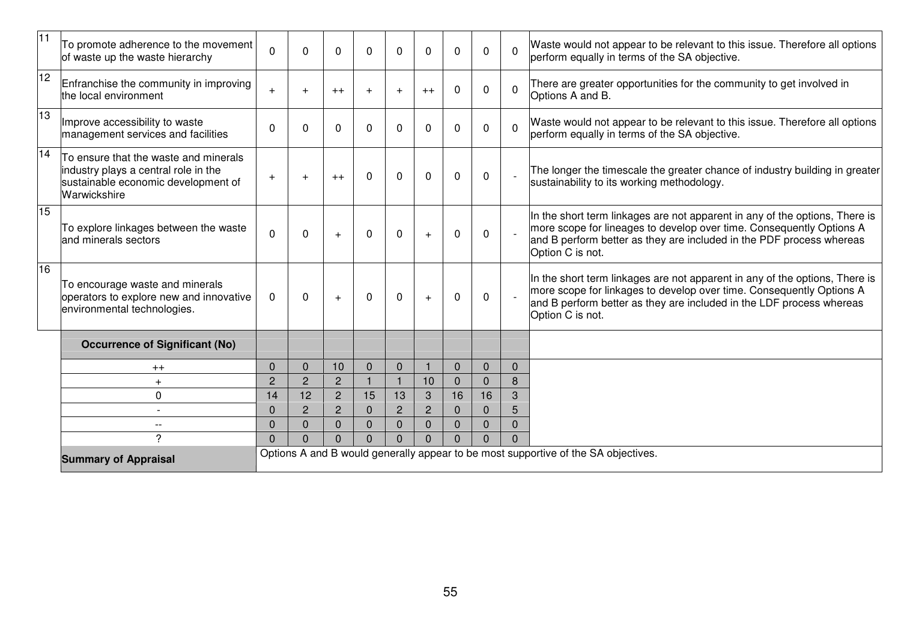| | | | | | | | | | | | |
|---|---|---|---|---|---|---|---|---|---|---|---|
| 11 | To promote adherence to the movement of waste up the waste hierarchy | 0 | 0 | 0 | 0 | 0 | 0 | 0 | 0 | 0 | Waste would not appear to be relevant to this issue. Therefore all options perform equally in terms of the SA objective. |
| 12 | Enfranchise the community in improving the local environment | + | + | ++ | + | + | ++ | 0 | 0 | 0 | There are greater opportunities for the community to get involved in Options A and B. |
| 13 | Improve accessibility to waste management services and facilities | 0 | 0 | 0 | 0 | 0 | 0 | 0 | 0 | 0 | Waste would not appear to be relevant to this issue. Therefore all options perform equally in terms of the SA objective. |
| 14 | To ensure that the waste and minerals industry plays a central role in the sustainable economic development of Warwickshire | + | + | ++ | 0 | 0 | 0 | 0 | 0 | - | The longer the timescale the greater chance of industry building in greater sustainability to its working methodology. |
| 15 | To explore linkages between the waste and minerals sectors | 0 | 0 | + | 0 | 0 | + | 0 | 0 | - | In the short term linkages are not apparent in any of the options, There is more scope for lineages to develop over time. Consequently Options A and B perform better as they are included in the PDF process whereas Option C is not. |
| 16 | To encourage waste and minerals operators to explore new and innovative environmental technologies. | 0 | 0 | + | 0 | 0 | + | 0 | 0 | - | In the short term linkages are not apparent in any of the options, There is more scope for linkages to develop over time. Consequently Options A and B perform better as they are included in the LDF process whereas Option C is not. |
| | **Occurrence of Significant (No)** | | | | | | | | | | |
| | ++ | 0 | 0 | 10 | 0 | 0 | 1 | 0 | 0 | 0 | |
| | + | 2 | 2 | 2 | 1 | 1 | 10 | 0 | 0 | 8 | |
| | 0 | 14 | 12 | 2 | 15 | 13 | 3 | 16 | 16 | 3 | |
| | - | 0 | 2 | 2 | 0 | 2 | 2 | 0 | 0 | 5 | |
| | -- | 0 | 0 | 0 | 0 | 0 | 0 | 0 | 0 | 0 | |
| | ? | 0 | 0 | 0 | 0 | 0 | 0 | 0 | 0 | 0 | |
| | **Summary of Appraisal** | Options A and B would generally appear to be most supportive of the SA objectives. | | | | | | | | | |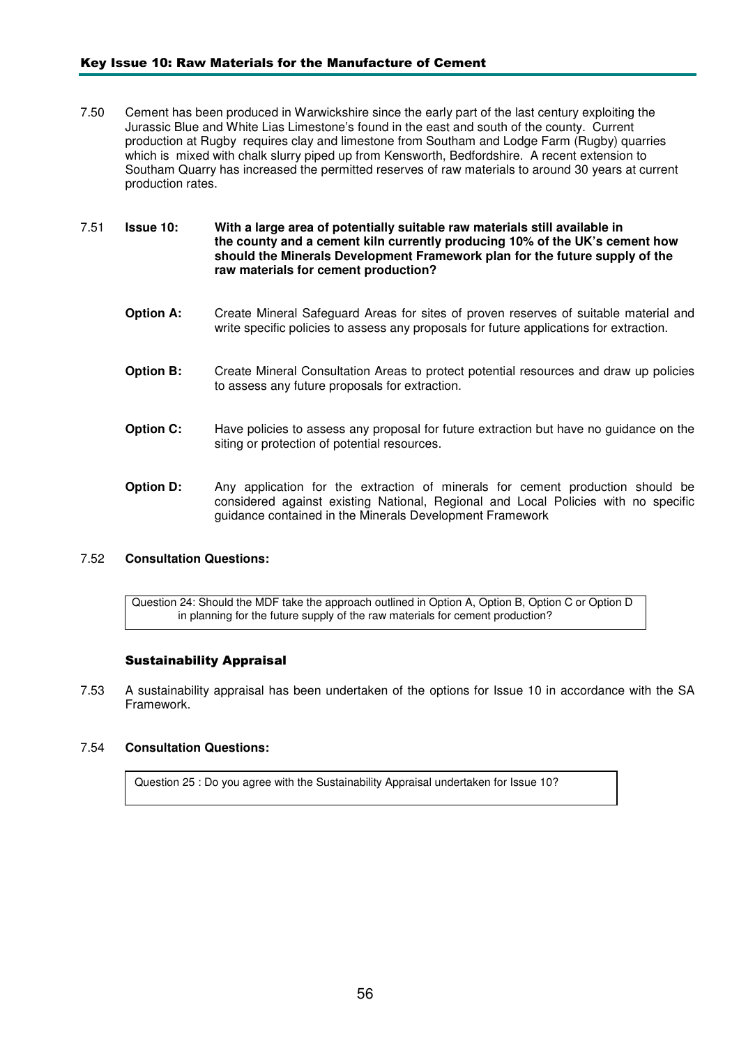## Key Issue 10: Raw Materials for the Manufacture of Cement

7.50 Cement has been produced in Warwickshire since the early part of the last century exploiting the Jurassic Blue and White Lias Limestone's found in the east and south of the county. Current production at Rugby requires clay and limestone from Southam and Lodge Farm (Rugby) quarries which is mixed with chalk slurry piped up from Kensworth, Bedfordshire. A recent extension to Southam Quarry has increased the permitted reserves of raw materials to around 30 years at current production rates.

7.51 **Issue 10:** **With a large area of potentially suitable raw materials still available in the county and a cement kiln currently producing 10% of the UK's cement how should the Minerals Development Framework plan for the future supply of the raw materials for cement production?**

**Option A:** Create Mineral Safeguard Areas for sites of proven reserves of suitable material and write specific policies to assess any proposals for future applications for extraction.

**Option B:** Create Mineral Consultation Areas to protect potential resources and draw up policies to assess any future proposals for extraction.

**Option C:** Have policies to assess any proposal for future extraction but have no guidance on the siting or protection of potential resources.

**Option D:** Any application for the extraction of minerals for cement production should be considered against existing National, Regional and Local Policies with no specific guidance contained in the Minerals Development Framework

7.52 **Consultation Questions:**

> Question 24: Should the MDF take the approach outlined in Option A, Option B, Option C or Option D in planning for the future supply of the raw materials for cement production?

### Sustainability Appraisal

7.53 A sustainability appraisal has been undertaken of the options for Issue 10 in accordance with the SA Framework.

7.54 **Consultation Questions:**

> Question 25 : Do you agree with the Sustainability Appraisal undertaken for Issue 10?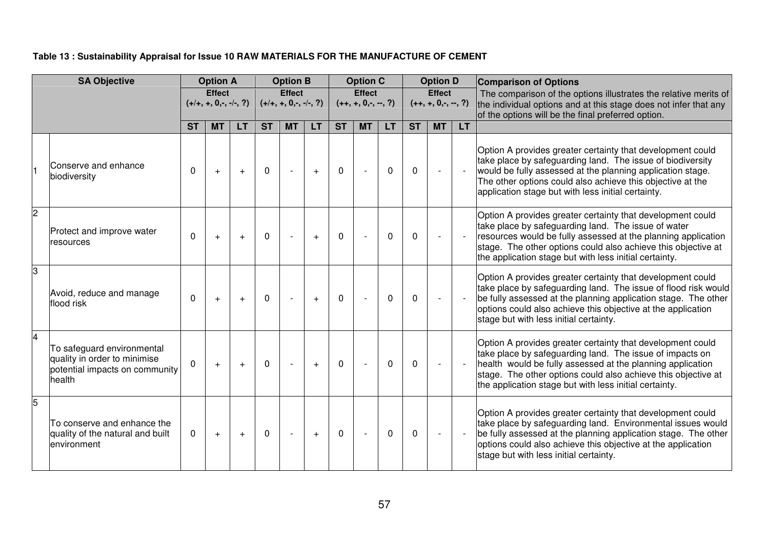**Table 13 : Sustainability Appraisal for Issue 10 RAW MATERIALS FOR THE MANUFACTURE OF CEMENT**

| SA Objective | | Option A | | | Option B | | | Option C | | | Option D | | | Comparison of Options |
|---|---|---|---|---|---|---|---|---|---|---|---|---|---|---|
| | | Effect (+/+, +, 0,-, -/-, ?) | | | Effect (+/+, +, 0,-, -/-, ?) | | | Effect (++, +, 0,-, --, ?) | | | Effect (++, +, 0,-, --, ?) | | | The comparison of the options illustrates the relative merits of the individual options and at this stage does not infer that any of the options will be the final preferred option. |
| | | ST | MT | LT | ST | MT | LT | ST | MT | LT | ST | MT | LT | |
| 1 | Conserve and enhance biodiversity | 0 | + | + | 0 | - | + | 0 | - | 0 | 0 | - | - | Option A provides greater certainty that development could take place by safeguarding land. The issue of biodiversity would be fully assessed at the planning application stage. The other options could also achieve this objective at the application stage but with less initial certainty. |
| 2 | Protect and improve water resources | 0 | + | + | 0 | - | + | 0 | - | 0 | 0 | - | - | Option A provides greater certainty that development could take place by safeguarding land. The issue of water resources would be fully assessed at the planning application stage. The other options could also achieve this objective at the application stage but with less initial certainty. |
| 3 | Avoid, reduce and manage flood risk | 0 | + | + | 0 | - | + | 0 | - | 0 | 0 | - | - | Option A provides greater certainty that development could take place by safeguarding land. The issue of flood risk would be fully assessed at the planning application stage. The other options could also achieve this objective at the application stage but with less initial certainty. |
| 4 | To safeguard environmental quality in order to minimise potential impacts on community health | 0 | + | + | 0 | - | + | 0 | - | 0 | 0 | - | - | Option A provides greater certainty that development could take place by safeguarding land. The issue of impacts on health would be fully assessed at the planning application stage. The other options could also achieve this objective at the application stage but with less initial certainty. |
| 5 | To conserve and enhance the quality of the natural and built environment | 0 | + | + | 0 | - | + | 0 | - | 0 | 0 | - | - | Option A provides greater certainty that development could take place by safeguarding land. Environmental issues would be fully assessed at the planning application stage. The other options could also achieve this objective at the application stage but with less initial certainty. |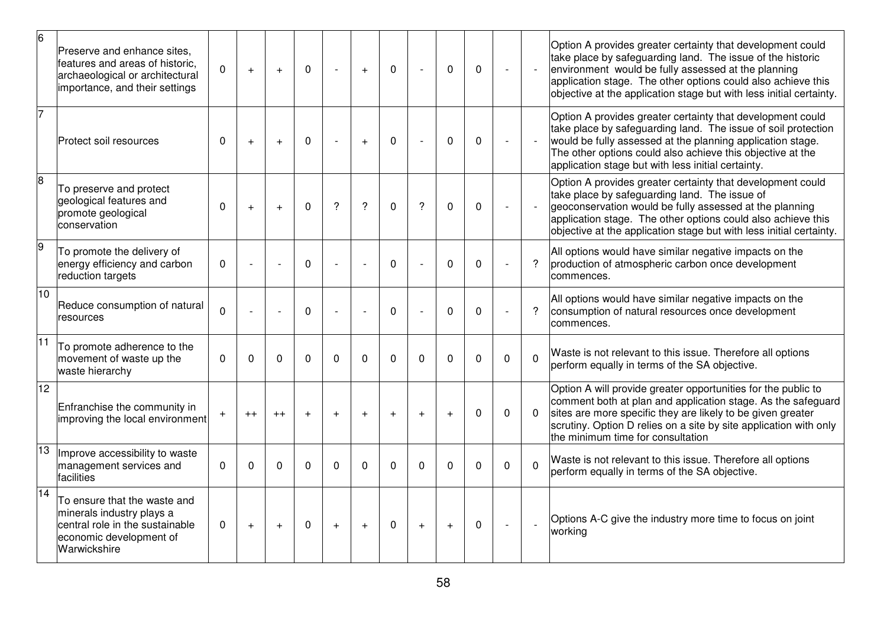| | | | | | | | | | | | | | | |
|---|---|---|---|---|---|---|---|---|---|---|---|---|---|---|
| 6 | Preserve and enhance sites, features and areas of historic, archaeological or architectural importance, and their settings | 0 | + | + | 0 | - | + | 0 | - | 0 | 0 | - | - | Option A provides greater certainty that development could take place by safeguarding land. The issue of the historic environment would be fully assessed at the planning application stage. The other options could also achieve this objective at the application stage but with less initial certainty. |
| 7 | Protect soil resources | 0 | + | + | 0 | - | + | 0 | - | 0 | 0 | - | - | Option A provides greater certainty that development could take place by safeguarding land. The issue of soil protection would be fully assessed at the planning application stage. The other options could also achieve this objective at the application stage but with less initial certainty. |
| 8 | To preserve and protect geological features and promote geological conservation | 0 | + | + | 0 | ? | ? | 0 | ? | 0 | 0 | - | - | Option A provides greater certainty that development could take place by safeguarding land. The issue of geoconservation would be fully assessed at the planning application stage. The other options could also achieve this objective at the application stage but with less initial certainty. |
| 9 | To promote the delivery of energy efficiency and carbon reduction targets | 0 | - | - | 0 | - | - | 0 | - | 0 | 0 | - | ? | All options would have similar negative impacts on the production of atmospheric carbon once development commences. |
| 10 | Reduce consumption of natural resources | 0 | - | - | 0 | - | - | 0 | - | 0 | 0 | - | ? | All options would have similar negative impacts on the consumption of natural resources once development commences. |
| 11 | To promote adherence to the movement of waste up the waste hierarchy | 0 | 0 | 0 | 0 | 0 | 0 | 0 | 0 | 0 | 0 | 0 | 0 | Waste is not relevant to this issue. Therefore all options perform equally in terms of the SA objective. |
| 12 | Enfranchise the community in improving the local environment | + | ++ | ++ | + | + | + | + | + | + | 0 | 0 | 0 | Option A will provide greater opportunities for the public to comment both at plan and application stage. As the safeguard sites are more specific they are likely to be given greater scrutiny. Option D relies on a site by site application with only the minimum time for consultation |
| 13 | Improve accessibility to waste management services and facilities | 0 | 0 | 0 | 0 | 0 | 0 | 0 | 0 | 0 | 0 | 0 | 0 | Waste is not relevant to this issue. Therefore all options perform equally in terms of the SA objective. |
| 14 | To ensure that the waste and minerals industry plays a central role in the sustainable economic development of Warwickshire | 0 | + | + | 0 | + | + | 0 | + | + | 0 | - | - | Options A-C give the industry more time to focus on joint working |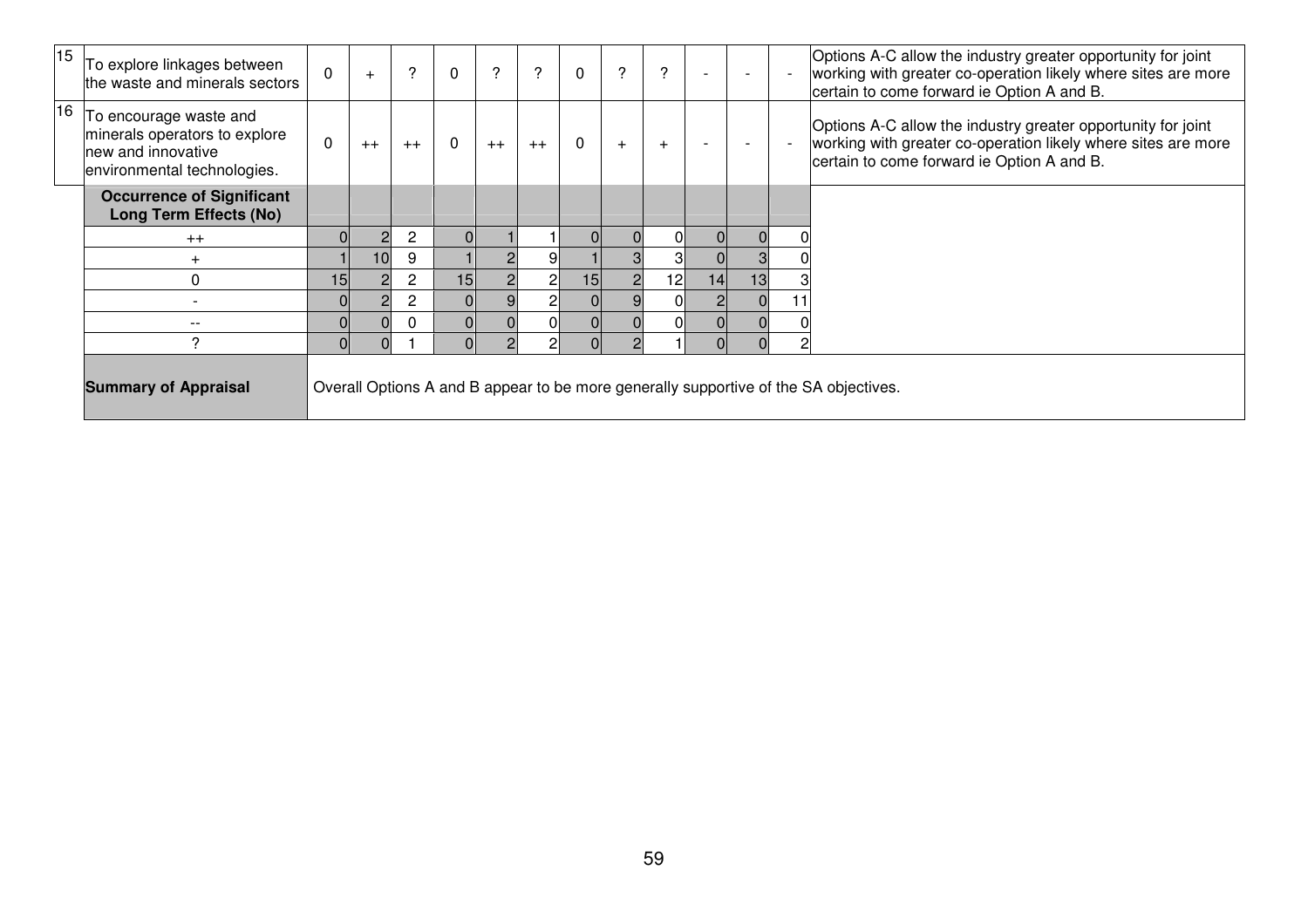| | | | | | | | | | | | | | | |
|---|---|---|---|---|---|---|---|---|---|---|---|---|---|---|
| 15 | To explore linkages between the waste and minerals sectors | 0 | + | ? | 0 | ? | ? | 0 | ? | ? | - | - | - | Options A-C allow the industry greater opportunity for joint working with greater co-operation likely where sites are more certain to come forward ie Option A and B. |
| 16 | To encourage waste and minerals operators to explore new and innovative environmental technologies. | 0 | ++ | ++ | 0 | ++ | ++ | 0 | + | + | - | - | - | Options A-C allow the industry greater opportunity for joint working with greater co-operation likely where sites are more certain to come forward ie Option A and B. |
| | **Occurrence of Significant Long Term Effects (No)** | | | | | | | | | | | | | |
| | ++ | 0 | 2 | 2 | 0 | 1 | 1 | 0 | 0 | 0 | 0 | 0 | 0 | |
| | + | 1 | 10 | 9 | 1 | 2 | 9 | 1 | 3 | 3 | 0 | 3 | 0 | |
| | 0 | 15 | 2 | 2 | 15 | 2 | 2 | 15 | 2 | 12 | 14 | 13 | 3 | |
| | - | 0 | 2 | 2 | 0 | 9 | 2 | 0 | 9 | 0 | 2 | 0 | 11 | |
| | -- | 0 | 0 | 0 | 0 | 0 | 0 | 0 | 0 | 0 | 0 | 0 | 0 | |
| | ? | 0 | 0 | 1 | 0 | 2 | 2 | 0 | 2 | 1 | 0 | 0 | 2 | |
| | **Summary of Appraisal** | Overall Options A and B appear to be more generally supportive of the SA objectives. | | | | | | | | | | | | |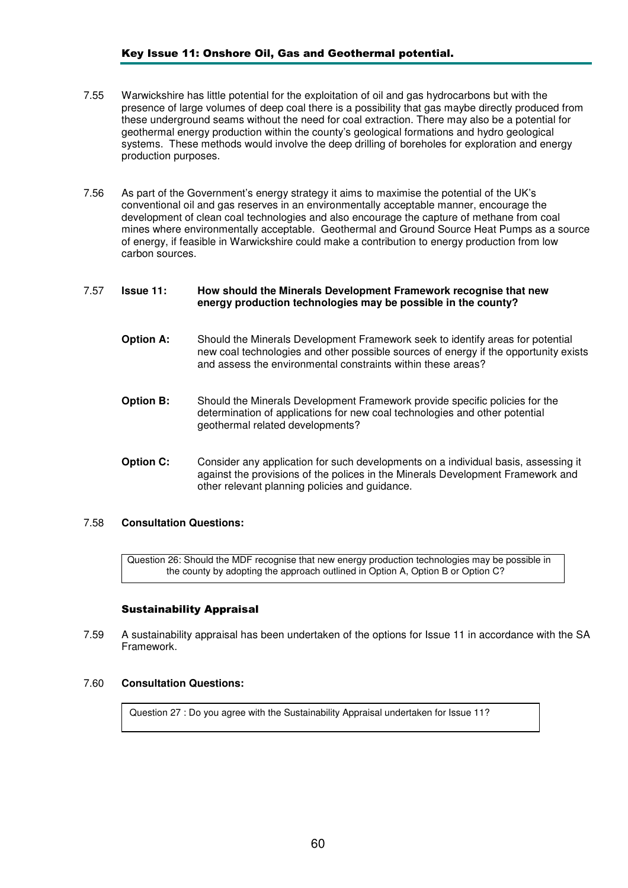## Key Issue 11: Onshore Oil, Gas and Geothermal potential.

7.55 Warwickshire has little potential for the exploitation of oil and gas hydrocarbons but with the presence of large volumes of deep coal there is a possibility that gas maybe directly produced from these underground seams without the need for coal extraction. There may also be a potential for geothermal energy production within the county's geological formations and hydro geological systems. These methods would involve the deep drilling of boreholes for exploration and energy production purposes.

7.56 As part of the Government's energy strategy it aims to maximise the potential of the UK's conventional oil and gas reserves in an environmentally acceptable manner, encourage the development of clean coal technologies and also encourage the capture of methane from coal mines where environmentally acceptable. Geothermal and Ground Source Heat Pumps as a source of energy, if feasible in Warwickshire could make a contribution to energy production from low carbon sources.

7.57 **Issue 11: How should the Minerals Development Framework recognise that new energy production technologies may be possible in the county?**

**Option A:** Should the Minerals Development Framework seek to identify areas for potential new coal technologies and other possible sources of energy if the opportunity exists and assess the environmental constraints within these areas?

**Option B:** Should the Minerals Development Framework provide specific policies for the determination of applications for new coal technologies and other potential geothermal related developments?

**Option C:** Consider any application for such developments on a individual basis, assessing it against the provisions of the polices in the Minerals Development Framework and other relevant planning policies and guidance.

7.58 **Consultation Questions:**

> Question 26: Should the MDF recognise that new energy production technologies may be possible in the county by adopting the approach outlined in Option A, Option B or Option C?

### Sustainability Appraisal

7.59 A sustainability appraisal has been undertaken of the options for Issue 11 in accordance with the SA Framework.

7.60 **Consultation Questions:**

> Question 27 : Do you agree with the Sustainability Appraisal undertaken for Issue 11?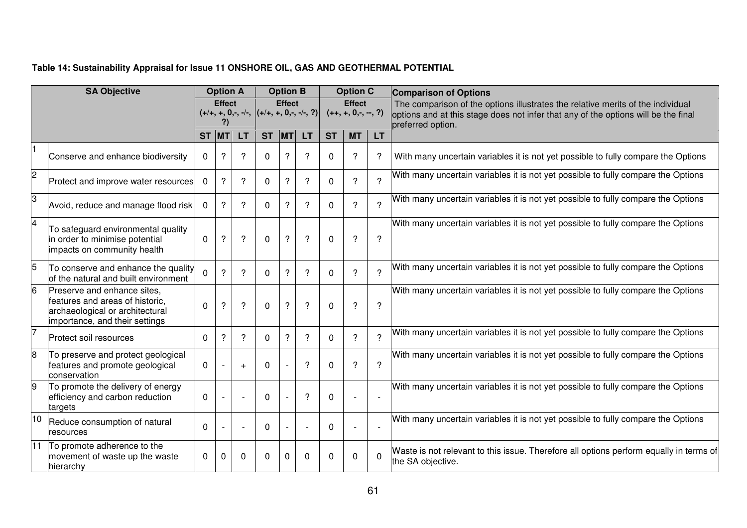**Table 14: Sustainability Appraisal for Issue 11 ONSHORE OIL, GAS AND GEOTHERMAL POTENTIAL**

| SA Objective | | Option A | | | Option B | | | Option C | | | Comparison of Options |
|---|---|---|---|---|---|---|---|---|---|---|---|
| | | Effect (+/+, +, 0,-, -/-, ?) | | | Effect (+/+, +, 0,-, -/-, ?) | | | Effect (++, +, 0,-, --, ?) | | | The comparison of the options illustrates the relative merits of the individual options and at this stage does not infer that any of the options will be the final preferred option. |
| | | ST | MT | LT | ST | MT | LT | ST | MT | LT | |
| 1 | Conserve and enhance biodiversity | 0 | ? | ? | 0 | ? | ? | 0 | ? | ? | With many uncertain variables it is not yet possible to fully compare the Options |
| 2 | Protect and improve water resources | 0 | ? | ? | 0 | ? | ? | 0 | ? | ? | With many uncertain variables it is not yet possible to fully compare the Options |
| 3 | Avoid, reduce and manage flood risk | 0 | ? | ? | 0 | ? | ? | 0 | ? | ? | With many uncertain variables it is not yet possible to fully compare the Options |
| 4 | To safeguard environmental quality in order to minimise potential impacts on community health | 0 | ? | ? | 0 | ? | ? | 0 | ? | ? | With many uncertain variables it is not yet possible to fully compare the Options |
| 5 | To conserve and enhance the quality of the natural and built environment | 0 | ? | ? | 0 | ? | ? | 0 | ? | ? | With many uncertain variables it is not yet possible to fully compare the Options |
| 6 | Preserve and enhance sites, features and areas of historic, archaeological or architectural importance, and their settings | 0 | ? | ? | 0 | ? | ? | 0 | ? | ? | With many uncertain variables it is not yet possible to fully compare the Options |
| 7 | Protect soil resources | 0 | ? | ? | 0 | ? | ? | 0 | ? | ? | With many uncertain variables it is not yet possible to fully compare the Options |
| 8 | To preserve and protect geological features and promote geological conservation | 0 | - | + | 0 | - | ? | 0 | ? | ? | With many uncertain variables it is not yet possible to fully compare the Options |
| 9 | To promote the delivery of energy efficiency and carbon reduction targets | 0 | - | - | 0 | - | ? | 0 | - | - | With many uncertain variables it is not yet possible to fully compare the Options |
| 10 | Reduce consumption of natural resources | 0 | - | - | 0 | - | - | 0 | - | - | With many uncertain variables it is not yet possible to fully compare the Options |
| 11 | To promote adherence to the movement of waste up the waste hierarchy | 0 | 0 | 0 | 0 | 0 | 0 | 0 | 0 | 0 | Waste is not relevant to this issue. Therefore all options perform equally in terms of the SA objective. |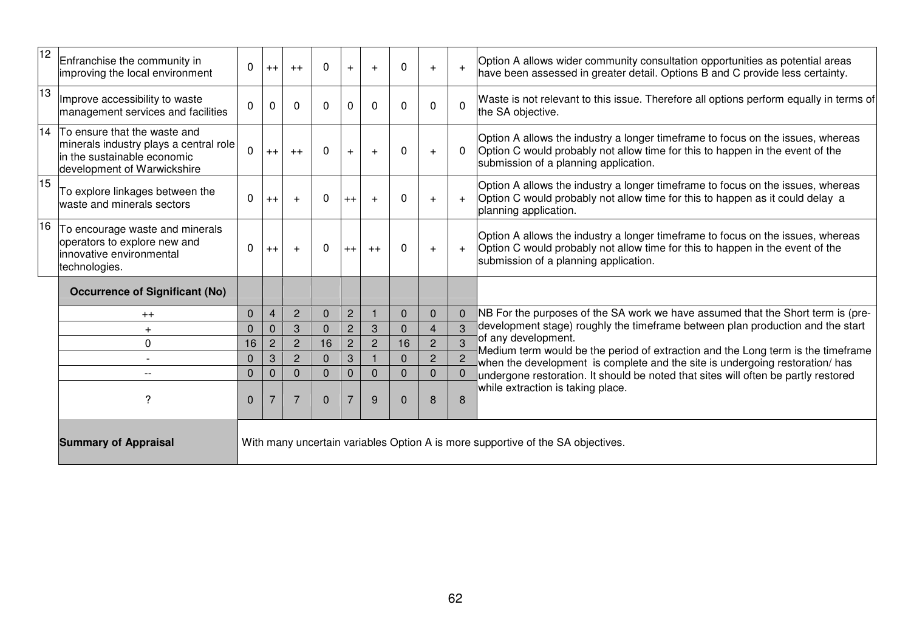| | | | | | | | | | | | |
|---|---|---|---|---|---|---|---|---|---|---|---|
| 12 | Enfranchise the community in improving the local environment | 0 | ++ | ++ | 0 | + | + | 0 | + | + | Option A allows wider community consultation opportunities as potential areas have been assessed in greater detail. Options B and C provide less certainty. |
| 13 | Improve accessibility to waste management services and facilities | 0 | 0 | 0 | 0 | 0 | 0 | 0 | 0 | 0 | Waste is not relevant to this issue. Therefore all options perform equally in terms of the SA objective. |
| 14 | To ensure that the waste and minerals industry plays a central role in the sustainable economic development of Warwickshire | 0 | ++ | ++ | 0 | + | + | 0 | + | 0 | Option A allows the industry a longer timeframe to focus on the issues, whereas Option C would probably not allow time for this to happen in the event of the submission of a planning application. |
| 15 | To explore linkages between the waste and minerals sectors | 0 | ++ | + | 0 | ++ | + | 0 | + | + | Option A allows the industry a longer timeframe to focus on the issues, whereas Option C would probably not allow time for this to happen as it could delay a planning application. |
| 16 | To encourage waste and minerals operators to explore new and innovative environmental technologies. | 0 | ++ | + | 0 | ++ | ++ | 0 | + | + | Option A allows the industry a longer timeframe to focus on the issues, whereas Option C would probably not allow time for this to happen in the event of the submission of a planning application. |
| | **Occurrence of Significant (No)** | | | | | | | | | | |
| | ++ | 0 | 4 | 2 | 0 | 2 | 1 | 0 | 0 | 0 | NB For the purposes of the SA work we have assumed that the Short term is (pre-development stage) roughly the timeframe between plan production and the start of any development. Medium term would be the period of extraction and the Long term is the timeframe when the development is complete and the site is undergoing restoration/ has undergone restoration. It should be noted that sites will often be partly restored while extraction is taking place. |
| | + | 0 | 0 | 3 | 0 | 2 | 3 | 0 | 4 | 3 | |
| | 0 | 16 | 2 | 2 | 16 | 2 | 2 | 16 | 2 | 3 | |
| | - | 0 | 3 | 2 | 0 | 3 | 1 | 0 | 2 | 2 | |
| | -- | 0 | 0 | 0 | 0 | 0 | 0 | 0 | 0 | 0 | |
| | ? | 0 | 7 | 7 | 0 | 7 | 9 | 0 | 8 | 8 | |
| | **Summary of Appraisal** | With many uncertain variables Option A is more supportive of the SA objectives. | | | | | | | | | |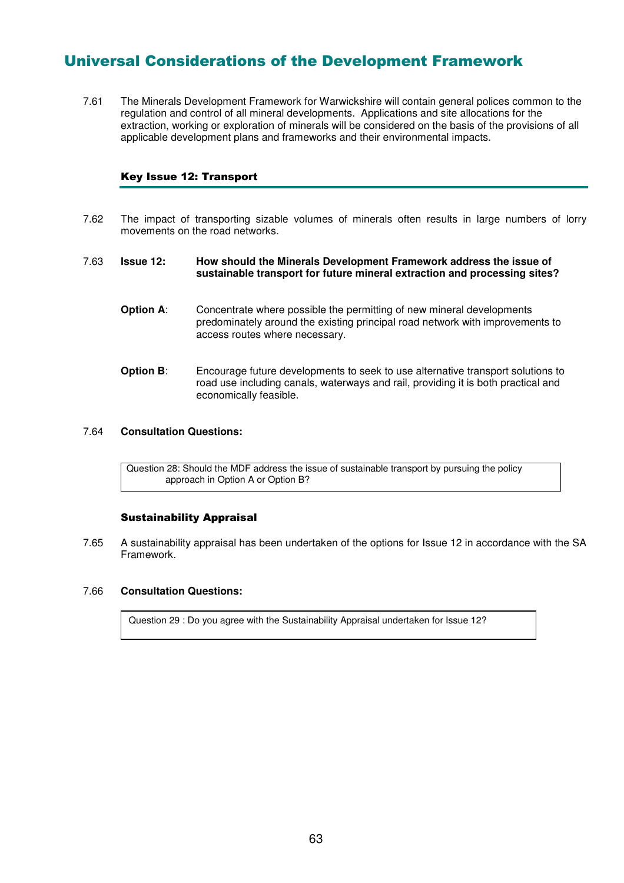## Universal Considerations of the Development Framework

7.61 The Minerals Development Framework for Warwickshire will contain general polices common to the regulation and control of all mineral developments. Applications and site allocations for the extraction, working or exploration of minerals will be considered on the basis of the provisions of all applicable development plans and frameworks and their environmental impacts.

### Key Issue 12: Transport

7.62 The impact of transporting sizable volumes of minerals often results in large numbers of lorry movements on the road networks.

7.63 **Issue 12:** **How should the Minerals Development Framework address the issue of sustainable transport for future mineral extraction and processing sites?**

**Option A**: Concentrate where possible the permitting of new mineral developments predominately around the existing principal road network with improvements to access routes where necessary.

**Option B**: Encourage future developments to seek to use alternative transport solutions to road use including canals, waterways and rail, providing it is both practical and economically feasible.

7.64 **Consultation Questions:**

> Question 28: Should the MDF address the issue of sustainable transport by pursuing the policy approach in Option A or Option B?

### Sustainability Appraisal

7.65 A sustainability appraisal has been undertaken of the options for Issue 12 in accordance with the SA Framework.

7.66 **Consultation Questions:**

> Question 29 : Do you agree with the Sustainability Appraisal undertaken for Issue 12?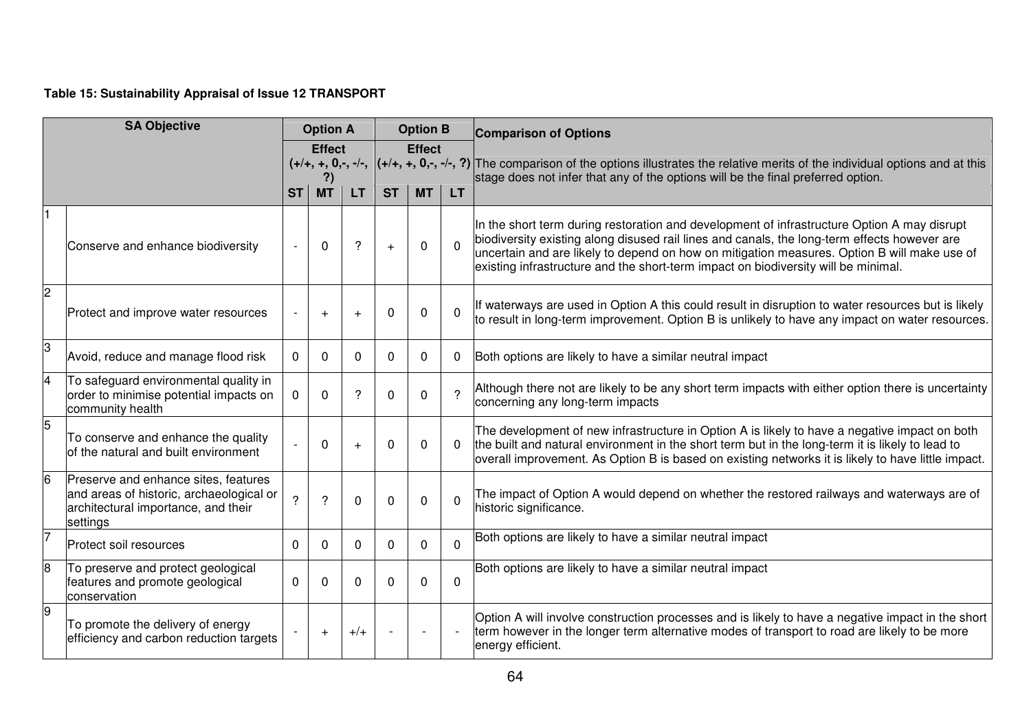**Table 15: Sustainability Appraisal of Issue 12 TRANSPORT**

| SA Objective | | Option A Effect (+/+, +, 0,-, -/-, ?) | | | Option B Effect (+/+, +, 0,-, -/-, ?) | | | Comparison of Options<br>The comparison of the options illustrates the relative merits of the individual options and at this stage does not infer that any of the options will be the final preferred option. |
|---|---|---|---|---|---|---|---|---|
| | | ST | MT | LT | ST | MT | LT | |
| 1 | Conserve and enhance biodiversity | - | 0 | ? | + | 0 | 0 | In the short term during restoration and development of infrastructure Option A may disrupt biodiversity existing along disused rail lines and canals, the long-term effects however are uncertain and are likely to depend on how on mitigation measures. Option B will make use of existing infrastructure and the short-term impact on biodiversity will be minimal. |
| 2 | Protect and improve water resources | - | + | + | 0 | 0 | 0 | If waterways are used in Option A this could result in disruption to water resources but is likely to result in long-term improvement. Option B is unlikely to have any impact on water resources. |
| 3 | Avoid, reduce and manage flood risk | 0 | 0 | 0 | 0 | 0 | 0 | Both options are likely to have a similar neutral impact |
| 4 | To safeguard environmental quality in order to minimise potential impacts on community health | 0 | 0 | ? | 0 | 0 | ? | Although there not are likely to be any short term impacts with either option there is uncertainty concerning any long-term impacts |
| 5 | To conserve and enhance the quality of the natural and built environment | - | 0 | + | 0 | 0 | 0 | The development of new infrastructure in Option A is likely to have a negative impact on both the built and natural environment in the short term but in the long-term it is likely to lead to overall improvement. As Option B is based on existing networks it is likely to have little impact. |
| 6 | Preserve and enhance sites, features and areas of historic, archaeological or architectural importance, and their settings | ? | ? | 0 | 0 | 0 | 0 | The impact of Option A would depend on whether the restored railways and waterways are of historic significance. |
| 7 | Protect soil resources | 0 | 0 | 0 | 0 | 0 | 0 | Both options are likely to have a similar neutral impact |
| 8 | To preserve and protect geological features and promote geological conservation | 0 | 0 | 0 | 0 | 0 | 0 | Both options are likely to have a similar neutral impact |
| 9 | To promote the delivery of energy efficiency and carbon reduction targets | - | + | +/+ | - | - | - | Option A will involve construction processes and is likely to have a negative impact in the short term however in the longer term alternative modes of transport to road are likely to be more energy efficient. |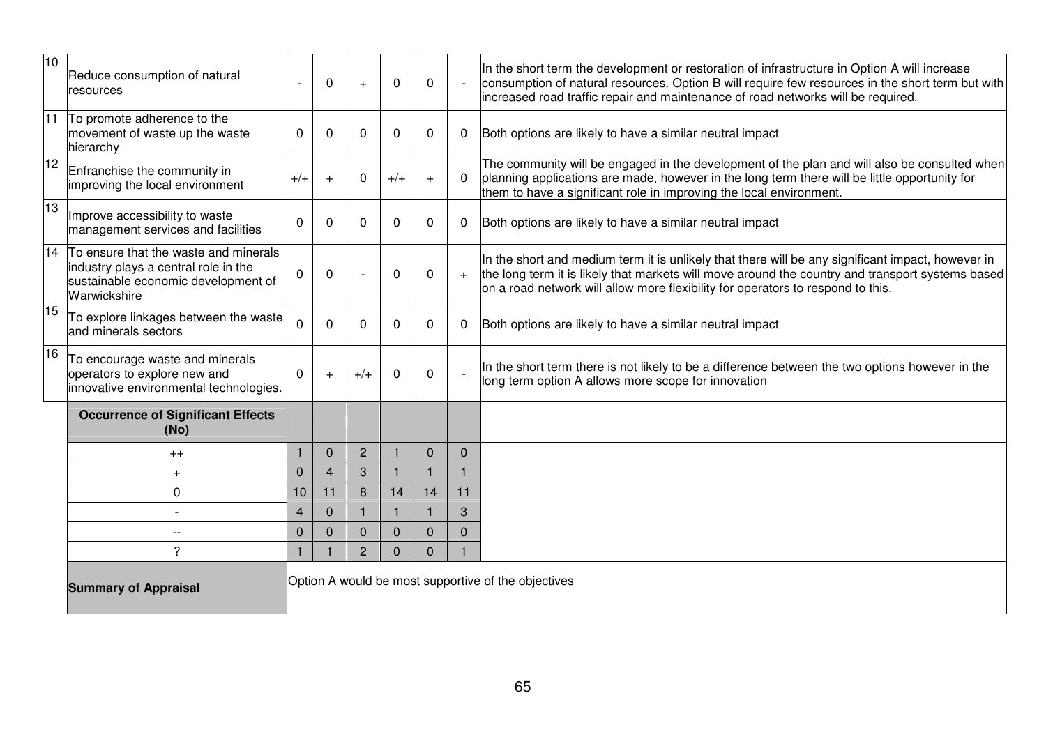| | | | | | | | | |
|---|---|---|---|---|---|---|---|---|
| 10 | Reduce consumption of natural resources | - | 0 | + | 0 | 0 | - | In the short term the development or restoration of infrastructure in Option A will increase consumption of natural resources. Option B will require few resources in the short term but with increased road traffic repair and maintenance of road networks will be required. |
| 11 | To promote adherence to the movement of waste up the waste hierarchy | 0 | 0 | 0 | 0 | 0 | 0 | Both options are likely to have a similar neutral impact |
| 12 | Enfranchise the community in improving the local environment | +/+ | + | 0 | +/+ | + | 0 | The community will be engaged in the development of the plan and will also be consulted when planning applications are made, however in the long term there will be little opportunity for them to have a significant role in improving the local environment. |
| 13 | Improve accessibility to waste management services and facilities | 0 | 0 | 0 | 0 | 0 | 0 | Both options are likely to have a similar neutral impact |
| 14 | To ensure that the waste and minerals industry plays a central role in the sustainable economic development of Warwickshire | 0 | 0 | - | 0 | 0 | + | In the short and medium term it is unlikely that there will be any significant impact, however in the long term it is likely that markets will move around the country and transport systems based on a road network will allow more flexibility for operators to respond to this. |
| 15 | To explore linkages between the waste and minerals sectors | 0 | 0 | 0 | 0 | 0 | 0 | Both options are likely to have a similar neutral impact |
| 16 | To encourage waste and minerals operators to explore new and innovative environmental technologies. | 0 | + | +/+ | 0 | 0 | - | In the short term there is not likely to be a difference between the two options however in the long term option A allows more scope for innovation |
| | **Occurrence of Significant Effects (No)** | | | | | | | |
| | ++ | 1 | 0 | 2 | 1 | 0 | 0 | |
| | + | 0 | 4 | 3 | 1 | 1 | 1 | |
| | 0 | 10 | 11 | 8 | 14 | 14 | 11 | |
| | - | 4 | 0 | 1 | 1 | 1 | 3 | |
| | -- | 0 | 0 | 0 | 0 | 0 | 0 | |
| | ? | 1 | 1 | 2 | 0 | 0 | 1 | |
| | **Summary of Appraisal** | Option A would be most supportive of the objectives | | | | | | |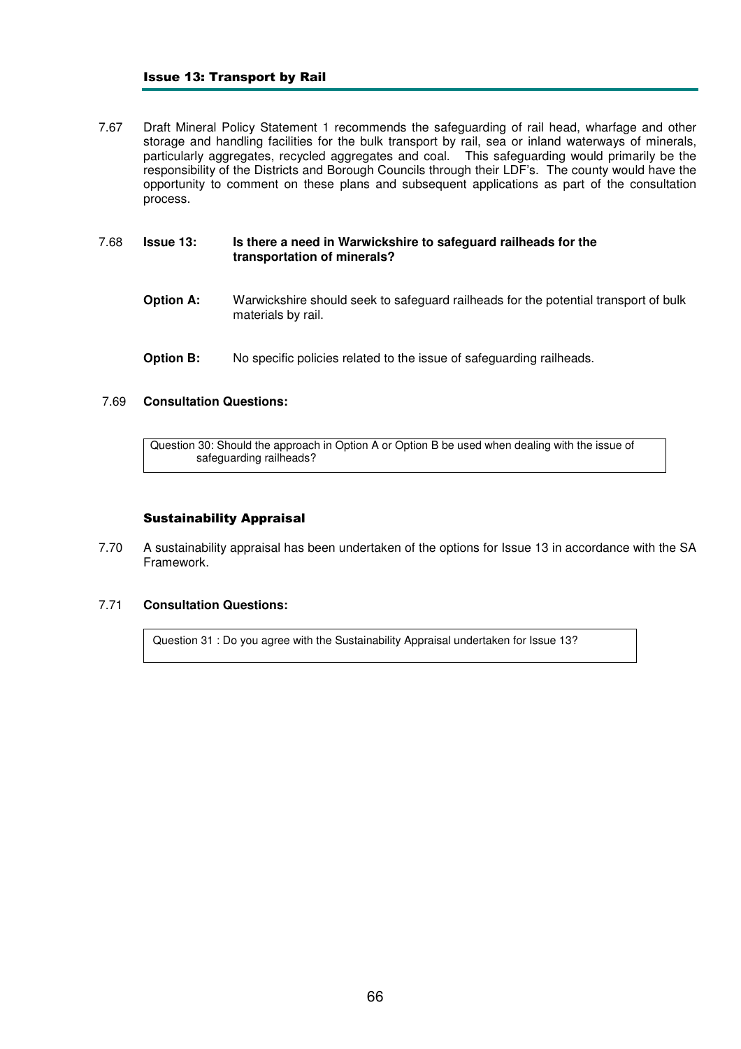### Issue 13: Transport by Rail

7.67 Draft Mineral Policy Statement 1 recommends the safeguarding of rail head, wharfage and other storage and handling facilities for the bulk transport by rail, sea or inland waterways of minerals, particularly aggregates, recycled aggregates and coal. This safeguarding would primarily be the responsibility of the Districts and Borough Councils through their LDF's. The county would have the opportunity to comment on these plans and subsequent applications as part of the consultation process.

7.68 **Issue 13: Is there a need in Warwickshire to safeguard railheads for the transportation of minerals?**

**Option A:** Warwickshire should seek to safeguard railheads for the potential transport of bulk materials by rail.

**Option B:** No specific policies related to the issue of safeguarding railheads.

7.69 **Consultation Questions:**

Question 30: Should the approach in Option A or Option B be used when dealing with the issue of safeguarding railheads?

### Sustainability Appraisal

7.70 A sustainability appraisal has been undertaken of the options for Issue 13 in accordance with the SA Framework.

7.71 **Consultation Questions:**

Question 31 : Do you agree with the Sustainability Appraisal undertaken for Issue 13?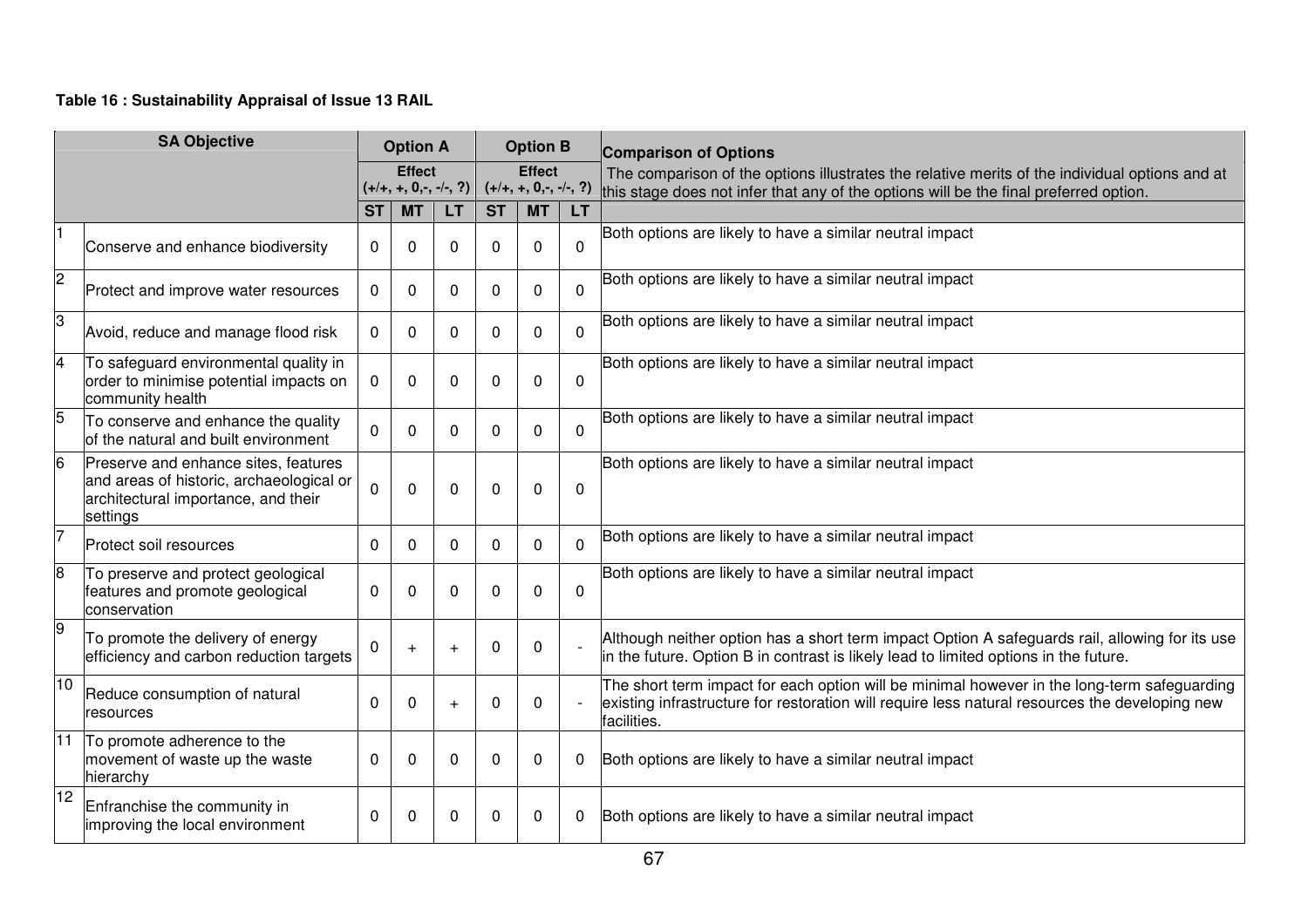**Table 16 : Sustainability Appraisal of Issue 13 RAIL**

| SA Objective | | Option A | | | Option B | | | Comparison of Options |
|---|---|---|---|---|---|---|---|---|
| | | Effect (+/+, +, 0,-, -/-, ?) | | | Effect (+/+, +, 0,-, -/-, ?) | | | The comparison of the options illustrates the relative merits of the individual options and at this stage does not infer that any of the options will be the final preferred option. |
| | | ST | MT | LT | ST | MT | LT | |
| 1 | Conserve and enhance biodiversity | 0 | 0 | 0 | 0 | 0 | 0 | Both options are likely to have a similar neutral impact |
| 2 | Protect and improve water resources | 0 | 0 | 0 | 0 | 0 | 0 | Both options are likely to have a similar neutral impact |
| 3 | Avoid, reduce and manage flood risk | 0 | 0 | 0 | 0 | 0 | 0 | Both options are likely to have a similar neutral impact |
| 4 | To safeguard environmental quality in order to minimise potential impacts on community health | 0 | 0 | 0 | 0 | 0 | 0 | Both options are likely to have a similar neutral impact |
| 5 | To conserve and enhance the quality of the natural and built environment | 0 | 0 | 0 | 0 | 0 | 0 | Both options are likely to have a similar neutral impact |
| 6 | Preserve and enhance sites, features and areas of historic, archaeological or architectural importance, and their settings | 0 | 0 | 0 | 0 | 0 | 0 | Both options are likely to have a similar neutral impact |
| 7 | Protect soil resources | 0 | 0 | 0 | 0 | 0 | 0 | Both options are likely to have a similar neutral impact |
| 8 | To preserve and protect geological features and promote geological conservation | 0 | 0 | 0 | 0 | 0 | 0 | Both options are likely to have a similar neutral impact |
| 9 | To promote the delivery of energy efficiency and carbon reduction targets | 0 | + | + | 0 | 0 | - | Although neither option has a short term impact Option A safeguards rail, allowing for its use in the future. Option B in contrast is likely lead to limited options in the future. |
| 10 | Reduce consumption of natural resources | 0 | 0 | + | 0 | 0 | - | The short term impact for each option will be minimal however in the long-term safeguarding existing infrastructure for restoration will require less natural resources the developing new facilities. |
| 11 | To promote adherence to the movement of waste up the waste hierarchy | 0 | 0 | 0 | 0 | 0 | 0 | Both options are likely to have a similar neutral impact |
| 12 | Enfranchise the community in improving the local environment | 0 | 0 | 0 | 0 | 0 | 0 | Both options are likely to have a similar neutral impact |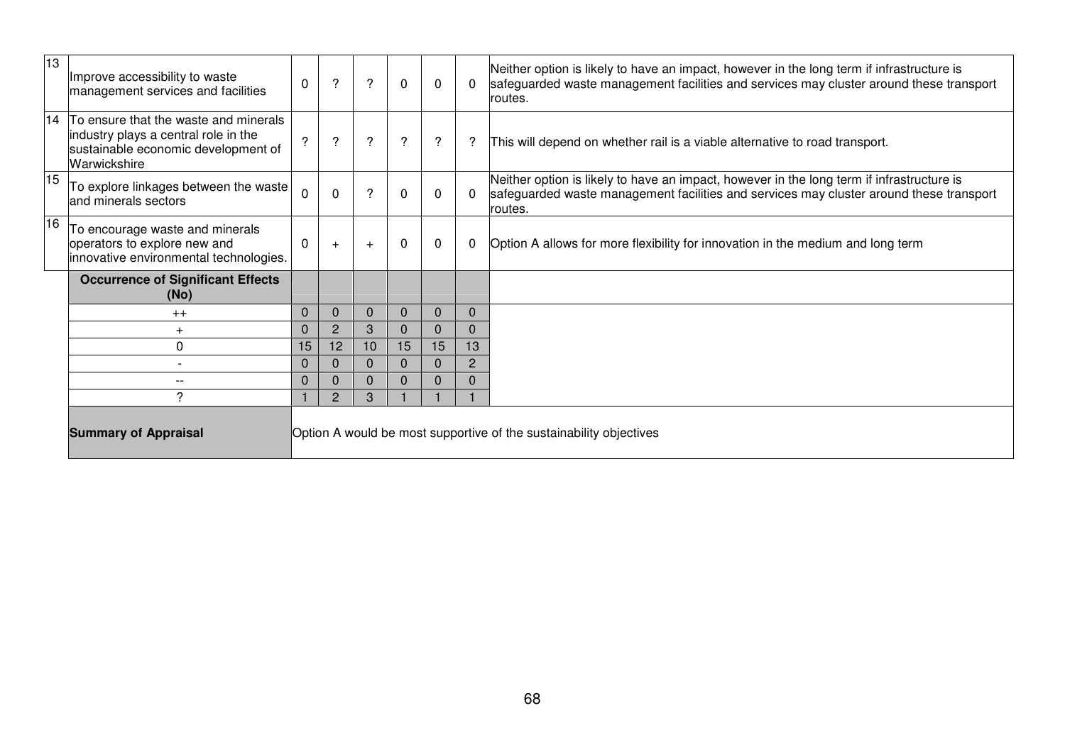| | | | | | | | | |
|---|---|---|---|---|---|---|---|---|
| 13 | Improve accessibility to waste management services and facilities | 0 | ? | ? | 0 | 0 | 0 | Neither option is likely to have an impact, however in the long term if infrastructure is safeguarded waste management facilities and services may cluster around these transport routes. |
| 14 | To ensure that the waste and minerals industry plays a central role in the sustainable economic development of Warwickshire | ? | ? | ? | ? | ? | ? | This will depend on whether rail is a viable alternative to road transport. |
| 15 | To explore linkages between the waste and minerals sectors | 0 | 0 | ? | 0 | 0 | 0 | Neither option is likely to have an impact, however in the long term if infrastructure is safeguarded waste management facilities and services may cluster around these transport routes. |
| 16 | To encourage waste and minerals operators to explore new and innovative environmental technologies. | 0 | + | + | 0 | 0 | 0 | Option A allows for more flexibility for innovation in the medium and long term |
| | **Occurrence of Significant Effects (No)** | | | | | | | |
| | ++ | 0 | 0 | 0 | 0 | 0 | 0 | |
| | + | 0 | 2 | 3 | 0 | 0 | 0 | |
| | 0 | 15 | 12 | 10 | 15 | 15 | 13 | |
| | - | 0 | 0 | 0 | 0 | 0 | 2 | |
| | -- | 0 | 0 | 0 | 0 | 0 | 0 | |
| | ? | 1 | 2 | 3 | 1 | 1 | 1 | |
| | **Summary of Appraisal** | Option A would be most supportive of the sustainability objectives | | | | | | |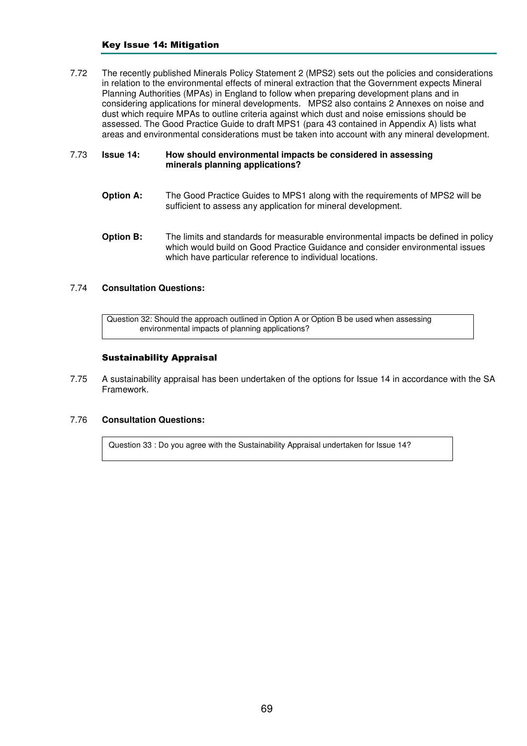### Key Issue 14: Mitigation

7.72 The recently published Minerals Policy Statement 2 (MPS2) sets out the policies and considerations in relation to the environmental effects of mineral extraction that the Government expects Mineral Planning Authorities (MPAs) in England to follow when preparing development plans and in considering applications for mineral developments. MPS2 also contains 2 Annexes on noise and dust which require MPAs to outline criteria against which dust and noise emissions should be assessed. The Good Practice Guide to draft MPS1 (para 43 contained in Appendix A) lists what areas and environmental considerations must be taken into account with any mineral development.

7.73 **Issue 14: How should environmental impacts be considered in assessing minerals planning applications?**

**Option A:** The Good Practice Guides to MPS1 along with the requirements of MPS2 will be sufficient to assess any application for mineral development.

**Option B:** The limits and standards for measurable environmental impacts be defined in policy which would build on Good Practice Guidance and consider environmental issues which have particular reference to individual locations.

7.74 **Consultation Questions:**

Question 32: Should the approach outlined in Option A or Option B be used when assessing environmental impacts of planning applications?

### Sustainability Appraisal

7.75 A sustainability appraisal has been undertaken of the options for Issue 14 in accordance with the SA Framework.

7.76 **Consultation Questions:**

Question 33 : Do you agree with the Sustainability Appraisal undertaken for Issue 14?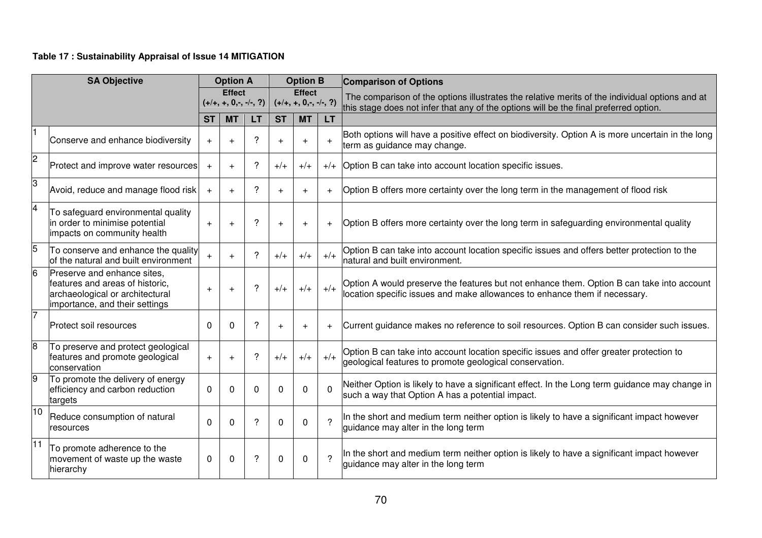**Table 17 : Sustainability Appraisal of Issue 14 MITIGATION**

| SA Objective | | Option A | | | Option B | | | Comparison of Options |
|---|---|---|---|---|---|---|---|---|
| | | Effect (+/+, +, 0,-, -/-, ?) | | | Effect (+/+, +, 0,-, -/-, ?) | | | The comparison of the options illustrates the relative merits of the individual options and at this stage does not infer that any of the options will be the final preferred option. |
| | | ST | MT | LT | ST | MT | LT | |
| 1 | Conserve and enhance biodiversity | + | + | ? | + | + | + | Both options will have a positive effect on biodiversity. Option A is more uncertain in the long term as guidance may change. |
| 2 | Protect and improve water resources | + | + | ? | +/+ | +/+ | +/+ | Option B can take into account location specific issues. |
| 3 | Avoid, reduce and manage flood risk | + | + | ? | + | + | + | Option B offers more certainty over the long term in the management of flood risk |
| 4 | To safeguard environmental quality in order to minimise potential impacts on community health | + | + | ? | + | + | + | Option B offers more certainty over the long term in safeguarding environmental quality |
| 5 | To conserve and enhance the quality of the natural and built environment | + | + | ? | +/+ | +/+ | +/+ | Option B can take into account location specific issues and offers better protection to the natural and built environment. |
| 6 | Preserve and enhance sites, features and areas of historic, archaeological or architectural importance, and their settings | + | + | ? | +/+ | +/+ | +/+ | Option A would preserve the features but not enhance them. Option B can take into account location specific issues and make allowances to enhance them if necessary. |
| 7 | Protect soil resources | 0 | 0 | ? | + | + | + | Current guidance makes no reference to soil resources. Option B can consider such issues. |
| 8 | To preserve and protect geological features and promote geological conservation | + | + | ? | +/+ | +/+ | +/+ | Option B can take into account location specific issues and offer greater protection to geological features to promote geological conservation. |
| 9 | To promote the delivery of energy efficiency and carbon reduction targets | 0 | 0 | 0 | 0 | 0 | 0 | Neither Option is likely to have a significant effect. In the Long term guidance may change in such a way that Option A has a potential impact. |
| 10 | Reduce consumption of natural resources | 0 | 0 | ? | 0 | 0 | ? | In the short and medium term neither option is likely to have a significant impact however guidance may alter in the long term |
| 11 | To promote adherence to the movement of waste up the waste hierarchy | 0 | 0 | ? | 0 | 0 | ? | In the short and medium term neither option is likely to have a significant impact however guidance may alter in the long term |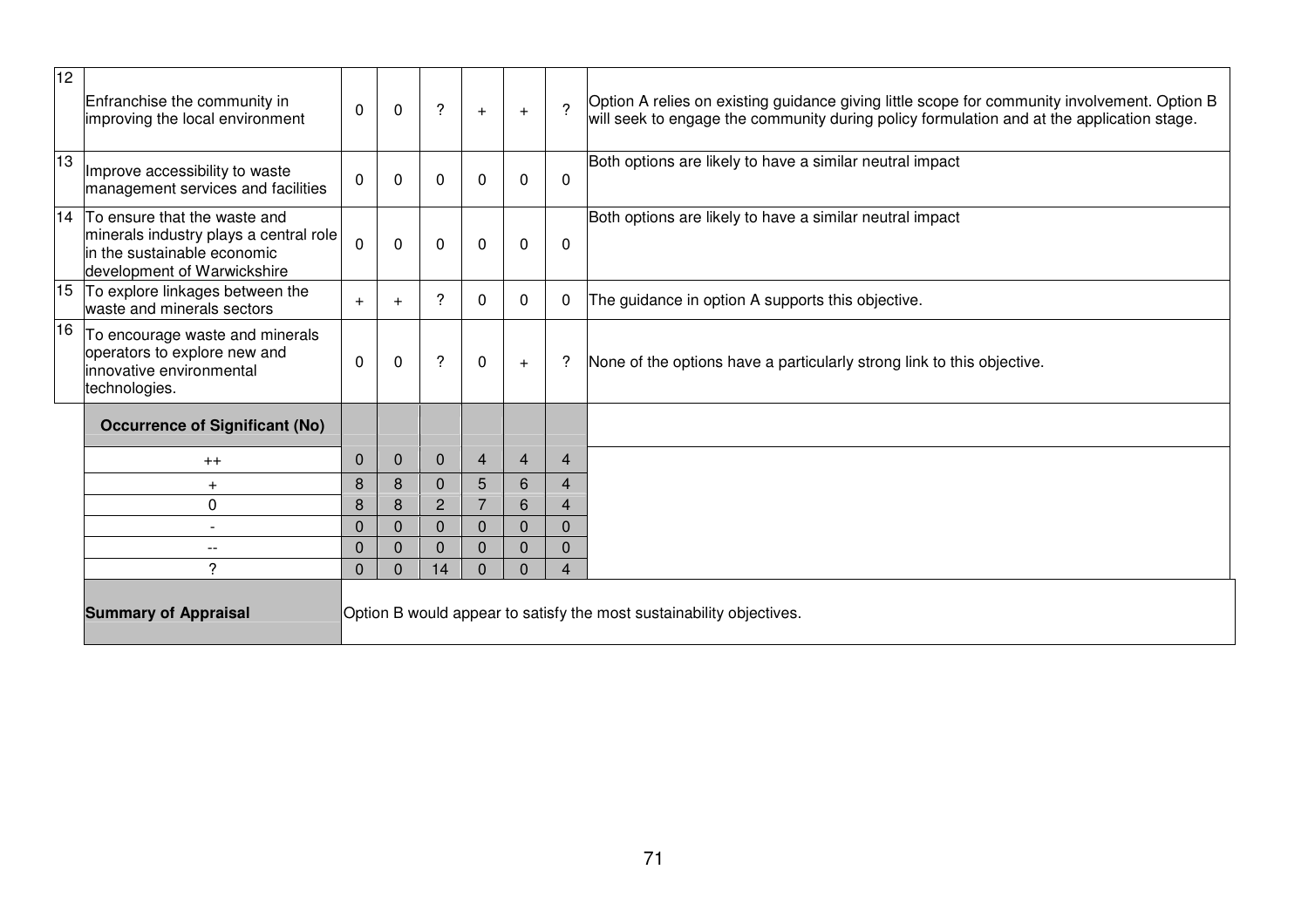| | | | | | | | | |
|---|---|---|---|---|---|---|---|---|
| 12 | Enfranchise the community in improving the local environment | 0 | 0 | ? | + | + | ? | Option A relies on existing guidance giving little scope for community involvement. Option B will seek to engage the community during policy formulation and at the application stage. |
| 13 | Improve accessibility to waste management services and facilities | 0 | 0 | 0 | 0 | 0 | 0 | Both options are likely to have a similar neutral impact |
| 14 | To ensure that the waste and minerals industry plays a central role in the sustainable economic development of Warwickshire | 0 | 0 | 0 | 0 | 0 | 0 | Both options are likely to have a similar neutral impact |
| 15 | To explore linkages between the waste and minerals sectors | + | + | ? | 0 | 0 | 0 | The guidance in option A supports this objective. |
| 16 | To encourage waste and minerals operators to explore new and innovative environmental technologies. | 0 | 0 | ? | 0 | + | ? | None of the options have a particularly strong link to this objective. |
| | **Occurrence of Significant (No)** | | | | | | | |
| | ++ | 0 | 0 | 0 | 4 | 4 | 4 | |
| | + | 8 | 8 | 0 | 5 | 6 | 4 | |
| | 0 | 8 | 8 | 2 | 7 | 6 | 4 | |
| | - | 0 | 0 | 0 | 0 | 0 | 0 | |
| | -- | 0 | 0 | 0 | 0 | 0 | 0 | |
| | ? | 0 | 0 | 14 | 0 | 0 | 4 | |
| | **Summary of Appraisal** | Option B would appear to satisfy the most sustainability objectives. | | | | | | |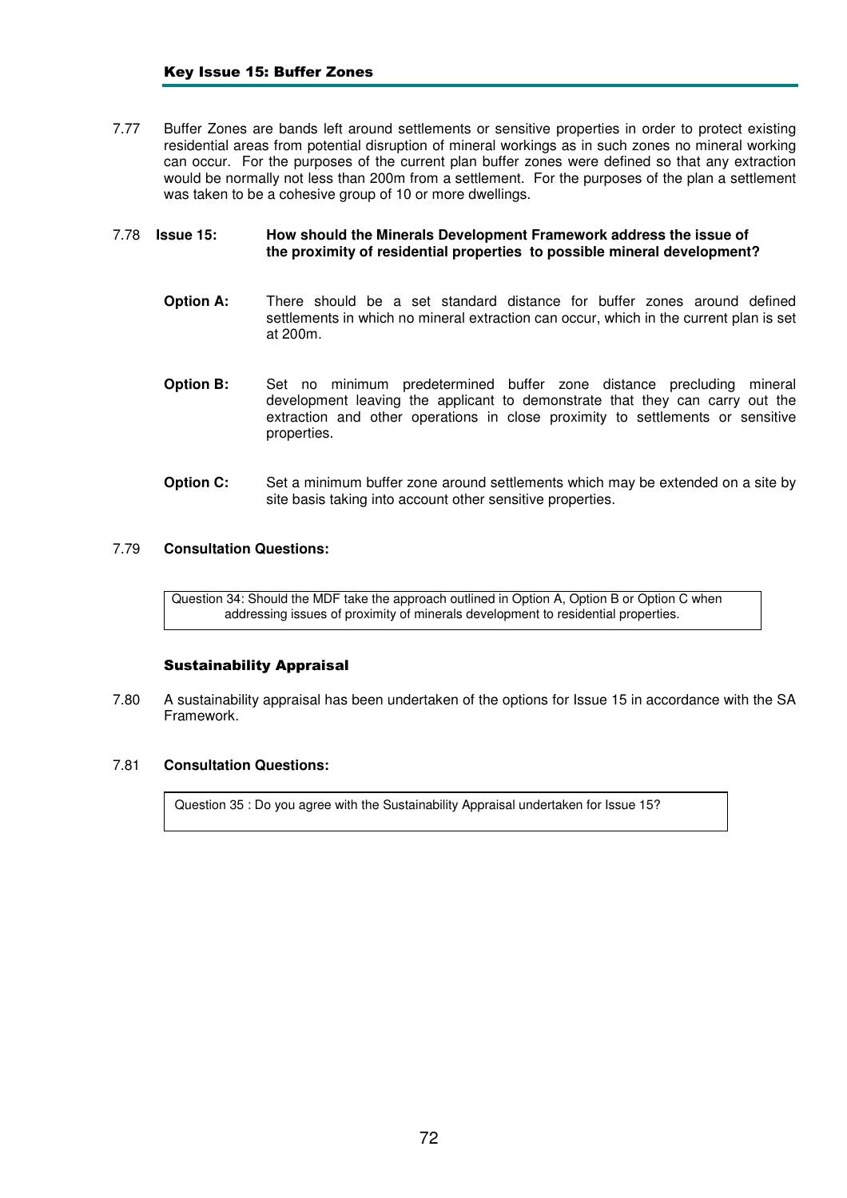### Key Issue 15: Buffer Zones

7.77 Buffer Zones are bands left around settlements or sensitive properties in order to protect existing residential areas from potential disruption of mineral workings as in such zones no mineral working can occur. For the purposes of the current plan buffer zones were defined so that any extraction would be normally not less than 200m from a settlement. For the purposes of the plan a settlement was taken to be a cohesive group of 10 or more dwellings.

7.78 **Issue 15:** **How should the Minerals Development Framework address the issue of the proximity of residential properties to possible mineral development?**

**Option A:** There should be a set standard distance for buffer zones around defined settlements in which no mineral extraction can occur, which in the current plan is set at 200m.

**Option B:** Set no minimum predetermined buffer zone distance precluding mineral development leaving the applicant to demonstrate that they can carry out the extraction and other operations in close proximity to settlements or sensitive properties.

**Option C:** Set a minimum buffer zone around settlements which may be extended on a site by site basis taking into account other sensitive properties.

7.79 **Consultation Questions:**

> Question 34: Should the MDF take the approach outlined in Option A, Option B or Option C when addressing issues of proximity of minerals development to residential properties.

#### Sustainability Appraisal

7.80 A sustainability appraisal has been undertaken of the options for Issue 15 in accordance with the SA Framework.

7.81 **Consultation Questions:**

> Question 35 : Do you agree with the Sustainability Appraisal undertaken for Issue 15?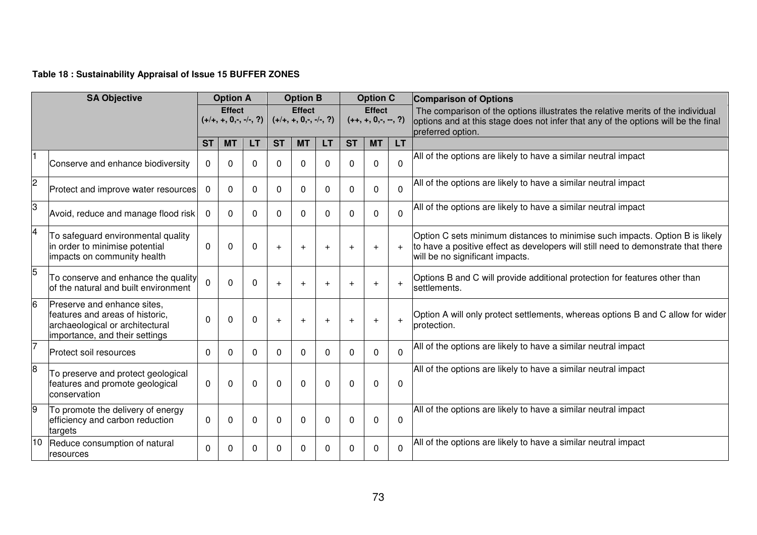**Table 18 : Sustainability Appraisal of Issue 15 BUFFER ZONES**

| SA Objective | | Option A | | | Option B | | | Option C | | | Comparison of Options |
|---|---|---|---|---|---|---|---|---|---|---|---|
| | | Effect (+/+, +, 0,-, -/-, ?) | | | Effect (+/+, +, 0,-, -/-, ?) | | | Effect (++, +, 0,-, --, ?) | | | The comparison of the options illustrates the relative merits of the individual options and at this stage does not infer that any of the options will be the final preferred option. |
| | | ST | MT | LT | ST | MT | LT | ST | MT | LT | |
| 1 | Conserve and enhance biodiversity | 0 | 0 | 0 | 0 | 0 | 0 | 0 | 0 | 0 | All of the options are likely to have a similar neutral impact |
| 2 | Protect and improve water resources | 0 | 0 | 0 | 0 | 0 | 0 | 0 | 0 | 0 | All of the options are likely to have a similar neutral impact |
| 3 | Avoid, reduce and manage flood risk | 0 | 0 | 0 | 0 | 0 | 0 | 0 | 0 | 0 | All of the options are likely to have a similar neutral impact |
| 4 | To safeguard environmental quality in order to minimise potential impacts on community health | 0 | 0 | 0 | + | + | + | + | + | + | Option C sets minimum distances to minimise such impacts. Option B is likely to have a positive effect as developers will still need to demonstrate that there will be no significant impacts. |
| 5 | To conserve and enhance the quality of the natural and built environment | 0 | 0 | 0 | + | + | + | + | + | + | Options B and C will provide additional protection for features other than settlements. |
| 6 | Preserve and enhance sites, features and areas of historic, archaeological or architectural importance, and their settings | 0 | 0 | 0 | + | + | + | + | + | + | Option A will only protect settlements, whereas options B and C allow for wider protection. |
| 7 | Protect soil resources | 0 | 0 | 0 | 0 | 0 | 0 | 0 | 0 | 0 | All of the options are likely to have a similar neutral impact |
| 8 | To preserve and protect geological features and promote geological conservation | 0 | 0 | 0 | 0 | 0 | 0 | 0 | 0 | 0 | All of the options are likely to have a similar neutral impact |
| 9 | To promote the delivery of energy efficiency and carbon reduction targets | 0 | 0 | 0 | 0 | 0 | 0 | 0 | 0 | 0 | All of the options are likely to have a similar neutral impact |
| 10 | Reduce consumption of natural resources | 0 | 0 | 0 | 0 | 0 | 0 | 0 | 0 | 0 | All of the options are likely to have a similar neutral impact |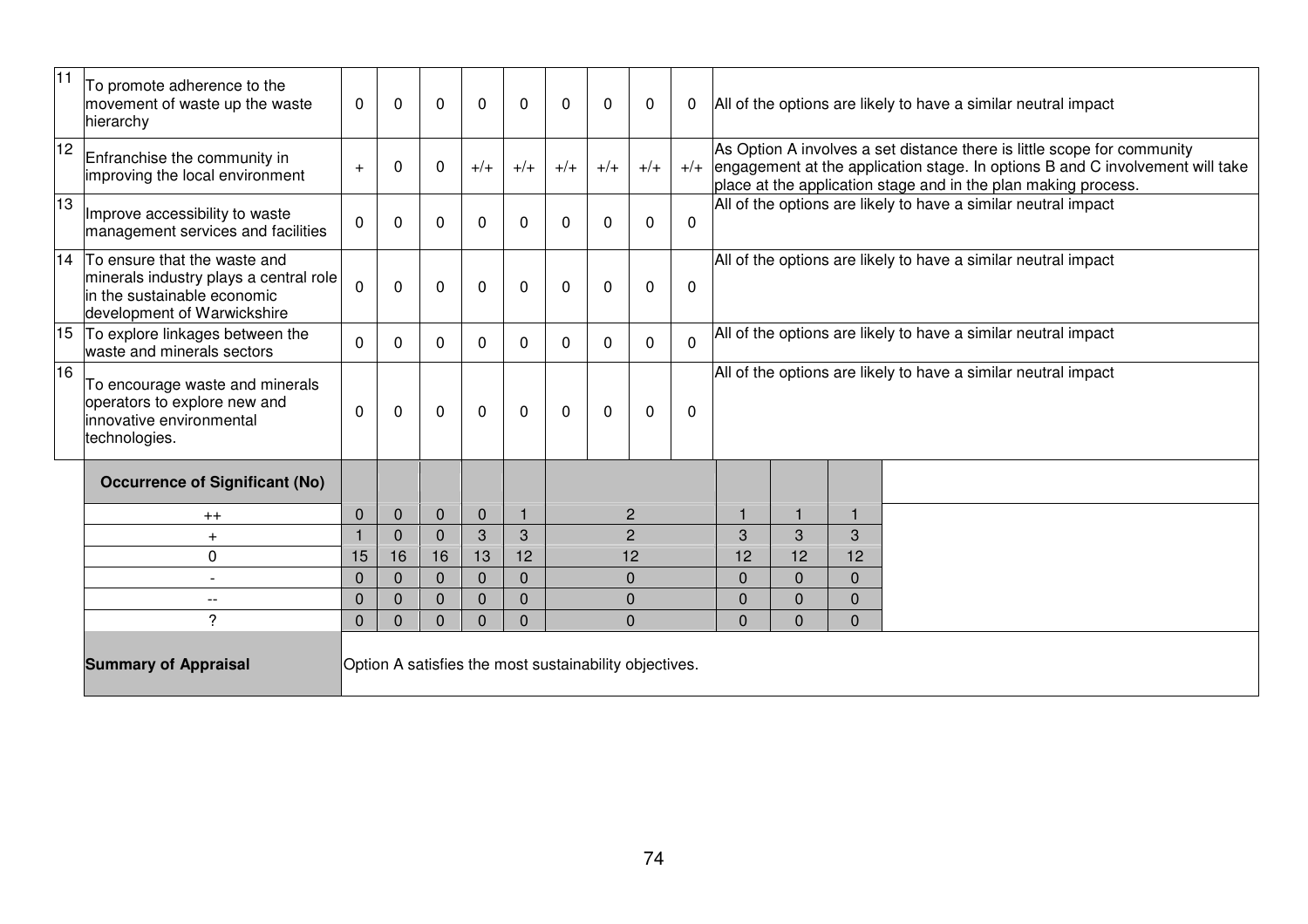| | | | | | | | | | | | |
|---|---|---|---|---|---|---|---|---|---|---|---|
| 11 | To promote adherence to the movement of waste up the waste hierarchy | 0 | 0 | 0 | 0 | 0 | 0 | 0 | 0 | 0 | All of the options are likely to have a similar neutral impact |
| 12 | Enfranchise the community in improving the local environment | + | 0 | 0 | +/+ | +/+ | +/+ | +/+ | +/+ | +/+ | As Option A involves a set distance there is little scope for community engagement at the application stage. In options B and C involvement will take place at the application stage and in the plan making process. |
| 13 | Improve accessibility to waste management services and facilities | 0 | 0 | 0 | 0 | 0 | 0 | 0 | 0 | 0 | All of the options are likely to have a similar neutral impact |
| 14 | To ensure that the waste and minerals industry plays a central role in the sustainable economic development of Warwickshire | 0 | 0 | 0 | 0 | 0 | 0 | 0 | 0 | 0 | All of the options are likely to have a similar neutral impact |
| 15 | To explore linkages between the waste and minerals sectors | 0 | 0 | 0 | 0 | 0 | 0 | 0 | 0 | 0 | All of the options are likely to have a similar neutral impact |
| 16 | To encourage waste and minerals operators to explore new and innovative environmental technologies. | 0 | 0 | 0 | 0 | 0 | 0 | 0 | 0 | 0 | All of the options are likely to have a similar neutral impact |
| | **Occurrence of Significant (No)** | | | | | | | | | | |
| | ++ | 0 | 0 | 0 | 0 | 1 | 2 | 1 | 1 | 1 | |
| | + | 1 | 0 | 0 | 3 | 3 | 2 | 3 | 3 | 3 | |
| | 0 | 15 | 16 | 16 | 13 | 12 | 12 | 12 | 12 | 12 | |
| | - | 0 | 0 | 0 | 0 | 0 | 0 | 0 | 0 | 0 | |
| | -- | 0 | 0 | 0 | 0 | 0 | 0 | 0 | 0 | 0 | |
| | ? | 0 | 0 | 0 | 0 | 0 | 0 | 0 | 0 | 0 | |
| | **Summary of Appraisal** | Option A satisfies the most sustainability objectives. | | | | | | | | | |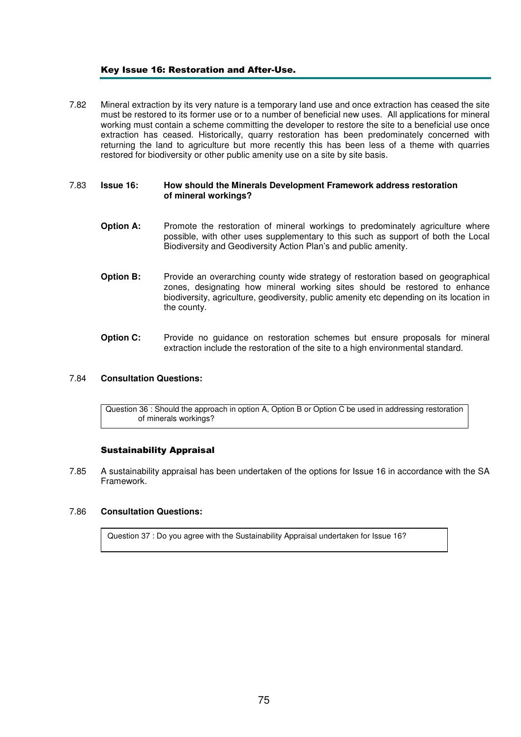## Key Issue 16: Restoration and After-Use.

7.82 Mineral extraction by its very nature is a temporary land use and once extraction has ceased the site must be restored to its former use or to a number of beneficial new uses. All applications for mineral working must contain a scheme committing the developer to restore the site to a beneficial use once extraction has ceased. Historically, quarry restoration has been predominately concerned with returning the land to agriculture but more recently this has been less of a theme with quarries restored for biodiversity or other public amenity use on a site by site basis.

7.83 **Issue 16: How should the Minerals Development Framework address restoration of mineral workings?**

**Option A:** Promote the restoration of mineral workings to predominately agriculture where possible, with other uses supplementary to this such as support of both the Local Biodiversity and Geodiversity Action Plan's and public amenity.

**Option B:** Provide an overarching county wide strategy of restoration based on geographical zones, designating how mineral working sites should be restored to enhance biodiversity, agriculture, geodiversity, public amenity etc depending on its location in the county.

**Option C:** Provide no guidance on restoration schemes but ensure proposals for mineral extraction include the restoration of the site to a high environmental standard.

7.84 **Consultation Questions:**

> Question 36 : Should the approach in option A, Option B or Option C be used in addressing restoration of minerals workings?

### Sustainability Appraisal

7.85 A sustainability appraisal has been undertaken of the options for Issue 16 in accordance with the SA Framework.

7.86 **Consultation Questions:**

> Question 37 : Do you agree with the Sustainability Appraisal undertaken for Issue 16?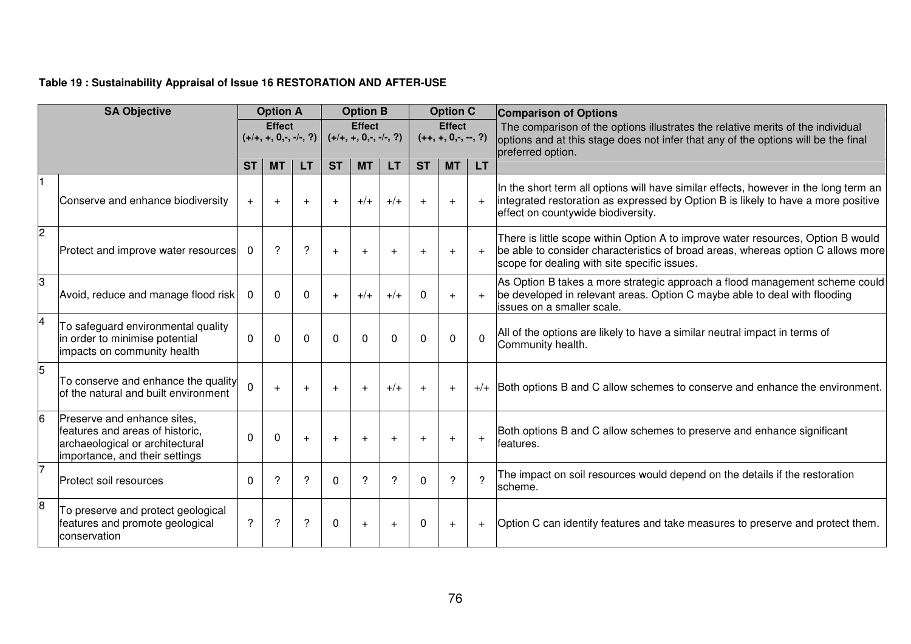**Table 19 : Sustainability Appraisal of Issue 16 RESTORATION AND AFTER-USE**

| SA Objective | | Option A | | | Option B | | | Option C | | | Comparison of Options |
|---|---|---|---|---|---|---|---|---|---|---|---|
| | | Effect (+/+, +, 0,-, -/-, ?) | | | Effect (+/+, +, 0,-, -/-, ?) | | | Effect (++, +, 0,-, --, ?) | | | The comparison of the options illustrates the relative merits of the individual options and at this stage does not infer that any of the options will be the final preferred option. |
| | | ST | MT | LT | ST | MT | LT | ST | MT | LT | |
| 1 | Conserve and enhance biodiversity | + | + | + | + | +/+ | +/+ | + | + | + | In the short term all options will have similar effects, however in the long term an integrated restoration as expressed by Option B is likely to have a more positive effect on countywide biodiversity. |
| 2 | Protect and improve water resources | 0 | ? | ? | + | + | + | + | + | + | There is little scope within Option A to improve water resources, Option B would be able to consider characteristics of broad areas, whereas option C allows more scope for dealing with site specific issues. |
| 3 | Avoid, reduce and manage flood risk | 0 | 0 | 0 | + | +/+ | +/+ | 0 | + | + | As Option B takes a more strategic approach a flood management scheme could be developed in relevant areas. Option C maybe able to deal with flooding issues on a smaller scale. |
| 4 | To safeguard environmental quality in order to minimise potential impacts on community health | 0 | 0 | 0 | 0 | 0 | 0 | 0 | 0 | 0 | All of the options are likely to have a similar neutral impact in terms of Community health. |
| 5 | To conserve and enhance the quality of the natural and built environment | 0 | + | + | + | + | +/+ | + | + | +/+ | Both options B and C allow schemes to conserve and enhance the environment. |
| 6 | Preserve and enhance sites, features and areas of historic, archaeological or architectural importance, and their settings | 0 | 0 | + | + | + | + | + | + | + | Both options B and C allow schemes to preserve and enhance significant features. |
| 7 | Protect soil resources | 0 | ? | ? | 0 | ? | ? | 0 | ? | ? | The impact on soil resources would depend on the details if the restoration scheme. |
| 8 | To preserve and protect geological features and promote geological conservation | ? | ? | ? | 0 | + | + | 0 | + | + | Option C can identify features and take measures to preserve and protect them. |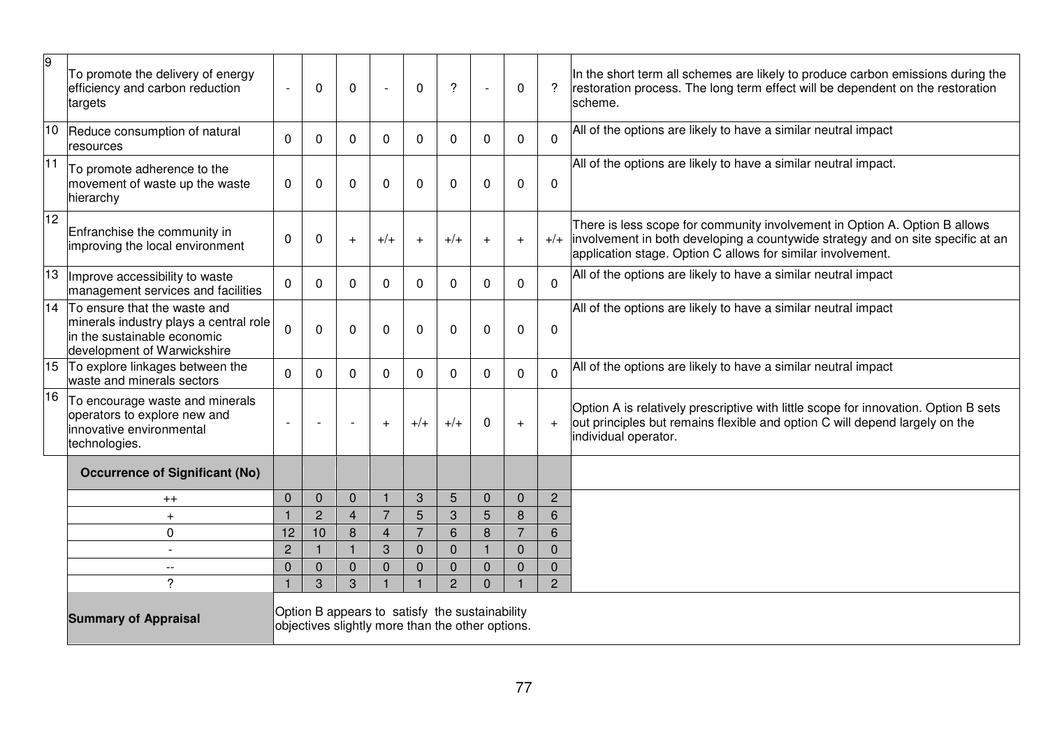| | | | | | | | | | | | |
|---|---|---|---|---|---|---|---|---|---|---|---|
| 9 | To promote the delivery of energy efficiency and carbon reduction targets | - | 0 | 0 | - | 0 | ? | - | 0 | ? | In the short term all schemes are likely to produce carbon emissions during the restoration process. The long term effect will be dependent on the restoration scheme. |
| 10 | Reduce consumption of natural resources | 0 | 0 | 0 | 0 | 0 | 0 | 0 | 0 | 0 | All of the options are likely to have a similar neutral impact |
| 11 | To promote adherence to the movement of waste up the waste hierarchy | 0 | 0 | 0 | 0 | 0 | 0 | 0 | 0 | 0 | All of the options are likely to have a similar neutral impact. |
| 12 | Enfranchise the community in improving the local environment | 0 | 0 | + | +/+ | + | +/+ | + | + | +/+ | There is less scope for community involvement in Option A. Option B allows involvement in both developing a countywide strategy and on site specific at an application stage. Option C allows for similar involvement. |
| 13 | Improve accessibility to waste management services and facilities | 0 | 0 | 0 | 0 | 0 | 0 | 0 | 0 | 0 | All of the options are likely to have a similar neutral impact |
| 14 | To ensure that the waste and minerals industry plays a central role in the sustainable economic development of Warwickshire | 0 | 0 | 0 | 0 | 0 | 0 | 0 | 0 | 0 | All of the options are likely to have a similar neutral impact |
| 15 | To explore linkages between the waste and minerals sectors | 0 | 0 | 0 | 0 | 0 | 0 | 0 | 0 | 0 | All of the options are likely to have a similar neutral impact |
| 16 | To encourage waste and minerals operators to explore new and innovative environmental technologies. | - | - | - | + | +/+ | +/+ | 0 | + | + | Option A is relatively prescriptive with little scope for innovation. Option B sets out principles but remains flexible and option C will depend largely on the individual operator. |
| | **Occurrence of Significant (No)** | | | | | | | | | | |
| | ++ | 0 | 0 | 0 | 1 | 3 | 5 | 0 | 0 | 2 | |
| | + | 1 | 2 | 4 | 7 | 5 | 3 | 5 | 8 | 6 | |
| | 0 | 12 | 10 | 8 | 4 | 7 | 6 | 8 | 7 | 6 | |
| | - | 2 | 1 | 1 | 3 | 0 | 0 | 1 | 0 | 0 | |
| | -- | 0 | 0 | 0 | 0 | 0 | 0 | 0 | 0 | 0 | |
| | ? | 1 | 3 | 3 | 1 | 1 | 2 | 0 | 1 | 2 | |
| | **Summary of Appraisal** | Option B appears to satisfy the sustainability objectives slightly more than the other options. | | | | | | | | | |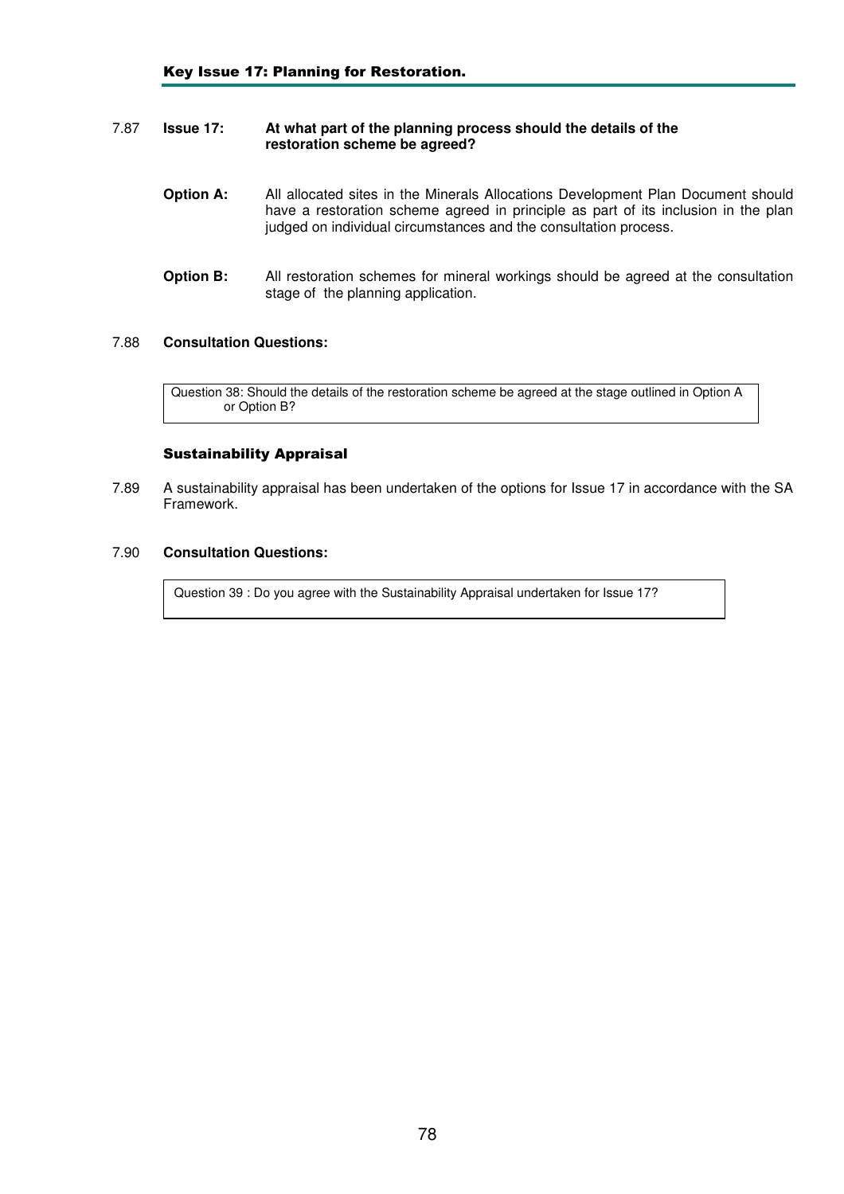## Key Issue 17: Planning for Restoration.

7.87 **Issue 17:** **At what part of the planning process should the details of the restoration scheme be agreed?**

**Option A:** All allocated sites in the Minerals Allocations Development Plan Document should have a restoration scheme agreed in principle as part of its inclusion in the plan judged on individual circumstances and the consultation process.

**Option B:** All restoration schemes for mineral workings should be agreed at the consultation stage of the planning application.

7.88 **Consultation Questions:**

> Question 38: Should the details of the restoration scheme be agreed at the stage outlined in Option A or Option B?

### Sustainability Appraisal

7.89 A sustainability appraisal has been undertaken of the options for Issue 17 in accordance with the SA Framework.

7.90 **Consultation Questions:**

> Question 39 : Do you agree with the Sustainability Appraisal undertaken for Issue 17?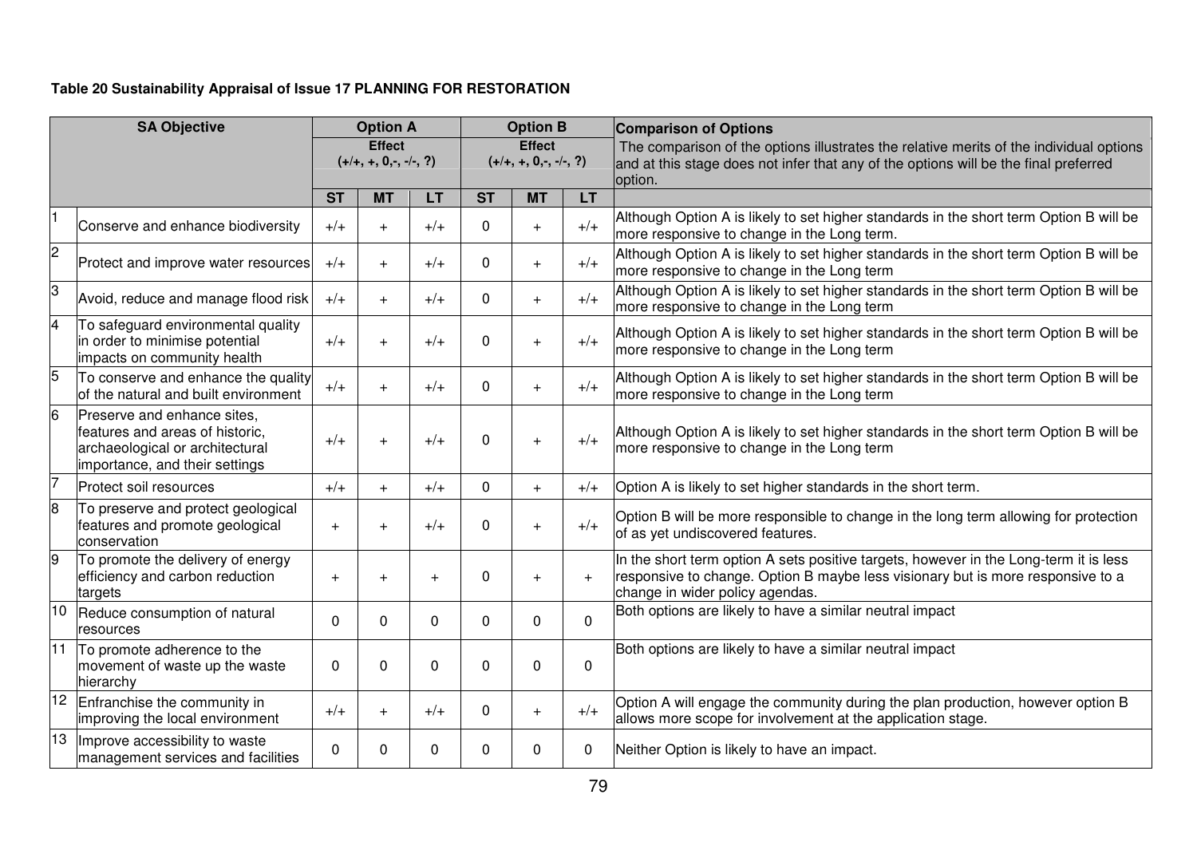**Table 20 Sustainability Appraisal of Issue 17 PLANNING FOR RESTORATION**

| SA Objective | | Option A Effect (+/+, +, 0,-, -/-, ?) | | | Option B Effect (+/+, +, 0,-, -/-, ?) | | | Comparison of Options The comparison of the options illustrates the relative merits of the individual options and at this stage does not infer that any of the options will be the final preferred option. |
|---|---|---|---|---|---|---|---|---|
| | | ST | MT | LT | ST | MT | LT | |
| 1 | Conserve and enhance biodiversity | +/+ | + | +/+ | 0 | + | +/+ | Although Option A is likely to set higher standards in the short term Option B will be more responsive to change in the Long term. |
| 2 | Protect and improve water resources | +/+ | + | +/+ | 0 | + | +/+ | Although Option A is likely to set higher standards in the short term Option B will be more responsive to change in the Long term |
| 3 | Avoid, reduce and manage flood risk | +/+ | + | +/+ | 0 | + | +/+ | Although Option A is likely to set higher standards in the short term Option B will be more responsive to change in the Long term |
| 4 | To safeguard environmental quality in order to minimise potential impacts on community health | +/+ | + | +/+ | 0 | + | +/+ | Although Option A is likely to set higher standards in the short term Option B will be more responsive to change in the Long term |
| 5 | To conserve and enhance the quality of the natural and built environment | +/+ | + | +/+ | 0 | + | +/+ | Although Option A is likely to set higher standards in the short term Option B will be more responsive to change in the Long term |
| 6 | Preserve and enhance sites, features and areas of historic, archaeological or architectural importance, and their settings | +/+ | + | +/+ | 0 | + | +/+ | Although Option A is likely to set higher standards in the short term Option B will be more responsive to change in the Long term |
| 7 | Protect soil resources | +/+ | + | +/+ | 0 | + | +/+ | Option A is likely to set higher standards in the short term. |
| 8 | To preserve and protect geological features and promote geological conservation | + | + | +/+ | 0 | + | +/+ | Option B will be more responsible to change in the long term allowing for protection of as yet undiscovered features. |
| 9 | To promote the delivery of energy efficiency and carbon reduction targets | + | + | + | 0 | + | + | In the short term option A sets positive targets, however in the Long-term it is less responsive to change. Option B maybe less visionary but is more responsive to a change in wider policy agendas. |
| 10 | Reduce consumption of natural resources | 0 | 0 | 0 | 0 | 0 | 0 | Both options are likely to have a similar neutral impact |
| 11 | To promote adherence to the movement of waste up the waste hierarchy | 0 | 0 | 0 | 0 | 0 | 0 | Both options are likely to have a similar neutral impact |
| 12 | Enfranchise the community in improving the local environment | +/+ | + | +/+ | 0 | + | +/+ | Option A will engage the community during the plan production, however option B allows more scope for involvement at the application stage. |
| 13 | Improve accessibility to waste management services and facilities | 0 | 0 | 0 | 0 | 0 | 0 | Neither Option is likely to have an impact. |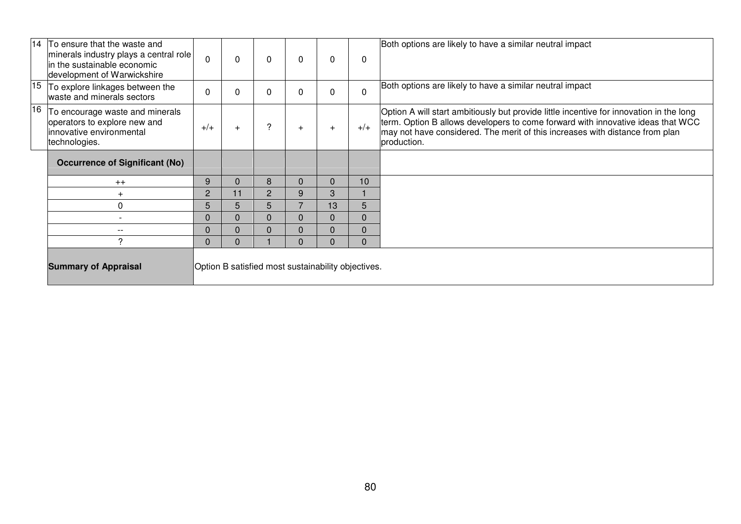| | | | | | | | | |
|---|---|---|---|---|---|---|---|---|
| 14 | To ensure that the waste and minerals industry plays a central role in the sustainable economic development of Warwickshire | 0 | 0 | 0 | 0 | 0 | 0 | Both options are likely to have a similar neutral impact |
| 15 | To explore linkages between the waste and minerals sectors | 0 | 0 | 0 | 0 | 0 | 0 | Both options are likely to have a similar neutral impact |
| 16 | To encourage waste and minerals operators to explore new and innovative environmental technologies. | +/+ | + | ? | + | + | +/+ | Option A will start ambitiously but provide little incentive for innovation in the long term. Option B allows developers to come forward with innovative ideas that WCC may not have considered. The merit of this increases with distance from plan production. |
| | **Occurrence of Significant (No)** | | | | | | | |
| | ++ | 9 | 0 | 8 | 0 | 0 | 10 | |
| | + | 2 | 11 | 2 | 9 | 3 | 1 | |
| | 0 | 5 | 5 | 5 | 7 | 13 | 5 | |
| | - | 0 | 0 | 0 | 0 | 0 | 0 | |
| | -- | 0 | 0 | 0 | 0 | 0 | 0 | |
| | ? | 0 | 0 | 1 | 0 | 0 | 0 | |
| | **Summary of Appraisal** | Option B satisfied most sustainability objectives. | | | | | | |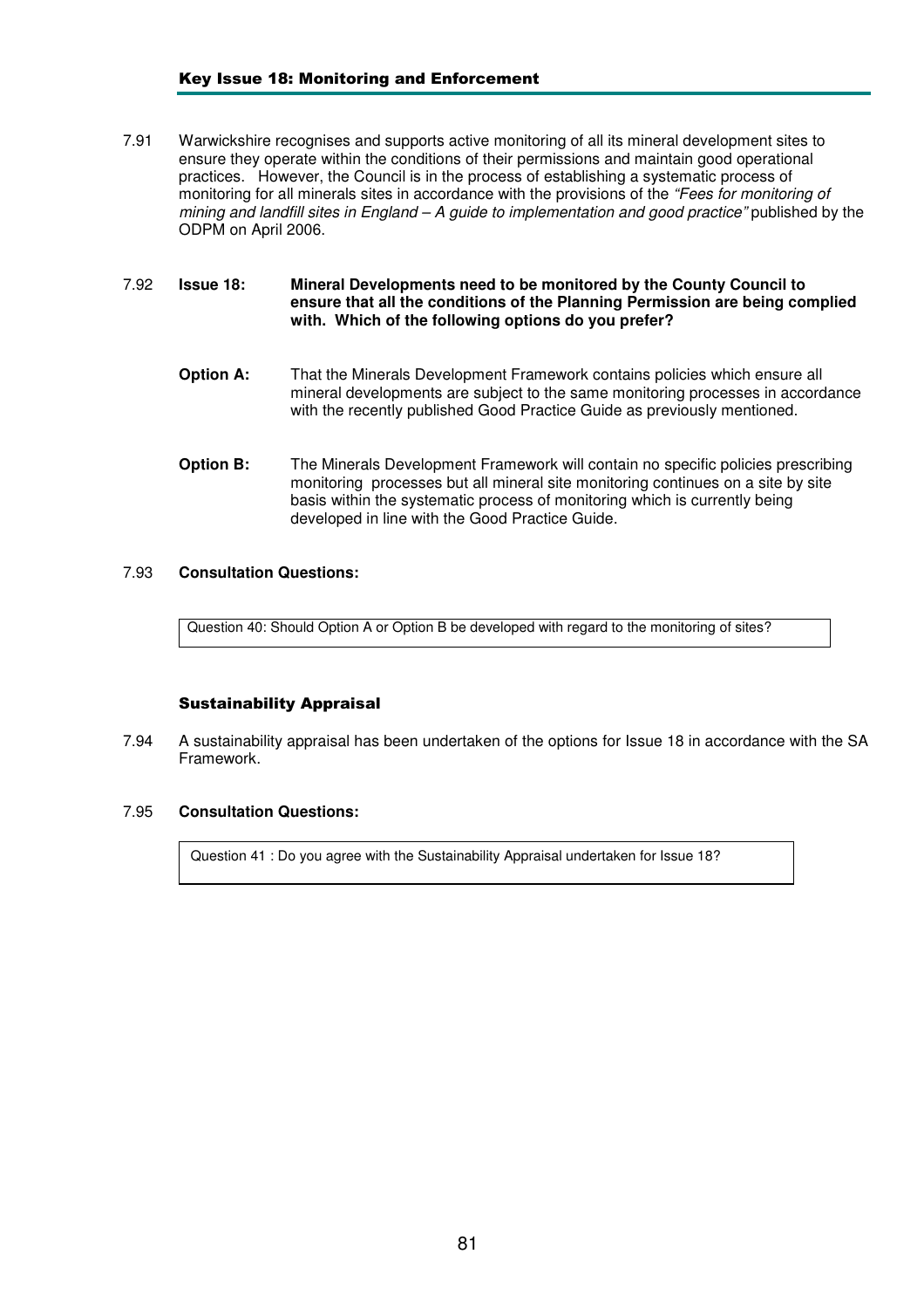### Key Issue 18: Monitoring and Enforcement

7.91 Warwickshire recognises and supports active monitoring of all its mineral development sites to ensure they operate within the conditions of their permissions and maintain good operational practices. However, the Council is in the process of establishing a systematic process of monitoring for all minerals sites in accordance with the provisions of the *"Fees for monitoring of mining and landfill sites in England – A guide to implementation and good practice"* published by the ODPM on April 2006.

7.92 **Issue 18: Mineral Developments need to be monitored by the County Council to ensure that all the conditions of the Planning Permission are being complied with. Which of the following options do you prefer?**

**Option A:** That the Minerals Development Framework contains policies which ensure all mineral developments are subject to the same monitoring processes in accordance with the recently published Good Practice Guide as previously mentioned.

**Option B:** The Minerals Development Framework will contain no specific policies prescribing monitoring processes but all mineral site monitoring continues on a site by site basis within the systematic process of monitoring which is currently being developed in line with the Good Practice Guide.

7.93 **Consultation Questions:**

Question 40: Should Option A or Option B be developed with regard to the monitoring of sites?

### Sustainability Appraisal

7.94 A sustainability appraisal has been undertaken of the options for Issue 18 in accordance with the SA Framework.

7.95 **Consultation Questions:**

Question 41 : Do you agree with the Sustainability Appraisal undertaken for Issue 18?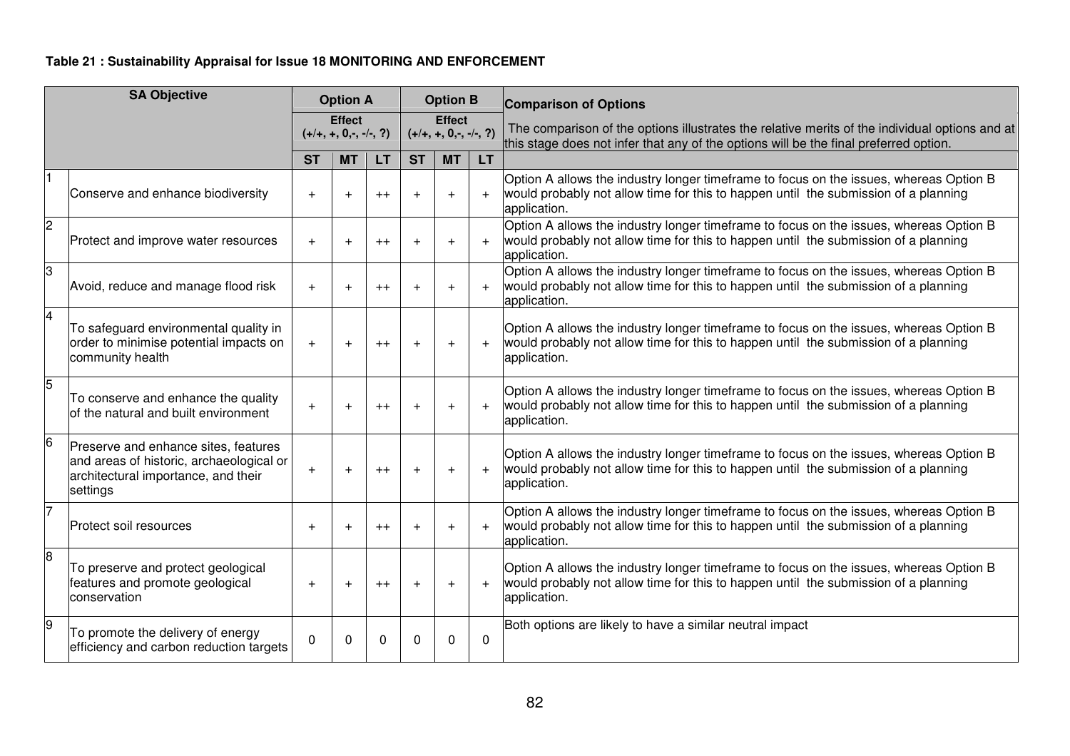**Table 21 : Sustainability Appraisal for Issue 18 MONITORING AND ENFORCEMENT**

| SA Objective | | Option A | | | Option B | | | Comparison of Options |
|---|---|---|---|---|---|---|---|---|
| | | Effect (+/+, +, 0,-, -/-, ?) | | | Effect (+/+, +, 0,-, -/-, ?) | | | The comparison of the options illustrates the relative merits of the individual options and at this stage does not infer that any of the options will be the final preferred option. |
| | | ST | MT | LT | ST | MT | LT | |
| 1 | Conserve and enhance biodiversity | + | + | ++ | + | + | + | Option A allows the industry longer timeframe to focus on the issues, whereas Option B would probably not allow time for this to happen until the submission of a planning application. |
| 2 | Protect and improve water resources | + | + | ++ | + | + | + | Option A allows the industry longer timeframe to focus on the issues, whereas Option B would probably not allow time for this to happen until the submission of a planning application. |
| 3 | Avoid, reduce and manage flood risk | + | + | ++ | + | + | + | Option A allows the industry longer timeframe to focus on the issues, whereas Option B would probably not allow time for this to happen until the submission of a planning application. |
| 4 | To safeguard environmental quality in order to minimise potential impacts on community health | + | + | ++ | + | + | + | Option A allows the industry longer timeframe to focus on the issues, whereas Option B would probably not allow time for this to happen until the submission of a planning application. |
| 5 | To conserve and enhance the quality of the natural and built environment | + | + | ++ | + | + | + | Option A allows the industry longer timeframe to focus on the issues, whereas Option B would probably not allow time for this to happen until the submission of a planning application. |
| 6 | Preserve and enhance sites, features and areas of historic, archaeological or architectural importance, and their settings | + | + | ++ | + | + | + | Option A allows the industry longer timeframe to focus on the issues, whereas Option B would probably not allow time for this to happen until the submission of a planning application. |
| 7 | Protect soil resources | + | + | ++ | + | + | + | Option A allows the industry longer timeframe to focus on the issues, whereas Option B would probably not allow time for this to happen until the submission of a planning application. |
| 8 | To preserve and protect geological features and promote geological conservation | + | + | ++ | + | + | + | Option A allows the industry longer timeframe to focus on the issues, whereas Option B would probably not allow time for this to happen until the submission of a planning application. |
| 9 | To promote the delivery of energy efficiency and carbon reduction targets | 0 | 0 | 0 | 0 | 0 | 0 | Both options are likely to have a similar neutral impact |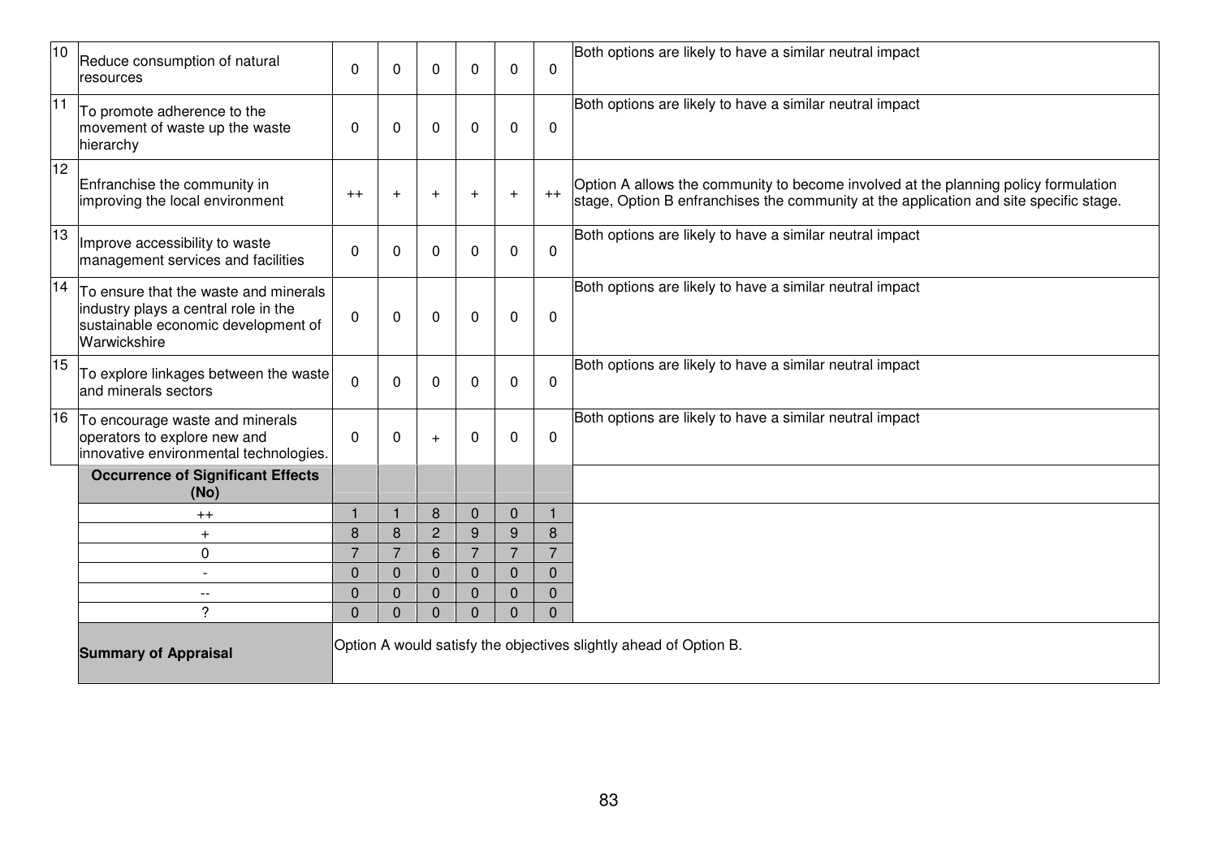| | | | | | | | | |
|---|---|---|---|---|---|---|---|---|
| 10 | Reduce consumption of natural resources | 0 | 0 | 0 | 0 | 0 | 0 | Both options are likely to have a similar neutral impact |
| 11 | To promote adherence to the movement of waste up the waste hierarchy | 0 | 0 | 0 | 0 | 0 | 0 | Both options are likely to have a similar neutral impact |
| 12 | Enfranchise the community in improving the local environment | ++ | + | + | + | + | ++ | Option A allows the community to become involved at the planning policy formulation stage, Option B enfranchises the community at the application and site specific stage. |
| 13 | Improve accessibility to waste management services and facilities | 0 | 0 | 0 | 0 | 0 | 0 | Both options are likely to have a similar neutral impact |
| 14 | To ensure that the waste and minerals industry plays a central role in the sustainable economic development of Warwickshire | 0 | 0 | 0 | 0 | 0 | 0 | Both options are likely to have a similar neutral impact |
| 15 | To explore linkages between the waste and minerals sectors | 0 | 0 | 0 | 0 | 0 | 0 | Both options are likely to have a similar neutral impact |
| 16 | To encourage waste and minerals operators to explore new and innovative environmental technologies. | 0 | 0 | + | 0 | 0 | 0 | Both options are likely to have a similar neutral impact |
| | **Occurrence of Significant Effects (No)** | | | | | | | |
| | ++ | 1 | 1 | 8 | 0 | 0 | 1 | |
| | + | 8 | 8 | 2 | 9 | 9 | 8 | |
| | 0 | 7 | 7 | 6 | 7 | 7 | 7 | |
| | - | 0 | 0 | 0 | 0 | 0 | 0 | |
| | -- | 0 | 0 | 0 | 0 | 0 | 0 | |
| | ? | 0 | 0 | 0 | 0 | 0 | 0 | |
| | **Summary of Appraisal** | Option A would satisfy the objectives slightly ahead of Option B. | | | | | | |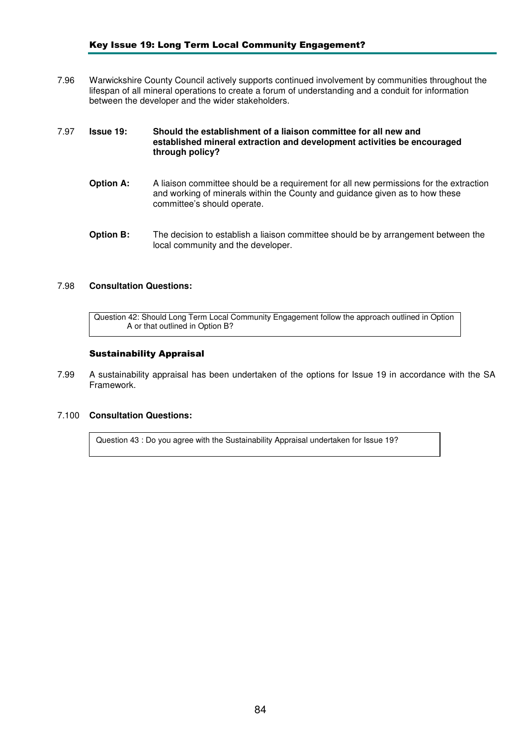## Key Issue 19: Long Term Local Community Engagement?

7.96 Warwickshire County Council actively supports continued involvement by communities throughout the lifespan of all mineral operations to create a forum of understanding and a conduit for information between the developer and the wider stakeholders.

7.97 **Issue 19: Should the establishment of a liaison committee for all new and established mineral extraction and development activities be encouraged through policy?**

**Option A:** A liaison committee should be a requirement for all new permissions for the extraction and working of minerals within the County and guidance given as to how these committee's should operate.

**Option B:** The decision to establish a liaison committee should be by arrangement between the local community and the developer.

7.98 **Consultation Questions:**

> Question 42: Should Long Term Local Community Engagement follow the approach outlined in Option A or that outlined in Option B?

### Sustainability Appraisal

7.99 A sustainability appraisal has been undertaken of the options for Issue 19 in accordance with the SA Framework.

7.100 **Consultation Questions:**

> Question 43 : Do you agree with the Sustainability Appraisal undertaken for Issue 19?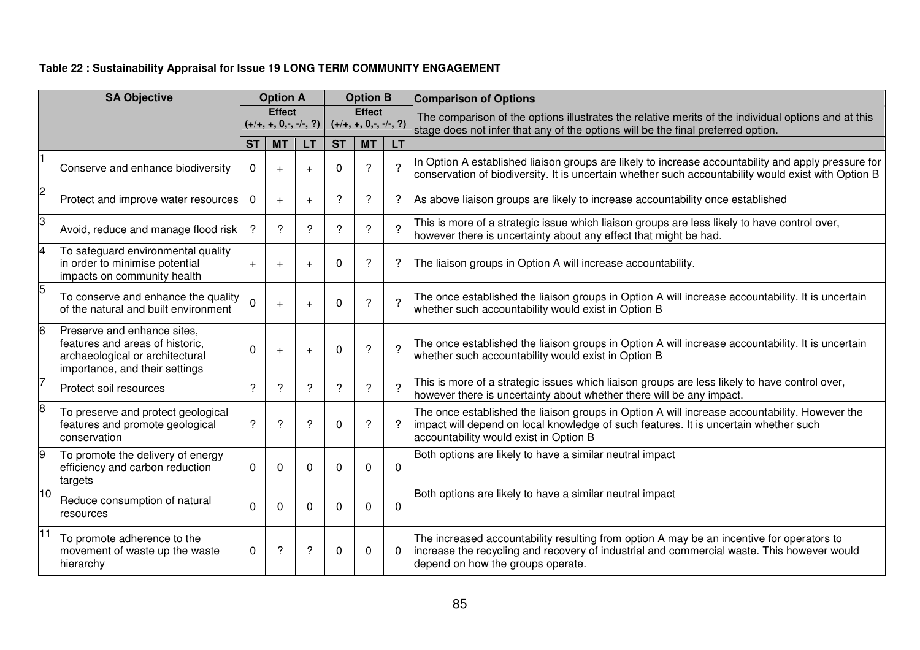**Table 22 : Sustainability Appraisal for Issue 19 LONG TERM COMMUNITY ENGAGEMENT**

| SA Objective | | Option A | | | Option B | | | Comparison of Options |
|---|---|---|---|---|---|---|---|---|
| | | Effect (+/+, +, 0,-, -/-, ?) | | | Effect (+/+, +, 0,-, -/-, ?) | | | The comparison of the options illustrates the relative merits of the individual options and at this stage does not infer that any of the options will be the final preferred option. |
| | | ST | MT | LT | ST | MT | LT | |
| 1 | Conserve and enhance biodiversity | 0 | + | + | 0 | ? | ? | In Option A established liaison groups are likely to increase accountability and apply pressure for conservation of biodiversity. It is uncertain whether such accountability would exist with Option B |
| 2 | Protect and improve water resources | 0 | + | + | ? | ? | ? | As above liaison groups are likely to increase accountability once established |
| 3 | Avoid, reduce and manage flood risk | ? | ? | ? | ? | ? | ? | This is more of a strategic issue which liaison groups are less likely to have control over, however there is uncertainty about any effect that might be had. |
| 4 | To safeguard environmental quality in order to minimise potential impacts on community health | + | + | + | 0 | ? | ? | The liaison groups in Option A will increase accountability. |
| 5 | To conserve and enhance the quality of the natural and built environment | 0 | + | + | 0 | ? | ? | The once established the liaison groups in Option A will increase accountability. It is uncertain whether such accountability would exist in Option B |
| 6 | Preserve and enhance sites, features and areas of historic, archaeological or architectural importance, and their settings | 0 | + | + | 0 | ? | ? | The once established the liaison groups in Option A will increase accountability. It is uncertain whether such accountability would exist in Option B |
| 7 | Protect soil resources | ? | ? | ? | ? | ? | ? | This is more of a strategic issues which liaison groups are less likely to have control over, however there is uncertainty about whether there will be any impact. |
| 8 | To preserve and protect geological features and promote geological conservation | ? | ? | ? | 0 | ? | ? | The once established the liaison groups in Option A will increase accountability. However the impact will depend on local knowledge of such features. It is uncertain whether such accountability would exist in Option B |
| 9 | To promote the delivery of energy efficiency and carbon reduction targets | 0 | 0 | 0 | 0 | 0 | 0 | Both options are likely to have a similar neutral impact |
| 10 | Reduce consumption of natural resources | 0 | 0 | 0 | 0 | 0 | 0 | Both options are likely to have a similar neutral impact |
| 11 | To promote adherence to the movement of waste up the waste hierarchy | 0 | ? | ? | 0 | 0 | 0 | The increased accountability resulting from option A may be an incentive for operators to increase the recycling and recovery of industrial and commercial waste. This however would depend on how the groups operate. |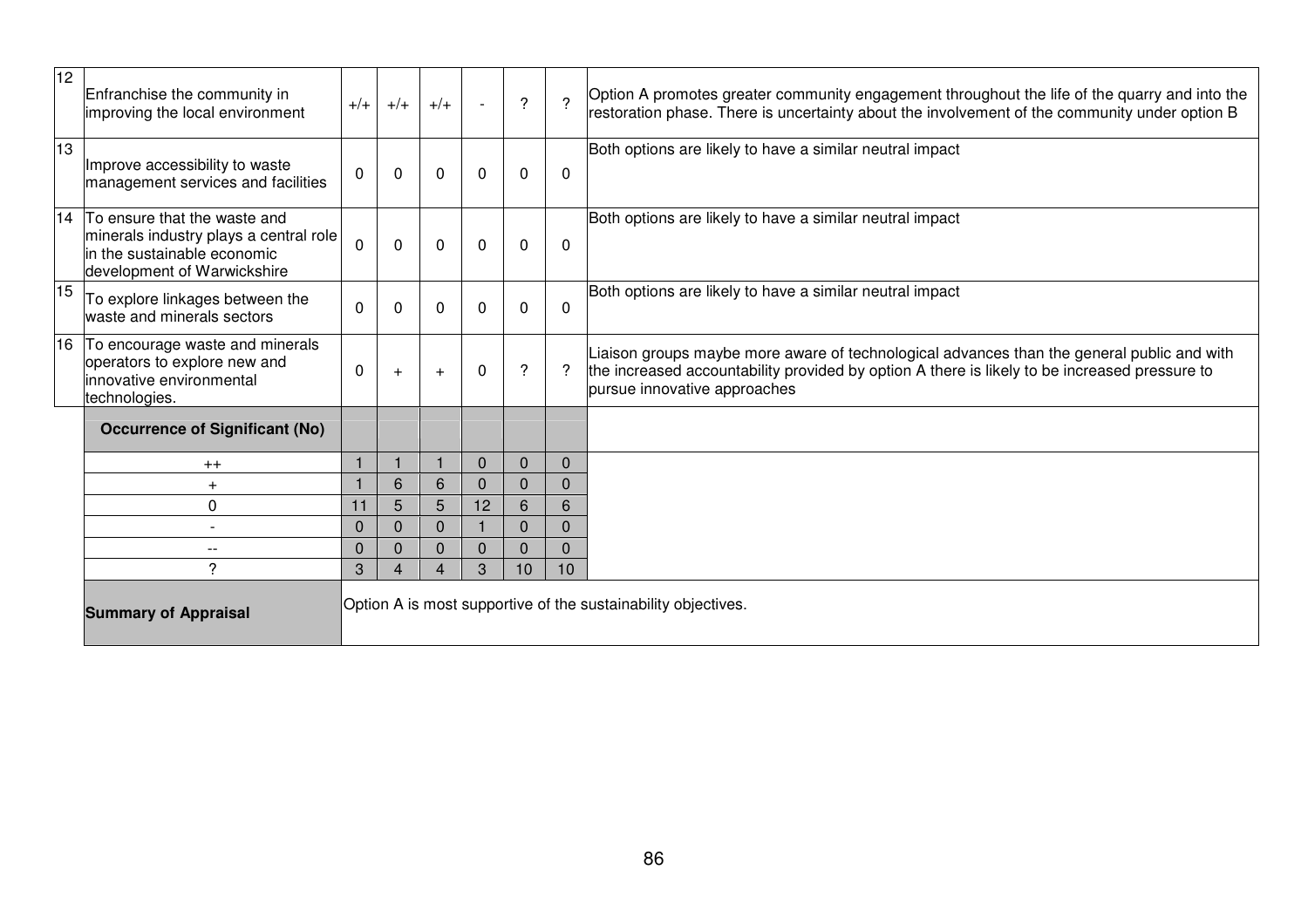| | | | | | | | | |
|---|---|---|---|---|---|---|---|---|
| 12 | Enfranchise the community in improving the local environment | +/+ | +/+ | +/+ | - | ? | ? | Option A promotes greater community engagement throughout the life of the quarry and into the restoration phase. There is uncertainty about the involvement of the community under option B |
| 13 | Improve accessibility to waste management services and facilities | 0 | 0 | 0 | 0 | 0 | 0 | Both options are likely to have a similar neutral impact |
| 14 | To ensure that the waste and minerals industry plays a central role in the sustainable economic development of Warwickshire | 0 | 0 | 0 | 0 | 0 | 0 | Both options are likely to have a similar neutral impact |
| 15 | To explore linkages between the waste and minerals sectors | 0 | 0 | 0 | 0 | 0 | 0 | Both options are likely to have a similar neutral impact |
| 16 | To encourage waste and minerals operators to explore new and innovative environmental technologies. | 0 | + | + | 0 | ? | ? | Liaison groups maybe more aware of technological advances than the general public and with the increased accountability provided by option A there is likely to be increased pressure to pursue innovative approaches |
| | **Occurrence of Significant (No)** | | | | | | | |
| | ++ | 1 | 1 | 1 | 0 | 0 | 0 | |
| | + | 1 | 6 | 6 | 0 | 0 | 0 | |
| | 0 | 11 | 5 | 5 | 12 | 6 | 6 | |
| | - | 0 | 0 | 0 | 1 | 0 | 0 | |
| | -- | 0 | 0 | 0 | 0 | 0 | 0 | |
| | ? | 3 | 4 | 4 | 3 | 10 | 10 | |
| | **Summary of Appraisal** | Option A is most supportive of the sustainability objectives. | | | | | | |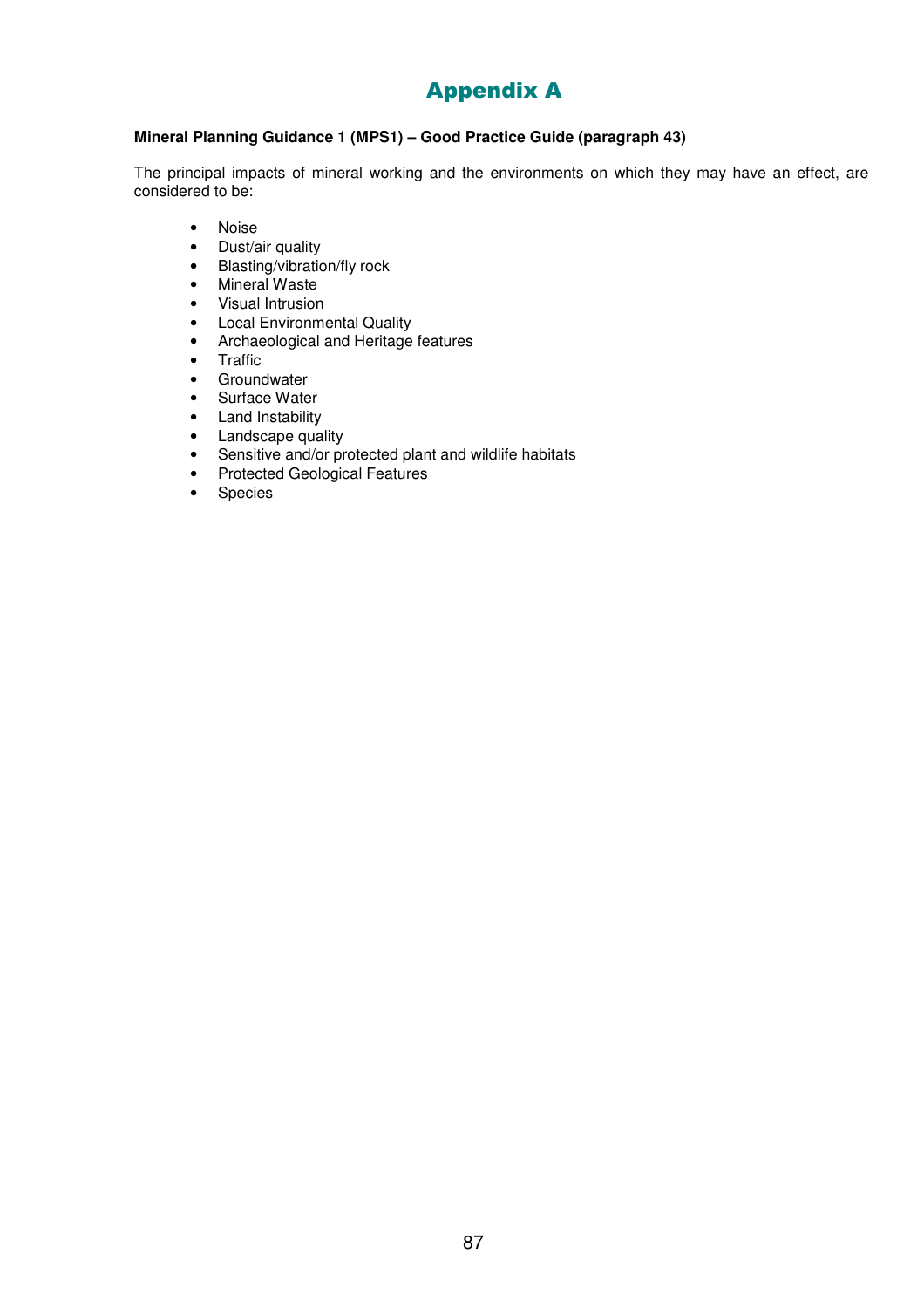# Appendix A

**Mineral Planning Guidance 1 (MPS1) – Good Practice Guide (paragraph 43)**

The principal impacts of mineral working and the environments on which they may have an effect, are considered to be:

- Noise
- Dust/air quality
- Blasting/vibration/fly rock
- Mineral Waste
- Visual Intrusion
- Local Environmental Quality
- Archaeological and Heritage features
- Traffic
- Groundwater
- Surface Water
- Land Instability
- Landscape quality
- Sensitive and/or protected plant and wildlife habitats
- Protected Geological Features
- Species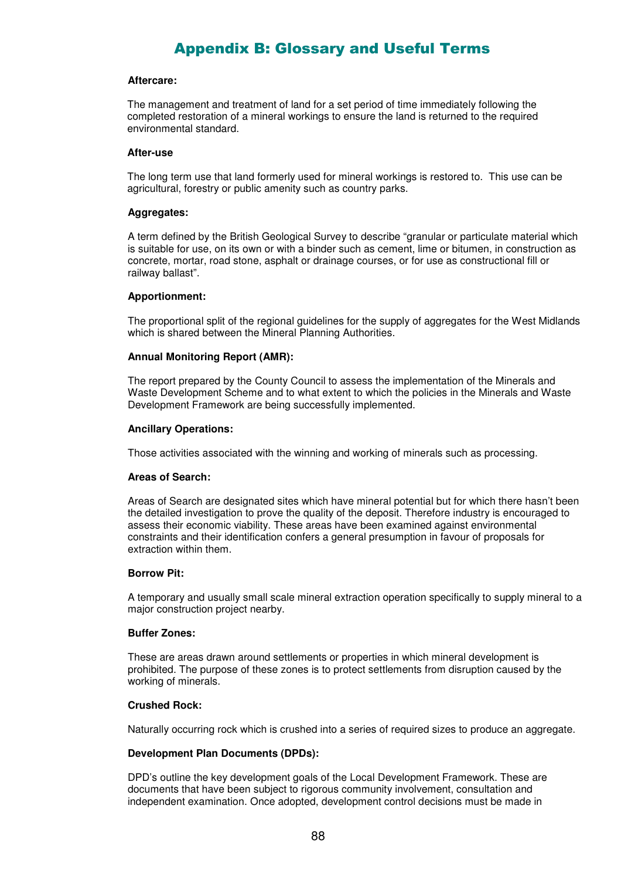# Appendix B: Glossary and Useful Terms

**Aftercare:**

The management and treatment of land for a set period of time immediately following the completed restoration of a mineral workings to ensure the land is returned to the required environmental standard.

**After-use**

The long term use that land formerly used for mineral workings is restored to. This use can be agricultural, forestry or public amenity such as country parks.

**Aggregates:**

A term defined by the British Geological Survey to describe "granular or particulate material which is suitable for use, on its own or with a binder such as cement, lime or bitumen, in construction as concrete, mortar, road stone, asphalt or drainage courses, or for use as constructional fill or railway ballast".

**Apportionment:**

The proportional split of the regional guidelines for the supply of aggregates for the West Midlands which is shared between the Mineral Planning Authorities.

**Annual Monitoring Report (AMR):**

The report prepared by the County Council to assess the implementation of the Minerals and Waste Development Scheme and to what extent to which the policies in the Minerals and Waste Development Framework are being successfully implemented.

**Ancillary Operations:**

Those activities associated with the winning and working of minerals such as processing.

**Areas of Search:**

Areas of Search are designated sites which have mineral potential but for which there hasn't been the detailed investigation to prove the quality of the deposit. Therefore industry is encouraged to assess their economic viability. These areas have been examined against environmental constraints and their identification confers a general presumption in favour of proposals for extraction within them.

**Borrow Pit:**

A temporary and usually small scale mineral extraction operation specifically to supply mineral to a major construction project nearby.

**Buffer Zones:**

These are areas drawn around settlements or properties in which mineral development is prohibited. The purpose of these zones is to protect settlements from disruption caused by the working of minerals.

**Crushed Rock:**

Naturally occurring rock which is crushed into a series of required sizes to produce an aggregate.

**Development Plan Documents (DPDs):**

DPD's outline the key development goals of the Local Development Framework. These are documents that have been subject to rigorous community involvement, consultation and independent examination. Once adopted, development control decisions must be made in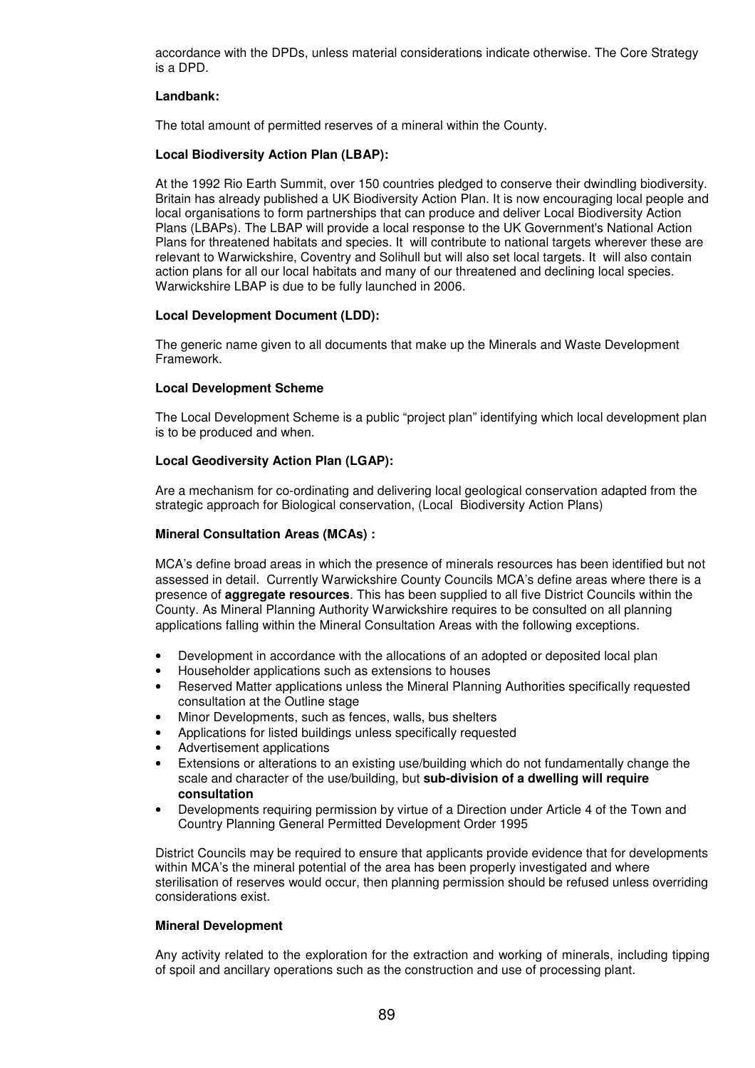accordance with the DPDs, unless material considerations indicate otherwise. The Core Strategy is a DPD.

**Landbank:**

The total amount of permitted reserves of a mineral within the County.

**Local Biodiversity Action Plan (LBAP):**

At the 1992 Rio Earth Summit, over 150 countries pledged to conserve their dwindling biodiversity. Britain has already published a UK Biodiversity Action Plan. It is now encouraging local people and local organisations to form partnerships that can produce and deliver Local Biodiversity Action Plans (LBAPs). The LBAP will provide a local response to the UK Government's National Action Plans for threatened habitats and species. It will contribute to national targets wherever these are relevant to Warwickshire, Coventry and Solihull but will also set local targets. It will also contain action plans for all our local habitats and many of our threatened and declining local species. Warwickshire LBAP is due to be fully launched in 2006.

**Local Development Document (LDD):**

The generic name given to all documents that make up the Minerals and Waste Development Framework.

**Local Development Scheme**

The Local Development Scheme is a public "project plan" identifying which local development plan is to be produced and when.

**Local Geodiversity Action Plan (LGAP):**

Are a mechanism for co-ordinating and delivering local geological conservation adapted from the strategic approach for Biological conservation, (Local Biodiversity Action Plans)

**Mineral Consultation Areas (MCAs) :**

MCA's define broad areas in which the presence of minerals resources has been identified but not assessed in detail. Currently Warwickshire County Councils MCA's define areas where there is a presence of **aggregate resources**. This has been supplied to all five District Councils within the County. As Mineral Planning Authority Warwickshire requires to be consulted on all planning applications falling within the Mineral Consultation Areas with the following exceptions.

- Development in accordance with the allocations of an adopted or deposited local plan
- Householder applications such as extensions to houses
- Reserved Matter applications unless the Mineral Planning Authorities specifically requested consultation at the Outline stage
- Minor Developments, such as fences, walls, bus shelters
- Applications for listed buildings unless specifically requested
- Advertisement applications
- Extensions or alterations to an existing use/building which do not fundamentally change the scale and character of the use/building, but **sub-division of a dwelling will require consultation**
- Developments requiring permission by virtue of a Direction under Article 4 of the Town and Country Planning General Permitted Development Order 1995

District Councils may be required to ensure that applicants provide evidence that for developments within MCA's the mineral potential of the area has been properly investigated and where sterilisation of reserves would occur, then planning permission should be refused unless overriding considerations exist.

**Mineral Development**

Any activity related to the exploration for the extraction and working of minerals, including tipping of spoil and ancillary operations such as the construction and use of processing plant.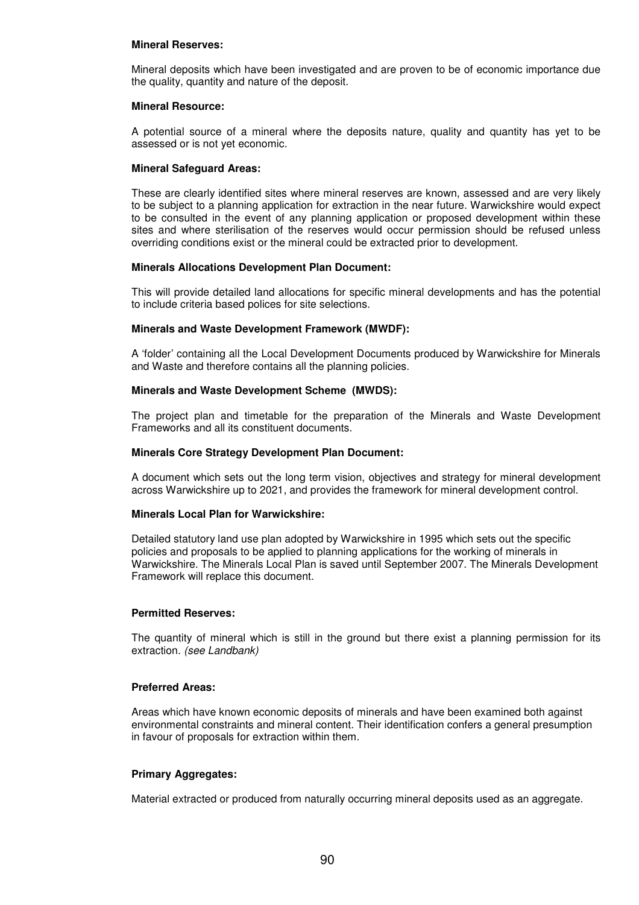**Mineral Reserves:**

Mineral deposits which have been investigated and are proven to be of economic importance due the quality, quantity and nature of the deposit.

**Mineral Resource:**

A potential source of a mineral where the deposits nature, quality and quantity has yet to be assessed or is not yet economic.

**Mineral Safeguard Areas:**

These are clearly identified sites where mineral reserves are known, assessed and are very likely to be subject to a planning application for extraction in the near future. Warwickshire would expect to be consulted in the event of any planning application or proposed development within these sites and where sterilisation of the reserves would occur permission should be refused unless overriding conditions exist or the mineral could be extracted prior to development.

**Minerals Allocations Development Plan Document:**

This will provide detailed land allocations for specific mineral developments and has the potential to include criteria based polices for site selections.

**Minerals and Waste Development Framework (MWDF):**

A 'folder' containing all the Local Development Documents produced by Warwickshire for Minerals and Waste and therefore contains all the planning policies.

**Minerals and Waste Development Scheme (MWDS):**

The project plan and timetable for the preparation of the Minerals and Waste Development Frameworks and all its constituent documents.

**Minerals Core Strategy Development Plan Document:**

A document which sets out the long term vision, objectives and strategy for mineral development across Warwickshire up to 2021, and provides the framework for mineral development control.

**Minerals Local Plan for Warwickshire:**

Detailed statutory land use plan adopted by Warwickshire in 1995 which sets out the specific policies and proposals to be applied to planning applications for the working of minerals in Warwickshire. The Minerals Local Plan is saved until September 2007. The Minerals Development Framework will replace this document.

**Permitted Reserves:**

The quantity of mineral which is still in the ground but there exist a planning permission for its extraction. *(see Landbank)*

**Preferred Areas:**

Areas which have known economic deposits of minerals and have been examined both against environmental constraints and mineral content. Their identification confers a general presumption in favour of proposals for extraction within them.

**Primary Aggregates:**

Material extracted or produced from naturally occurring mineral deposits used as an aggregate.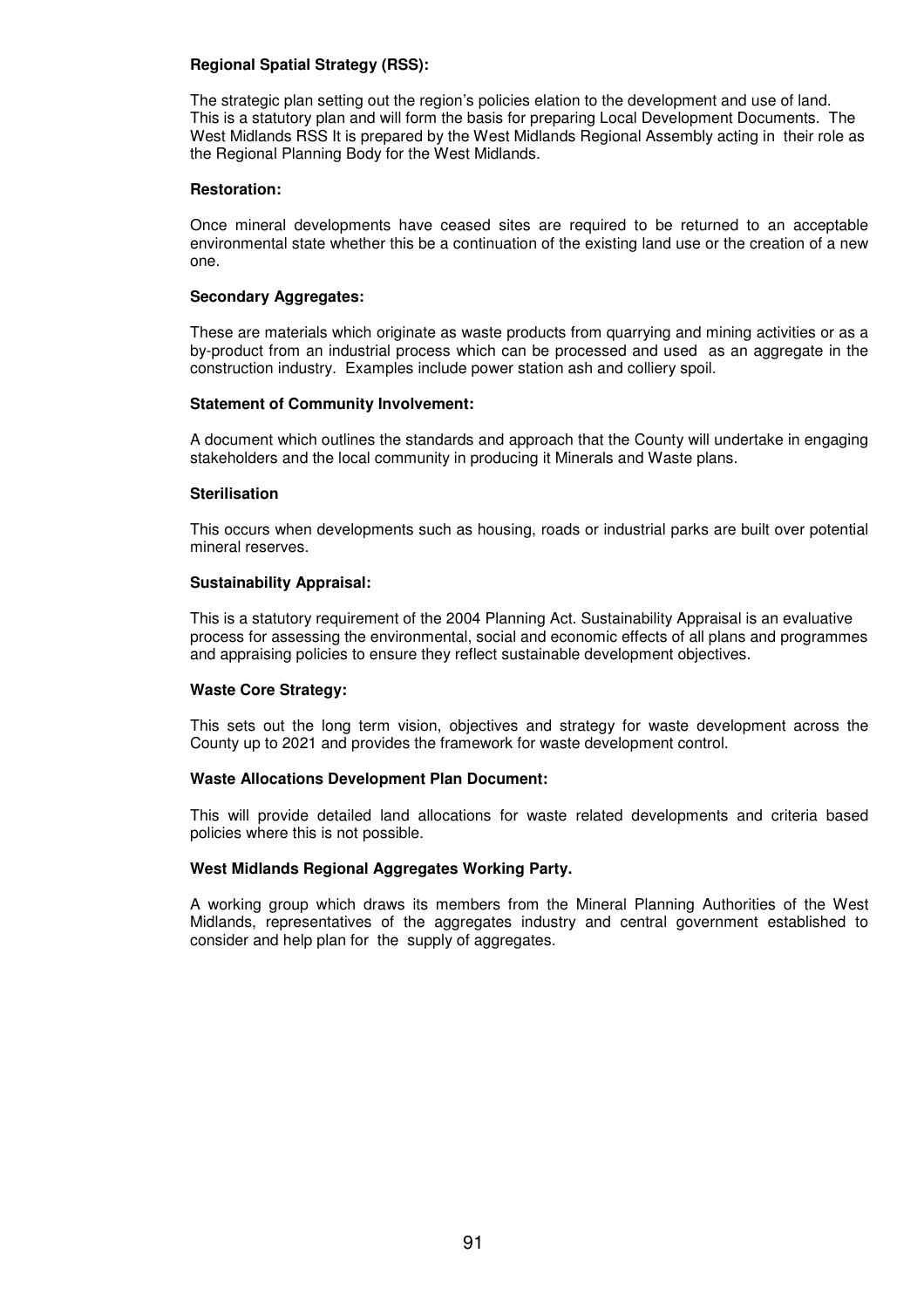**Regional Spatial Strategy (RSS):**

The strategic plan setting out the region's policies elation to the development and use of land. This is a statutory plan and will form the basis for preparing Local Development Documents. The West Midlands RSS It is prepared by the West Midlands Regional Assembly acting in their role as the Regional Planning Body for the West Midlands.

**Restoration:**

Once mineral developments have ceased sites are required to be returned to an acceptable environmental state whether this be a continuation of the existing land use or the creation of a new one.

**Secondary Aggregates:**

These are materials which originate as waste products from quarrying and mining activities or as a by-product from an industrial process which can be processed and used as an aggregate in the construction industry. Examples include power station ash and colliery spoil.

**Statement of Community Involvement:**

A document which outlines the standards and approach that the County will undertake in engaging stakeholders and the local community in producing it Minerals and Waste plans.

**Sterilisation**

This occurs when developments such as housing, roads or industrial parks are built over potential mineral reserves.

**Sustainability Appraisal:**

This is a statutory requirement of the 2004 Planning Act. Sustainability Appraisal is an evaluative process for assessing the environmental, social and economic effects of all plans and programmes and appraising policies to ensure they reflect sustainable development objectives.

**Waste Core Strategy:**

This sets out the long term vision, objectives and strategy for waste development across the County up to 2021 and provides the framework for waste development control.

**Waste Allocations Development Plan Document:**

This will provide detailed land allocations for waste related developments and criteria based policies where this is not possible.

**West Midlands Regional Aggregates Working Party.**

A working group which draws its members from the Mineral Planning Authorities of the West Midlands, representatives of the aggregates industry and central government established to consider and help plan for the supply of aggregates.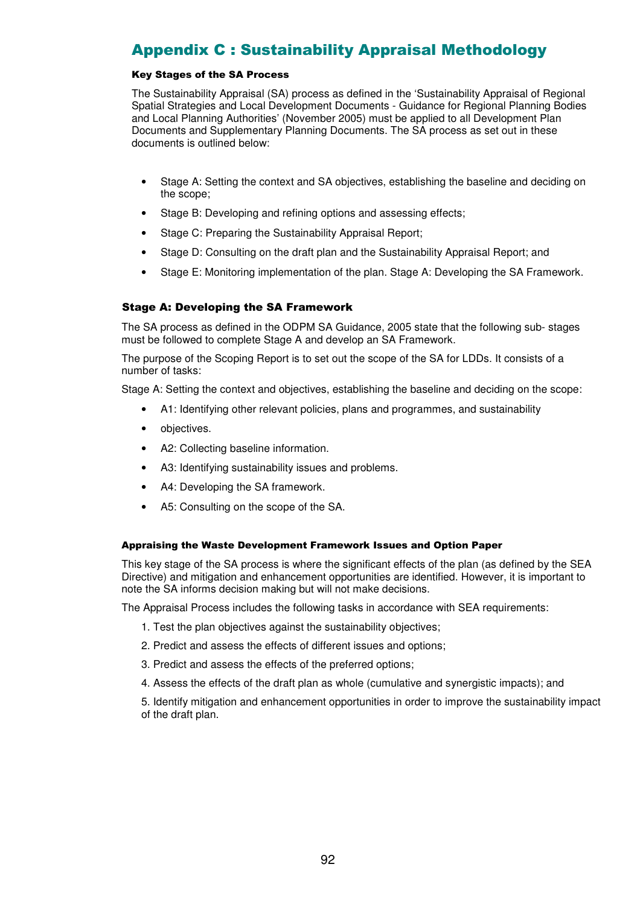# Appendix C : Sustainability Appraisal Methodology

#### Key Stages of the SA Process

The Sustainability Appraisal (SA) process as defined in the 'Sustainability Appraisal of Regional Spatial Strategies and Local Development Documents - Guidance for Regional Planning Bodies and Local Planning Authorities' (November 2005) must be applied to all Development Plan Documents and Supplementary Planning Documents. The SA process as set out in these documents is outlined below:

- Stage A: Setting the context and SA objectives, establishing the baseline and deciding on the scope;
- Stage B: Developing and refining options and assessing effects;
- Stage C: Preparing the Sustainability Appraisal Report;
- Stage D: Consulting on the draft plan and the Sustainability Appraisal Report; and
- Stage E: Monitoring implementation of the plan. Stage A: Developing the SA Framework.

### Stage A: Developing the SA Framework

The SA process as defined in the ODPM SA Guidance, 2005 state that the following sub- stages must be followed to complete Stage A and develop an SA Framework.

The purpose of the Scoping Report is to set out the scope of the SA for LDDs. It consists of a number of tasks:

Stage A: Setting the context and objectives, establishing the baseline and deciding on the scope:

- A1: Identifying other relevant policies, plans and programmes, and sustainability
- objectives.
- A2: Collecting baseline information.
- A3: Identifying sustainability issues and problems.
- A4: Developing the SA framework.
- A5: Consulting on the scope of the SA.

#### Appraising the Waste Development Framework Issues and Option Paper

This key stage of the SA process is where the significant effects of the plan (as defined by the SEA Directive) and mitigation and enhancement opportunities are identified. However, it is important to note the SA informs decision making but will not make decisions.

The Appraisal Process includes the following tasks in accordance with SEA requirements:

1. Test the plan objectives against the sustainability objectives;
2. Predict and assess the effects of different issues and options;
3. Predict and assess the effects of the preferred options;
4. Assess the effects of the draft plan as whole (cumulative and synergistic impacts); and
5. Identify mitigation and enhancement opportunities in order to improve the sustainability impact of the draft plan.